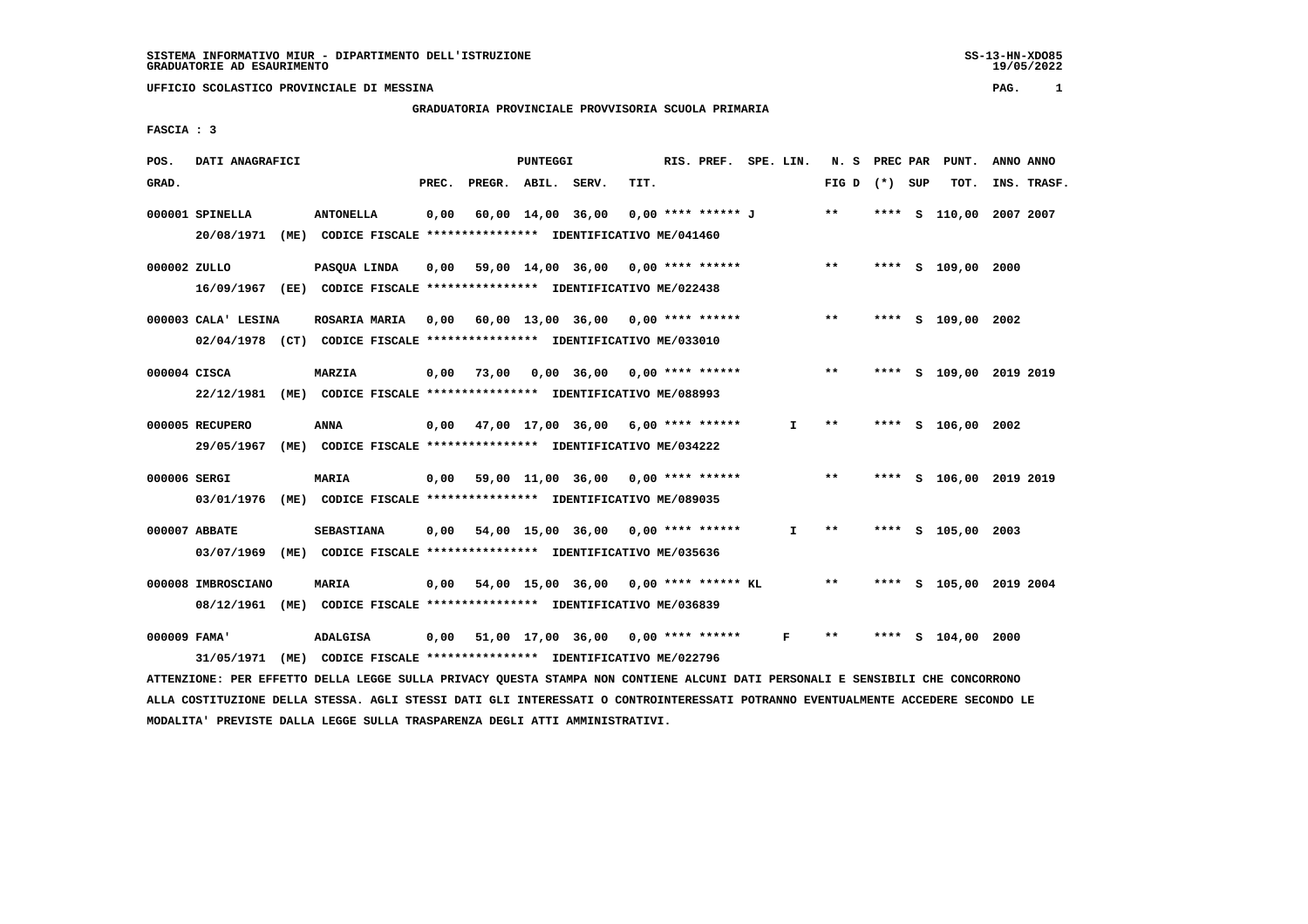SISTEMA INFORMATIVO MIUR - DIPARTIMENTO DELL'ISTRUZIONE
GRADUATORIE AD ESAURIMENTO

UFFICIO SCOLASTICO PROVINCIALE DI MESSINA

GRADUATORIA PROVINCIALE PROVVISORIA SCUOLA PRIMARIA

FASCIA : 3

| POS. GRAD. | DATI ANAGRAFICI | | PREC. | PREGR. | ABIL. | SERV. | TIT. | RIS. PREF. | SPE. LIN. | N. S FIG D | PREC PAR (*) SUP | PUNT. TOT. | ANNO INS. | ANNO TRASF. |
|---|---|---|---|---|---|---|---|---|---|---|---|---|---|---|
| 000001 | SPINELLA | ANTONELLA | 0,00 | 60,00 | 14,00 | 36,00 | 0,00 | **** ****** J | | ** | **** S | 110,00 | 2007 | 2007 |
| | 20/08/1971 (ME) CODICE FISCALE **************** IDENTIFICATIVO ME/041460 | | | | | | | | | | | | | |
| 000002 | ZULLO | PASQUA LINDA | 0,00 | 59,00 | 14,00 | 36,00 | 0,00 | **** ****** | | ** | **** S | 109,00 | 2000 | |
| | 16/09/1967 (EE) CODICE FISCALE **************** IDENTIFICATIVO ME/022438 | | | | | | | | | | | | | |
| 000003 | CALA' LESINA | ROSARIA MARIA | 0,00 | 60,00 | 13,00 | 36,00 | 0,00 | **** ****** | | ** | **** S | 109,00 | 2002 | |
| | 02/04/1978 (CT) CODICE FISCALE **************** IDENTIFICATIVO ME/033010 | | | | | | | | | | | | | |
| 000004 | CISCA | MARZIA | 0,00 | 73,00 | 0,00 | 36,00 | 0,00 | **** ****** | | ** | **** S | 109,00 | 2019 | 2019 |
| | 22/12/1981 (ME) CODICE FISCALE **************** IDENTIFICATIVO ME/088993 | | | | | | | | | | | | | |
| 000005 | RECUPERO | ANNA | 0,00 | 47,00 | 17,00 | 36,00 | 6,00 | **** ****** | I | ** | **** S | 106,00 | 2002 | |
| | 29/05/1967 (ME) CODICE FISCALE **************** IDENTIFICATIVO ME/034222 | | | | | | | | | | | | | |
| 000006 | SERGI | MARIA | 0,00 | 59,00 | 11,00 | 36,00 | 0,00 | **** ****** | | ** | **** S | 106,00 | 2019 | 2019 |
| | 03/01/1976 (ME) CODICE FISCALE **************** IDENTIFICATIVO ME/089035 | | | | | | | | | | | | | |
| 000007 | ABBATE | SEBASTIANA | 0,00 | 54,00 | 15,00 | 36,00 | 0,00 | **** ****** | I | ** | **** S | 105,00 | 2003 | |
| | 03/07/1969 (ME) CODICE FISCALE **************** IDENTIFICATIVO ME/035636 | | | | | | | | | | | | | |
| 000008 | IMBROSCIANO | MARIA | 0,00 | 54,00 | 15,00 | 36,00 | 0,00 | **** ****** KL | | ** | **** S | 105,00 | 2019 | 2004 |
| | 08/12/1961 (ME) CODICE FISCALE **************** IDENTIFICATIVO ME/036839 | | | | | | | | | | | | | |
| 000009 | FAMA' | ADALGISA | 0,00 | 51,00 | 17,00 | 36,00 | 0,00 | **** ****** | F | ** | **** S | 104,00 | 2000 | |
| | 31/05/1971 (ME) CODICE FISCALE **************** IDENTIFICATIVO ME/022796 | | | | | | | | | | | | | |

ATTENZIONE: PER EFFETTO DELLA LEGGE SULLA PRIVACY QUESTA STAMPA NON CONTIENE ALCUNI DATI PERSONALI E SENSIBILI CHE CONCORRONO ALLA COSTITUZIONE DELLA STESSA. AGLI STESSI DATI GLI INTERESSATI O CONTROINTERESSATI POTRANNO EVENTUALMENTE ACCEDERE SECONDO LE MODALITA' PREVISTE DALLA LEGGE SULLA TRASPARENZA DEGLI ATTI AMMINISTRATIVI.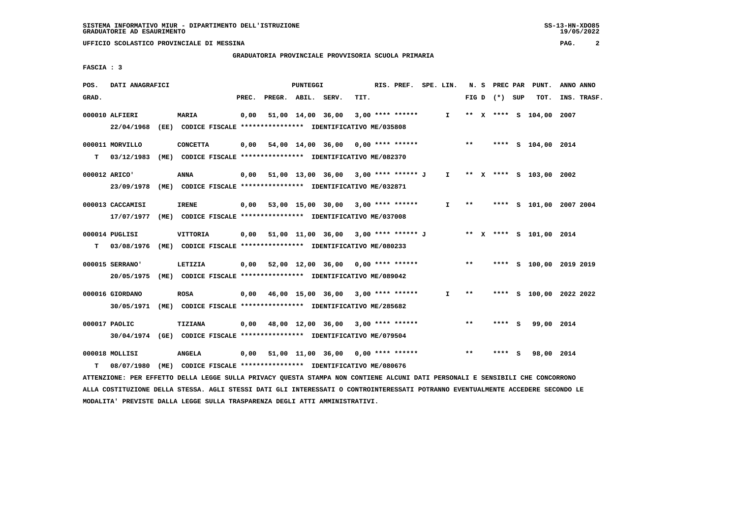SISTEMA INFORMATIVO MIUR - DIPARTIMENTO DELL'ISTRUZIONE
GRADUATORIE AD ESAURIMENTO

UFFICIO SCOLASTICO PROVINCIALE DI MESSINA

GRADUATORIA PROVINCIALE PROVVISORIA SCUOLA PRIMARIA

FASCIA : 3

| POS. GRAD. | DATI ANAGRAFICI | | PREC. | PREGR. | ABIL. | SERV. | TIT. | RIS. PREF. | SPE. LIN. | N. S FIG D | PREC PAR (*) | SUP | PUNT. TOT. | ANNO INS. | ANNO TRASF. |
|---|---|---|---|---|---|---|---|---|---|---|---|---|---|---|---|
| 000010 | ALFIERI | MARIA | 0,00 | 51,00 | 14,00 | 36,00 | 3,00 | **** ****** | I | ** X | **** | S | 104,00 | 2007 | |
| | 22/04/1968 (EE) CODICE FISCALE **************** IDENTIFICATIVO ME/035808 | | | | | | | | | | | | | | |
| 000011 | MORVILLO | CONCETTA | 0,00 | 54,00 | 14,00 | 36,00 | 0,00 | **** ****** | | ** | **** | S | 104,00 | 2014 | |
| T | 03/12/1983 (ME) CODICE FISCALE **************** IDENTIFICATIVO ME/082370 | | | | | | | | | | | | | | |
| 000012 | ARICO' | ANNA | 0,00 | 51,00 | 13,00 | 36,00 | 3,00 | **** ****** J | I | ** X | **** | S | 103,00 | 2002 | |
| | 23/09/1978 (ME) CODICE FISCALE **************** IDENTIFICATIVO ME/032871 | | | | | | | | | | | | | | |
| 000013 | CACCAMISI | IRENE | 0,00 | 53,00 | 15,00 | 30,00 | 3,00 | **** ****** | I | ** | **** | S | 101,00 | 2007 | 2004 |
| | 17/07/1977 (ME) CODICE FISCALE **************** IDENTIFICATIVO ME/037008 | | | | | | | | | | | | | | |
| 000014 | PUGLISI | VITTORIA | 0,00 | 51,00 | 11,00 | 36,00 | 3,00 | **** ****** J | | ** X | **** | S | 101,00 | 2014 | |
| T | 03/08/1976 (ME) CODICE FISCALE **************** IDENTIFICATIVO ME/080233 | | | | | | | | | | | | | | |
| 000015 | SERRANO' | LETIZIA | 0,00 | 52,00 | 12,00 | 36,00 | 0,00 | **** ****** | | ** | **** | S | 100,00 | 2019 | 2019 |
| | 20/05/1975 (ME) CODICE FISCALE **************** IDENTIFICATIVO ME/089042 | | | | | | | | | | | | | | |
| 000016 | GIORDANO | ROSA | 0,00 | 46,00 | 15,00 | 36,00 | 3,00 | **** ****** | I | ** | **** | S | 100,00 | 2022 | 2022 |
| | 30/05/1971 (ME) CODICE FISCALE **************** IDENTIFICATIVO ME/285682 | | | | | | | | | | | | | | |
| 000017 | PAOLIC | TIZIANA | 0,00 | 48,00 | 12,00 | 36,00 | 3,00 | **** ****** | | ** | **** | S | 99,00 | 2014 | |
| | 30/04/1974 (GE) CODICE FISCALE **************** IDENTIFICATIVO ME/079504 | | | | | | | | | | | | | | |
| 000018 | MOLLISI | ANGELA | 0,00 | 51,00 | 11,00 | 36,00 | 0,00 | **** ****** | | ** | **** | S | 98,00 | 2014 | |
| T | 08/07/1980 (ME) CODICE FISCALE **************** IDENTIFICATIVO ME/080676 | | | | | | | | | | | | | | |

ATTENZIONE: PER EFFETTO DELLA LEGGE SULLA PRIVACY QUESTA STAMPA NON CONTIENE ALCUNI DATI PERSONALI E SENSIBILI CHE CONCORRONO ALLA COSTITUZIONE DELLA STESSA. AGLI STESSI DATI GLI INTERESSATI O CONTROINTERESSATI POTRANNO EVENTUALMENTE ACCEDERE SECONDO LE MODALITA' PREVISTE DALLA LEGGE SULLA TRASPARENZA DEGLI ATTI AMMINISTRATIVI.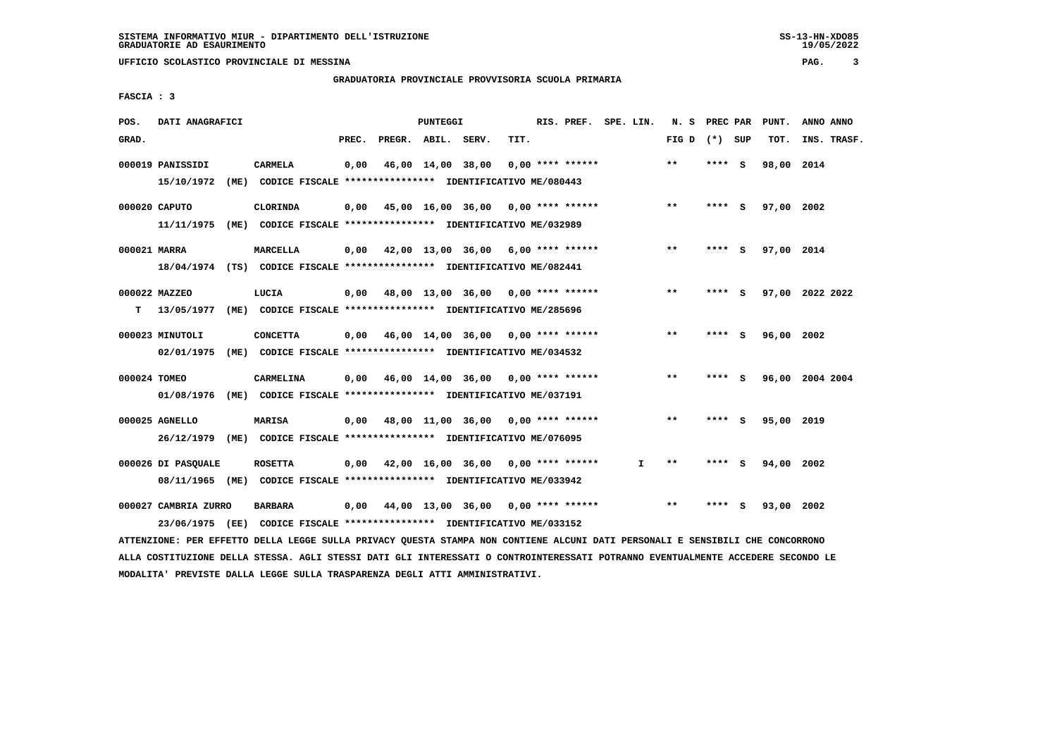SISTEMA INFORMATIVO MIUR - DIPARTIMENTO DELL'ISTRUZIONE
GRADUATORIE AD ESAURIMENTO

UFFICIO SCOLASTICO PROVINCIALE DI MESSINA

GRADUATORIA PROVINCIALE PROVVISORIA SCUOLA PRIMARIA

FASCIA : 3

| POS. GRAD. | DATI ANAGRAFICI | | PREC. | PREGR. | ABIL. | SERV. | TIT. | RIS. PREF. | SPE. LIN. | N. S FIG D | PREC PAR (*) SUP | PUNT. TOT. | ANNO INS. | ANNO TRASF. |
|---|---|---|---|---|---|---|---|---|---|---|---|---|---|---|
| 000019 | PANISSIDI | CARMELA | 0,00 | 46,00 | 14,00 | 38,00 | 0,00 | **** ****** | | ** | **** S | 98,00 | 2014 | |
| | 15/10/1972 (ME) CODICE FISCALE **************** IDENTIFICATIVO ME/080443 | | | | | | | | | | | | | |
| 000020 | CAPUTO | CLORINDA | 0,00 | 45,00 | 16,00 | 36,00 | 0,00 | **** ****** | | ** | **** S | 97,00 | 2002 | |
| | 11/11/1975 (ME) CODICE FISCALE **************** IDENTIFICATIVO ME/032989 | | | | | | | | | | | | | |
| 000021 | MARRA | MARCELLA | 0,00 | 42,00 | 13,00 | 36,00 | 6,00 | **** ****** | | ** | **** S | 97,00 | 2014 | |
| | 18/04/1974 (TS) CODICE FISCALE **************** IDENTIFICATIVO ME/082441 | | | | | | | | | | | | | |
| 000022 | MAZZEO | LUCIA | 0,00 | 48,00 | 13,00 | 36,00 | 0,00 | **** ****** | | ** | **** S | 97,00 | 2022 | 2022 |
| T | 13/05/1977 (ME) CODICE FISCALE **************** IDENTIFICATIVO ME/285696 | | | | | | | | | | | | | |
| 000023 | MINUTOLI | CONCETTA | 0,00 | 46,00 | 14,00 | 36,00 | 0,00 | **** ****** | | ** | **** S | 96,00 | 2002 | |
| | 02/01/1975 (ME) CODICE FISCALE **************** IDENTIFICATIVO ME/034532 | | | | | | | | | | | | | |
| 000024 | TOMEO | CARMELINA | 0,00 | 46,00 | 14,00 | 36,00 | 0,00 | **** ****** | | ** | **** S | 96,00 | 2004 | 2004 |
| | 01/08/1976 (ME) CODICE FISCALE **************** IDENTIFICATIVO ME/037191 | | | | | | | | | | | | | |
| 000025 | AGNELLO | MARISA | 0,00 | 48,00 | 11,00 | 36,00 | 0,00 | **** ****** | | ** | **** S | 95,00 | 2019 | |
| | 26/12/1979 (ME) CODICE FISCALE **************** IDENTIFICATIVO ME/076095 | | | | | | | | | | | | | |
| 000026 | DI PASQUALE | ROSETTA | 0,00 | 42,00 | 16,00 | 36,00 | 0,00 | **** ****** | I | ** | **** S | 94,00 | 2002 | |
| | 08/11/1965 (ME) CODICE FISCALE **************** IDENTIFICATIVO ME/033942 | | | | | | | | | | | | | |
| 000027 | CAMBRIA ZURRO | BARBARA | 0,00 | 44,00 | 13,00 | 36,00 | 0,00 | **** ****** | | ** | **** S | 93,00 | 2002 | |
| | 23/06/1975 (EE) CODICE FISCALE **************** IDENTIFICATIVO ME/033152 | | | | | | | | | | | | | |

ATTENZIONE: PER EFFETTO DELLA LEGGE SULLA PRIVACY QUESTA STAMPA NON CONTIENE ALCUNI DATI PERSONALI E SENSIBILI CHE CONCORRONO ALLA COSTITUZIONE DELLA STESSA. AGLI STESSI DATI GLI INTERESSATI O CONTROINTERESSATI POTRANNO EVENTUALMENTE ACCEDERE SECONDO LE MODALITA' PREVISTE DALLA LEGGE SULLA TRASPARENZA DEGLI ATTI AMMINISTRATIVI.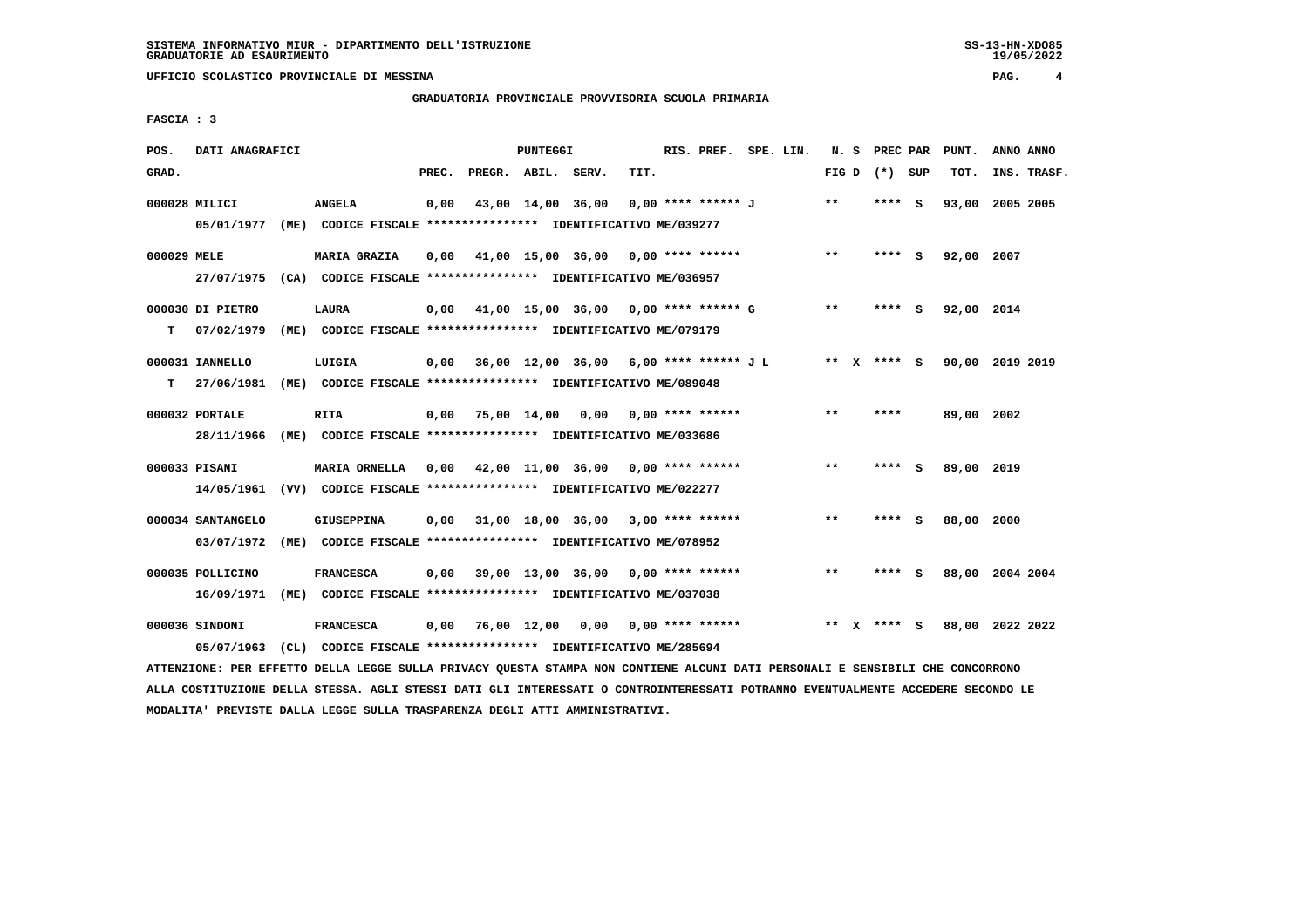UFFICIO SCOLASTICO PROVINCIALE DI MESSINA

GRADUATORIA PROVINCIALE PROVVISORIA SCUOLA PRIMARIA

FASCIA : 3

| POS. GRAD. | DATI ANAGRAFICI | | PREC. | PREGR. | ABIL. | SERV. | TIT. | RIS. PREF. | SPE. LIN. | N. S FIG D | PREC PAR (*) SUP | PUNT. TOT. | ANNO INS. | ANNO TRASF. |
|---|---|---|---|---|---|---|---|---|---|---|---|---|---|---|
| 000028 | MILICI | ANGELA | 0,00 | 43,00 | 14,00 | 36,00 | 0,00 | **** ****** J | | ** | **** S | 93,00 | 2005 | 2005 |
| | 05/01/1977 (ME) CODICE FISCALE **************** IDENTIFICATIVO ME/039277 | | | | | | | | | | | | | |
| 000029 | MELE | MARIA GRAZIA | 0,00 | 41,00 | 15,00 | 36,00 | 0,00 | **** ****** | | ** | **** S | 92,00 | 2007 | |
| | 27/07/1975 (CA) CODICE FISCALE **************** IDENTIFICATIVO ME/036957 | | | | | | | | | | | | | |
| 000030 | DI PIETRO | LAURA | 0,00 | 41,00 | 15,00 | 36,00 | 0,00 | **** ****** G | | ** | **** S | 92,00 | 2014 | |
| T | 07/02/1979 (ME) CODICE FISCALE **************** IDENTIFICATIVO ME/079179 | | | | | | | | | | | | | |
| 000031 | IANNELLO | LUIGIA | 0,00 | 36,00 | 12,00 | 36,00 | 6,00 | **** ****** J L | | ** X | **** S | 90,00 | 2019 | 2019 |
| T | 27/06/1981 (ME) CODICE FISCALE **************** IDENTIFICATIVO ME/089048 | | | | | | | | | | | | | |
| 000032 | PORTALE | RITA | 0,00 | 75,00 | 14,00 | 0,00 | 0,00 | **** ****** | | ** | **** | 89,00 | 2002 | |
| | 28/11/1966 (ME) CODICE FISCALE **************** IDENTIFICATIVO ME/033686 | | | | | | | | | | | | | |
| 000033 | PISANI | MARIA ORNELLA | 0,00 | 42,00 | 11,00 | 36,00 | 0,00 | **** ****** | | ** | **** S | 89,00 | 2019 | |
| | 14/05/1961 (VV) CODICE FISCALE **************** IDENTIFICATIVO ME/022277 | | | | | | | | | | | | | |
| 000034 | SANTANGELO | GIUSEPPINA | 0,00 | 31,00 | 18,00 | 36,00 | 3,00 | **** ****** | | ** | **** S | 88,00 | 2000 | |
| | 03/07/1972 (ME) CODICE FISCALE **************** IDENTIFICATIVO ME/078952 | | | | | | | | | | | | | |
| 000035 | POLLICINO | FRANCESCA | 0,00 | 39,00 | 13,00 | 36,00 | 0,00 | **** ****** | | ** | **** S | 88,00 | 2004 | 2004 |
| | 16/09/1971 (ME) CODICE FISCALE **************** IDENTIFICATIVO ME/037038 | | | | | | | | | | | | | |
| 000036 | SINDONI | FRANCESCA | 0,00 | 76,00 | 12,00 | 0,00 | 0,00 | **** ****** | | ** X | **** S | 88,00 | 2022 | 2022 |
| | 05/07/1963 (CL) CODICE FISCALE **************** IDENTIFICATIVO ME/285694 | | | | | | | | | | | | | |

ATTENZIONE: PER EFFETTO DELLA LEGGE SULLA PRIVACY QUESTA STAMPA NON CONTIENE ALCUNI DATI PERSONALI E SENSIBILI CHE CONCORRONO ALLA COSTITUZIONE DELLA STESSA. AGLI STESSI DATI GLI INTERESSATI O CONTROINTERESSATI POTRANNO EVENTUALMENTE ACCEDERE SECONDO LE MODALITA' PREVISTE DALLA LEGGE SULLA TRASPARENZA DEGLI ATTI AMMINISTRATIVI.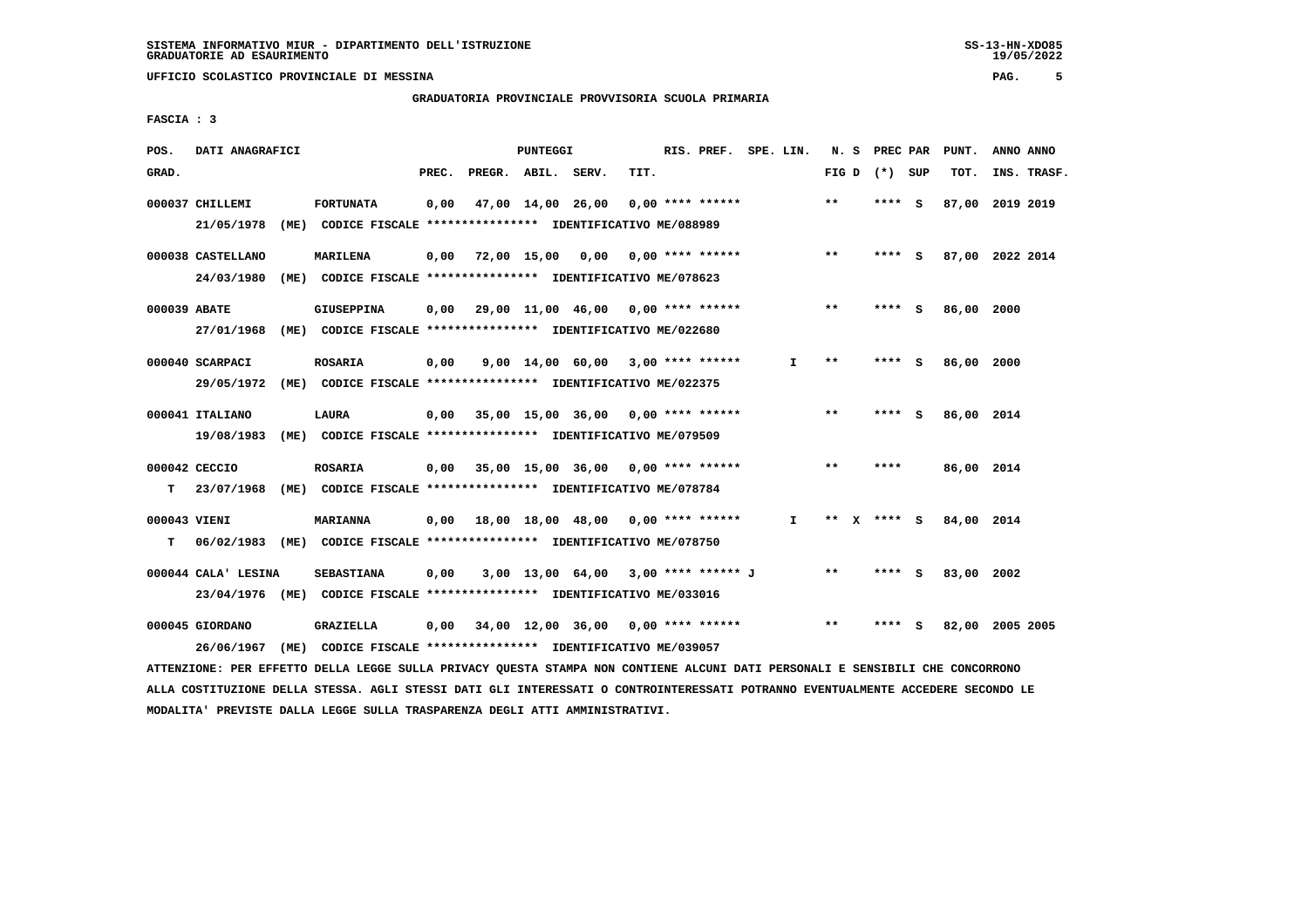SISTEMA INFORMATIVO MIUR - DIPARTIMENTO DELL'ISTRUZIONE
GRADUATORIE AD ESAURIMENTO

UFFICIO SCOLASTICO PROVINCIALE DI MESSINA

GRADUATORIA PROVINCIALE PROVVISORIA SCUOLA PRIMARIA

FASCIA : 3

| POS. GRAD. | DATI ANAGRAFICI | | PREC. | PREGR. | ABIL. | SERV. | TIT. | RIS. PREF. | SPE. LIN. | N. S FIG D | PREC PAR (*) SUP | PUNT. TOT. | ANNO INS. | ANNO TRASF. |
|---|---|---|---|---|---|---|---|---|---|---|---|---|---|---|
| 000037 | CHILLEMI | FORTUNATA | 0,00 | 47,00 | 14,00 | 26,00 | 0,00 | **** ****** | | ** | **** S | 87,00 | 2019 | 2019 |
| | 21/05/1978 (ME) | CODICE FISCALE **************** IDENTIFICATIVO ME/088989 | | | | | | | | | | | | |
| 000038 | CASTELLANO | MARILENA | 0,00 | 72,00 | 15,00 | 0,00 | 0,00 | **** ****** | | ** | **** S | 87,00 | 2022 | 2014 |
| | 24/03/1980 (ME) | CODICE FISCALE **************** IDENTIFICATIVO ME/078623 | | | | | | | | | | | | |
| 000039 | ABATE | GIUSEPPINA | 0,00 | 29,00 | 11,00 | 46,00 | 0,00 | **** ****** | | ** | **** S | 86,00 | 2000 | |
| | 27/01/1968 (ME) | CODICE FISCALE **************** IDENTIFICATIVO ME/022680 | | | | | | | | | | | | |
| 000040 | SCARPACI | ROSARIA | 0,00 | 9,00 | 14,00 | 60,00 | 3,00 | **** ****** | I | ** | **** S | 86,00 | 2000 | |
| | 29/05/1972 (ME) | CODICE FISCALE **************** IDENTIFICATIVO ME/022375 | | | | | | | | | | | | |
| 000041 | ITALIANO | LAURA | 0,00 | 35,00 | 15,00 | 36,00 | 0,00 | **** ****** | | ** | **** S | 86,00 | 2014 | |
| | 19/08/1983 (ME) | CODICE FISCALE **************** IDENTIFICATIVO ME/079509 | | | | | | | | | | | | |
| 000042 | CECCIO | ROSARIA | 0,00 | 35,00 | 15,00 | 36,00 | 0,00 | **** ****** | | ** | **** | 86,00 | 2014 | |
| T | 23/07/1968 (ME) | CODICE FISCALE **************** IDENTIFICATIVO ME/078784 | | | | | | | | | | | | |
| 000043 | VIENI | MARIANNA | 0,00 | 18,00 | 18,00 | 48,00 | 0,00 | **** ****** | I | ** X | **** S | 84,00 | 2014 | |
| T | 06/02/1983 (ME) | CODICE FISCALE **************** IDENTIFICATIVO ME/078750 | | | | | | | | | | | | |
| 000044 | CALA' LESINA | SEBASTIANA | 0,00 | 3,00 | 13,00 | 64,00 | 3,00 | **** ****** J | | ** | **** S | 83,00 | 2002 | |
| | 23/04/1976 (ME) | CODICE FISCALE **************** IDENTIFICATIVO ME/033016 | | | | | | | | | | | | |
| 000045 | GIORDANO | GRAZIELLA | 0,00 | 34,00 | 12,00 | 36,00 | 0,00 | **** ****** | | ** | **** S | 82,00 | 2005 | 2005 |
| | 26/06/1967 (ME) | CODICE FISCALE **************** IDENTIFICATIVO ME/039057 | | | | | | | | | | | | |

ATTENZIONE: PER EFFETTO DELLA LEGGE SULLA PRIVACY QUESTA STAMPA NON CONTIENE ALCUNI DATI PERSONALI E SENSIBILI CHE CONCORRONO ALLA COSTITUZIONE DELLA STESSA. AGLI STESSI DATI GLI INTERESSATI O CONTROINTERESSATI POTRANNO EVENTUALMENTE ACCEDERE SECONDO LE MODALITA' PREVISTE DALLA LEGGE SULLA TRASPARENZA DEGLI ATTI AMMINISTRATIVI.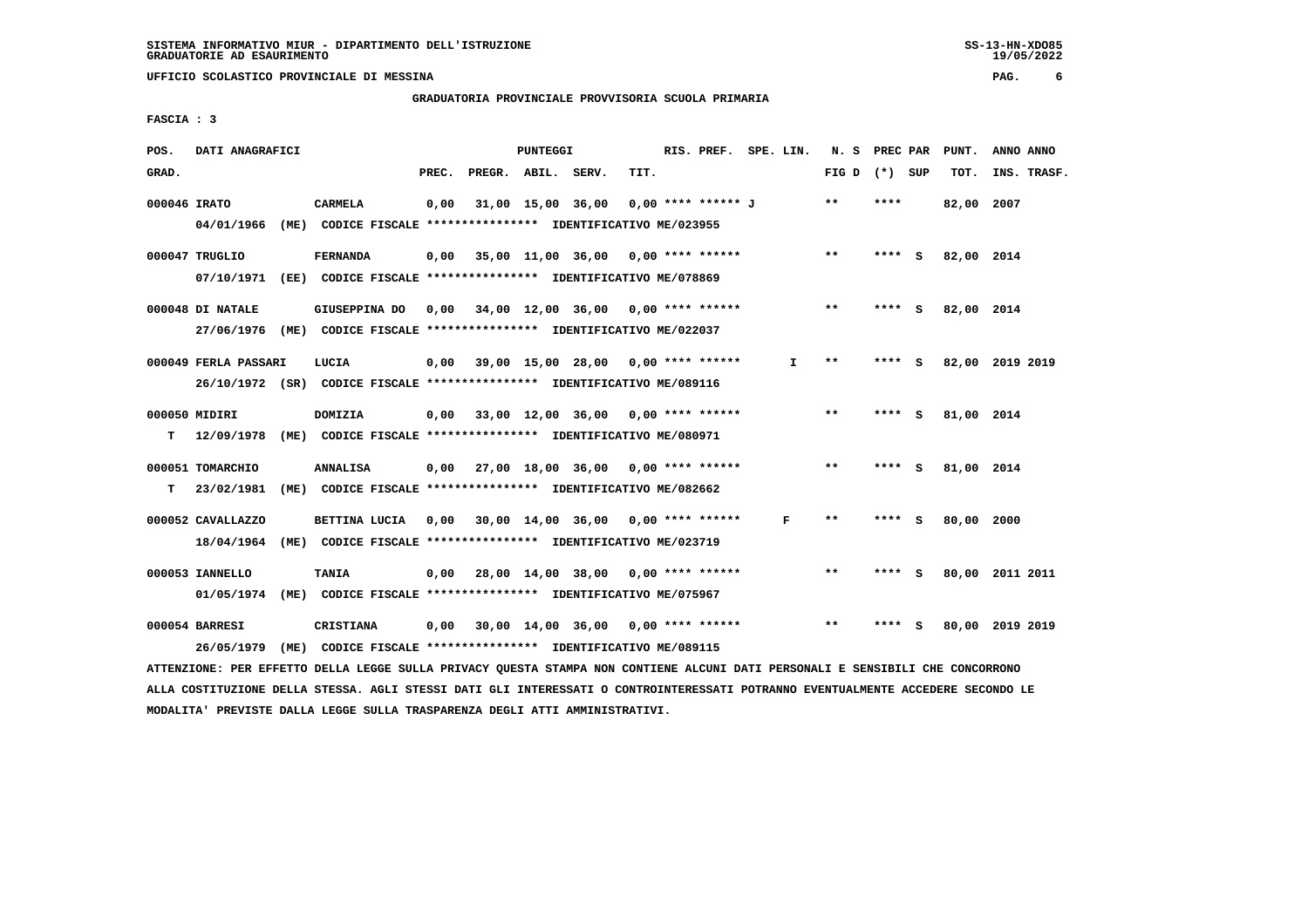SISTEMA INFORMATIVO MIUR - DIPARTIMENTO DELL'ISTRUZIONE
GRADUATORIE AD ESAURIMENTO

UFFICIO SCOLASTICO PROVINCIALE DI MESSINA

GRADUATORIA PROVINCIALE PROVVISORIA SCUOLA PRIMARIA

FASCIA : 3

| POS. GRAD. | DATI ANAGRAFICI | | PREC. | PREGR. | ABIL. | SERV. | TIT. | RIS. PREF. | SPE. LIN. | N. S FIG D | PREC PAR (*) | SUP | PUNT. TOT. | ANNO INS. | ANNO TRASF. |
|---|---|---|---|---|---|---|---|---|---|---|---|---|---|---|---|
| 000046 | IRATO | CARMELA | 0,00 | 31,00 | 15,00 | 36,00 | 0,00 | **** ****** J | | ** | **** | | 82,00 | 2007 | |
| | 04/01/1966 (ME) CODICE FISCALE **************** IDENTIFICATIVO ME/023955 | | | | | | | | | | | | | | |
| 000047 | TRUGLIO | FERNANDA | 0,00 | 35,00 | 11,00 | 36,00 | 0,00 | **** ****** | | ** | **** | S | 82,00 | 2014 | |
| | 07/10/1971 (EE) CODICE FISCALE **************** IDENTIFICATIVO ME/078869 | | | | | | | | | | | | | | |
| 000048 | DI NATALE | GIUSEPPINA DO | 0,00 | 34,00 | 12,00 | 36,00 | 0,00 | **** ****** | | ** | **** | S | 82,00 | 2014 | |
| | 27/06/1976 (ME) CODICE FISCALE **************** IDENTIFICATIVO ME/022037 | | | | | | | | | | | | | | |
| 000049 | FERLA PASSARI | LUCIA | 0,00 | 39,00 | 15,00 | 28,00 | 0,00 | **** ****** | I | ** | **** | S | 82,00 | 2019 | 2019 |
| | 26/10/1972 (SR) CODICE FISCALE **************** IDENTIFICATIVO ME/089116 | | | | | | | | | | | | | | |
| 000050 | MIDIRI | DOMIZIA | 0,00 | 33,00 | 12,00 | 36,00 | 0,00 | **** ****** | | ** | **** | S | 81,00 | 2014 | |
| T | 12/09/1978 (ME) CODICE FISCALE **************** IDENTIFICATIVO ME/080971 | | | | | | | | | | | | | | |
| 000051 | TOMARCHIO | ANNALISA | 0,00 | 27,00 | 18,00 | 36,00 | 0,00 | **** ****** | | ** | **** | S | 81,00 | 2014 | |
| T | 23/02/1981 (ME) CODICE FISCALE **************** IDENTIFICATIVO ME/082662 | | | | | | | | | | | | | | |
| 000052 | CAVALLAZZO | BETTINA LUCIA | 0,00 | 30,00 | 14,00 | 36,00 | 0,00 | **** ****** | F | ** | **** | S | 80,00 | 2000 | |
| | 18/04/1964 (ME) CODICE FISCALE **************** IDENTIFICATIVO ME/023719 | | | | | | | | | | | | | | |
| 000053 | IANNELLO | TANIA | 0,00 | 28,00 | 14,00 | 38,00 | 0,00 | **** ****** | | ** | **** | S | 80,00 | 2011 | 2011 |
| | 01/05/1974 (ME) CODICE FISCALE **************** IDENTIFICATIVO ME/075967 | | | | | | | | | | | | | | |
| 000054 | BARRESI | CRISTIANA | 0,00 | 30,00 | 14,00 | 36,00 | 0,00 | **** ****** | | ** | **** | S | 80,00 | 2019 | 2019 |
| | 26/05/1979 (ME) CODICE FISCALE **************** IDENTIFICATIVO ME/089115 | | | | | | | | | | | | | | |

ATTENZIONE: PER EFFETTO DELLA LEGGE SULLA PRIVACY QUESTA STAMPA NON CONTIENE ALCUNI DATI PERSONALI E SENSIBILI CHE CONCORRONO ALLA COSTITUZIONE DELLA STESSA. AGLI STESSI DATI GLI INTERESSATI O CONTROINTERESSATI POTRANNO EVENTUALMENTE ACCEDERE SECONDO LE MODALITA' PREVISTE DALLA LEGGE SULLA TRASPARENZA DEGLI ATTI AMMINISTRATIVI.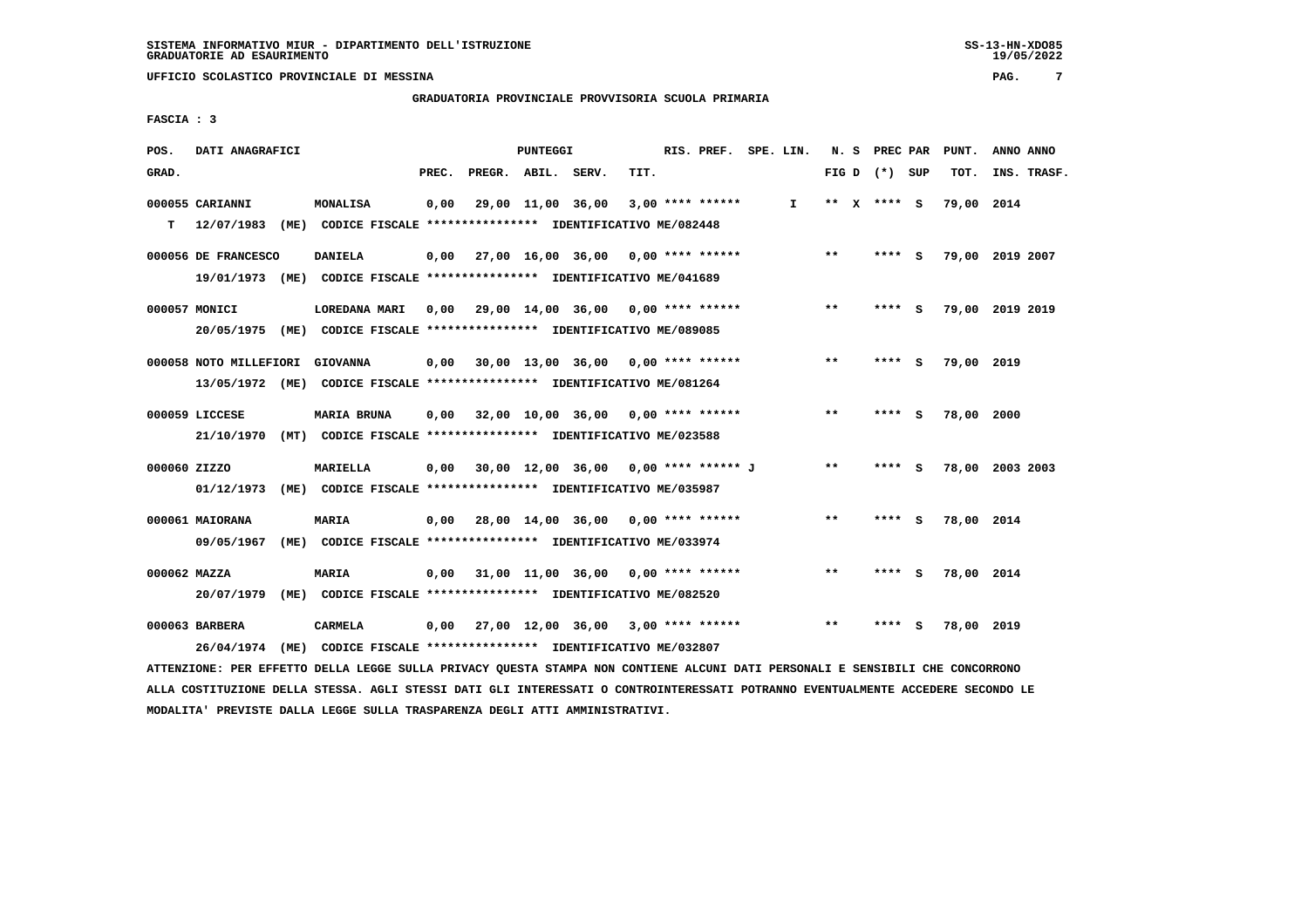SISTEMA INFORMATIVO MIUR - DIPARTIMENTO DELL'ISTRUZIONE
GRADUATORIE AD ESAURIMENTO

UFFICIO SCOLASTICO PROVINCIALE DI MESSINA

GRADUATORIA PROVINCIALE PROVVISORIA SCUOLA PRIMARIA

FASCIA : 3

| POS. GRAD. | DATI ANAGRAFICI | | PREC. | PREGR. | ABIL. | SERV. | TIT. | RIS. PREF. | SPE. LIN. | N. S FIG D | PREC PAR (*) SUP | PUNT. TOT. | ANNO ANNO INS. TRASF. |
|---|---|---|---|---|---|---|---|---|---|---|---|---|---|
| 000055 | CARIANNI | MONALISA | 0,00 | 29,00 | 11,00 | 36,00 | 3,00 | **** ****** | I | ** X | **** S | 79,00 | 2014 |
| T | 12/07/1983 (ME) CODICE FISCALE **************** IDENTIFICATIVO ME/082448 | | | | | | | | | | | | |
| 000056 | DE FRANCESCO | DANIELA | 0,00 | 27,00 | 16,00 | 36,00 | 0,00 | **** ****** | | ** | **** S | 79,00 | 2019 2007 |
| | 19/01/1973 (ME) CODICE FISCALE **************** IDENTIFICATIVO ME/041689 | | | | | | | | | | | | |
| 000057 | MONICI | LOREDANA MARI | 0,00 | 29,00 | 14,00 | 36,00 | 0,00 | **** ****** | | ** | **** S | 79,00 | 2019 2019 |
| | 20/05/1975 (ME) CODICE FISCALE **************** IDENTIFICATIVO ME/089085 | | | | | | | | | | | | |
| 000058 | NOTO MILLEFIORI | GIOVANNA | 0,00 | 30,00 | 13,00 | 36,00 | 0,00 | **** ****** | | ** | **** S | 79,00 | 2019 |
| | 13/05/1972 (ME) CODICE FISCALE **************** IDENTIFICATIVO ME/081264 | | | | | | | | | | | | |
| 000059 | LICCESE | MARIA BRUNA | 0,00 | 32,00 | 10,00 | 36,00 | 0,00 | **** ****** | | ** | **** S | 78,00 | 2000 |
| | 21/10/1970 (MT) CODICE FISCALE **************** IDENTIFICATIVO ME/023588 | | | | | | | | | | | | |
| 000060 | ZIZZO | MARIELLA | 0,00 | 30,00 | 12,00 | 36,00 | 0,00 | **** ****** J | | ** | **** S | 78,00 | 2003 2003 |
| | 01/12/1973 (ME) CODICE FISCALE **************** IDENTIFICATIVO ME/035987 | | | | | | | | | | | | |
| 000061 | MAIORANA | MARIA | 0,00 | 28,00 | 14,00 | 36,00 | 0,00 | **** ****** | | ** | **** S | 78,00 | 2014 |
| | 09/05/1967 (ME) CODICE FISCALE **************** IDENTIFICATIVO ME/033974 | | | | | | | | | | | | |
| 000062 | MAZZA | MARIA | 0,00 | 31,00 | 11,00 | 36,00 | 0,00 | **** ****** | | ** | **** S | 78,00 | 2014 |
| | 20/07/1979 (ME) CODICE FISCALE **************** IDENTIFICATIVO ME/082520 | | | | | | | | | | | | |
| 000063 | BARBERA | CARMELA | 0,00 | 27,00 | 12,00 | 36,00 | 3,00 | **** ****** | | ** | **** S | 78,00 | 2019 |
| | 26/04/1974 (ME) CODICE FISCALE **************** IDENTIFICATIVO ME/032807 | | | | | | | | | | | | |

ATTENZIONE: PER EFFETTO DELLA LEGGE SULLA PRIVACY QUESTA STAMPA NON CONTIENE ALCUNI DATI PERSONALI E SENSIBILI CHE CONCORRONO ALLA COSTITUZIONE DELLA STESSA. AGLI STESSI DATI GLI INTERESSATI O CONTROINTERESSATI POTRANNO EVENTUALMENTE ACCEDERE SECONDO LE MODALITA' PREVISTE DALLA LEGGE SULLA TRASPARENZA DEGLI ATTI AMMINISTRATIVI.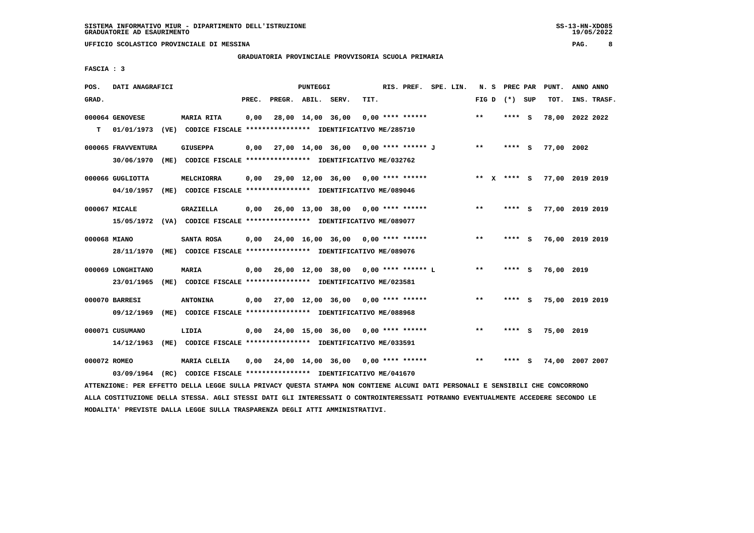UFFICIO SCOLASTICO PROVINCIALE DI MESSINA

GRADUATORIA PROVINCIALE PROVVISORIA SCUOLA PRIMARIA

FASCIA : 3

| POS. GRAD. | DATI ANAGRAFICI | | PREC. | PREGR. | ABIL. | SERV. | TIT. | RIS. PREF. | SPE. LIN. | N. S FIG D | PREC PAR (*) SUP | PUNT. TOT. | ANNO INS. | ANNO TRASF. |
|---|---|---|---|---|---|---|---|---|---|---|---|---|---|---|
| 000064 | GENOVESE | MARIA RITA | 0,00 | 28,00 | 14,00 | 36,00 | 0,00 | **** ****** | | ** | **** S | 78,00 | 2022 | 2022 |
| T | 01/01/1973 (VE) CODICE FISCALE **************** IDENTIFICATIVO ME/285710 | | | | | | | | | | | | | |
| 000065 | FRAVVENTURA | GIUSEPPA | 0,00 | 27,00 | 14,00 | 36,00 | 0,00 | **** ****** J | | ** | **** S | 77,00 | 2002 | |
| | 30/06/1970 (ME) CODICE FISCALE **************** IDENTIFICATIVO ME/032762 | | | | | | | | | | | | | |
| 000066 | GUGLIOTTA | MELCHIORRA | 0,00 | 29,00 | 12,00 | 36,00 | 0,00 | **** ****** | | ** X | **** S | 77,00 | 2019 | 2019 |
| | 04/10/1957 (ME) CODICE FISCALE **************** IDENTIFICATIVO ME/089046 | | | | | | | | | | | | | |
| 000067 | MICALE | GRAZIELLA | 0,00 | 26,00 | 13,00 | 38,00 | 0,00 | **** ****** | | ** | **** S | 77,00 | 2019 | 2019 |
| | 15/05/1972 (VA) CODICE FISCALE **************** IDENTIFICATIVO ME/089077 | | | | | | | | | | | | | |
| 000068 | MIANO | SANTA ROSA | 0,00 | 24,00 | 16,00 | 36,00 | 0,00 | **** ****** | | ** | **** S | 76,00 | 2019 | 2019 |
| | 28/11/1970 (ME) CODICE FISCALE **************** IDENTIFICATIVO ME/089076 | | | | | | | | | | | | | |
| 000069 | LONGHITANO | MARIA | 0,00 | 26,00 | 12,00 | 38,00 | 0,00 | **** ****** L | | ** | **** S | 76,00 | 2019 | |
| | 23/01/1965 (ME) CODICE FISCALE **************** IDENTIFICATIVO ME/023581 | | | | | | | | | | | | | |
| 000070 | BARRESI | ANTONINA | 0,00 | 27,00 | 12,00 | 36,00 | 0,00 | **** ****** | | ** | **** S | 75,00 | 2019 | 2019 |
| | 09/12/1969 (ME) CODICE FISCALE **************** IDENTIFICATIVO ME/088968 | | | | | | | | | | | | | |
| 000071 | CUSUMANO | LIDIA | 0,00 | 24,00 | 15,00 | 36,00 | 0,00 | **** ****** | | ** | **** S | 75,00 | 2019 | |
| | 14/12/1963 (ME) CODICE FISCALE **************** IDENTIFICATIVO ME/033591 | | | | | | | | | | | | | |
| 000072 | ROMEO | MARIA CLELIA | 0,00 | 24,00 | 14,00 | 36,00 | 0,00 | **** ****** | | ** | **** S | 74,00 | 2007 | 2007 |
| | 03/09/1964 (RC) CODICE FISCALE **************** IDENTIFICATIVO ME/041670 | | | | | | | | | | | | | |

ATTENZIONE: PER EFFETTO DELLA LEGGE SULLA PRIVACY QUESTA STAMPA NON CONTIENE ALCUNI DATI PERSONALI E SENSIBILI CHE CONCORRONO ALLA COSTITUZIONE DELLA STESSA. AGLI STESSI DATI GLI INTERESSATI O CONTROINTERESSATI POTRANNO EVENTUALMENTE ACCEDERE SECONDO LE MODALITA' PREVISTE DALLA LEGGE SULLA TRASPARENZA DEGLI ATTI AMMINISTRATIVI.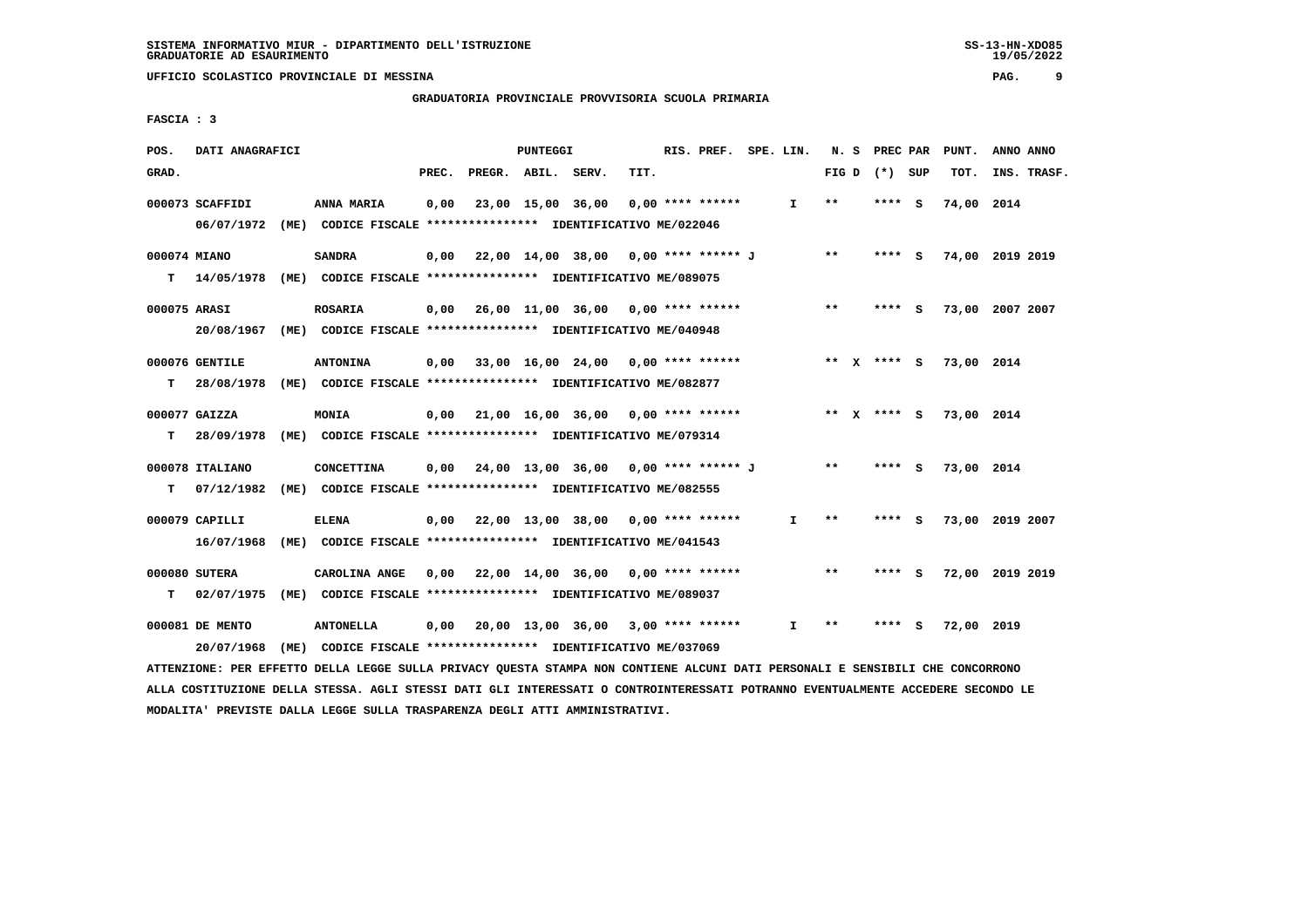SISTEMA INFORMATIVO MIUR - DIPARTIMENTO DELL'ISTRUZIONE
GRADUATORIE AD ESAURIMENTO

UFFICIO SCOLASTICO PROVINCIALE DI MESSINA

GRADUATORIA PROVINCIALE PROVVISORIA SCUOLA PRIMARIA

FASCIA : 3

| POS. GRAD. | DATI ANAGRAFICI | | PREC. | PREGR. | ABIL. | SERV. | TIT. | RIS. PREF. | SPE. LIN. | N. S FIG D | PREC PAR (*) | SUP | PUNT. TOT. | ANNO INS. | ANNO TRASF. |
|---|---|---|---|---|---|---|---|---|---|---|---|---|---|---|---|
| 000073 | SCAFFIDI | ANNA MARIA | 0,00 | 23,00 | 15,00 | 36,00 | 0,00 | **** ****** | I | ** | **** | S | 74,00 | 2014 | |
| | 06/07/1972 (ME) CODICE FISCALE **************** IDENTIFICATIVO ME/022046 | | | | | | | | | | | | | | |
| 000074 | MIANO | SANDRA | 0,00 | 22,00 | 14,00 | 38,00 | 0,00 | **** ****** J | | ** | **** | S | 74,00 | 2019 | 2019 |
| T | 14/05/1978 (ME) CODICE FISCALE **************** IDENTIFICATIVO ME/089075 | | | | | | | | | | | | | | |
| 000075 | ARASI | ROSARIA | 0,00 | 26,00 | 11,00 | 36,00 | 0,00 | **** ****** | | ** | **** | S | 73,00 | 2007 | 2007 |
| | 20/08/1967 (ME) CODICE FISCALE **************** IDENTIFICATIVO ME/040948 | | | | | | | | | | | | | | |
| 000076 | GENTILE | ANTONINA | 0,00 | 33,00 | 16,00 | 24,00 | 0,00 | **** ****** | | ** X | **** | S | 73,00 | 2014 | |
| T | 28/08/1978 (ME) CODICE FISCALE **************** IDENTIFICATIVO ME/082877 | | | | | | | | | | | | | | |
| 000077 | GAIZZA | MONIA | 0,00 | 21,00 | 16,00 | 36,00 | 0,00 | **** ****** | | ** X | **** | S | 73,00 | 2014 | |
| T | 28/09/1978 (ME) CODICE FISCALE **************** IDENTIFICATIVO ME/079314 | | | | | | | | | | | | | | |
| 000078 | ITALIANO | CONCETTINA | 0,00 | 24,00 | 13,00 | 36,00 | 0,00 | **** ****** J | | ** | **** | S | 73,00 | 2014 | |
| T | 07/12/1982 (ME) CODICE FISCALE **************** IDENTIFICATIVO ME/082555 | | | | | | | | | | | | | | |
| 000079 | CAPILLI | ELENA | 0,00 | 22,00 | 13,00 | 38,00 | 0,00 | **** ****** | I | ** | **** | S | 73,00 | 2019 | 2007 |
| | 16/07/1968 (ME) CODICE FISCALE **************** IDENTIFICATIVO ME/041543 | | | | | | | | | | | | | | |
| 000080 | SUTERA | CAROLINA ANGE | 0,00 | 22,00 | 14,00 | 36,00 | 0,00 | **** ****** | | ** | **** | S | 72,00 | 2019 | 2019 |
| T | 02/07/1975 (ME) CODICE FISCALE **************** IDENTIFICATIVO ME/089037 | | | | | | | | | | | | | | |
| 000081 | DE MENTO | ANTONELLA | 0,00 | 20,00 | 13,00 | 36,00 | 3,00 | **** ****** | I | ** | **** | S | 72,00 | 2019 | |
| | 20/07/1968 (ME) CODICE FISCALE **************** IDENTIFICATIVO ME/037069 | | | | | | | | | | | | | | |

ATTENZIONE: PER EFFETTO DELLA LEGGE SULLA PRIVACY QUESTA STAMPA NON CONTIENE ALCUNI DATI PERSONALI E SENSIBILI CHE CONCORRONO ALLA COSTITUZIONE DELLA STESSA. AGLI STESSI DATI GLI INTERESSATI O CONTROINTERESSATI POTRANNO EVENTUALMENTE ACCEDERE SECONDO LE MODALITA' PREVISTE DALLA LEGGE SULLA TRASPARENZA DEGLI ATTI AMMINISTRATIVI.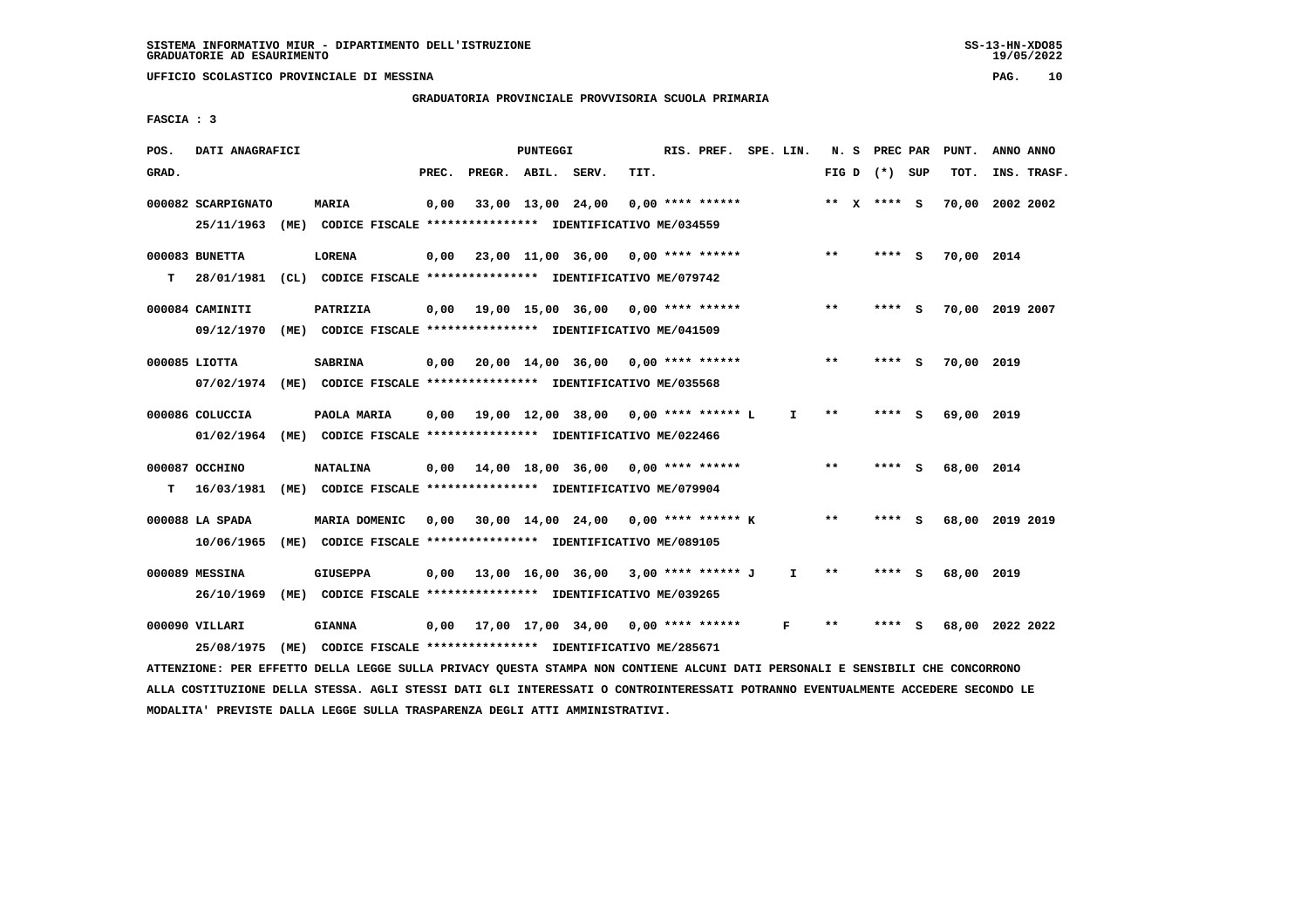SISTEMA INFORMATIVO MIUR - DIPARTIMENTO DELL'ISTRUZIONE
GRADUATORIE AD ESAURIMENTO

UFFICIO SCOLASTICO PROVINCIALE DI MESSINA

GRADUATORIA PROVINCIALE PROVVISORIA SCUOLA PRIMARIA

FASCIA : 3

| POS. GRAD. | DATI ANAGRAFICI | | PREC. | PREGR. | ABIL. | SERV. | TIT. | RIS. PREF. | SPE. LIN. | N. S FIG D | PREC PAR (*) | SUP | PUNT. TOT. | ANNO INS. | ANNO TRASF. |
|---|---|---|---|---|---|---|---|---|---|---|---|---|---|---|---|
| 000082 | SCARPIGNATO 25/11/1963 (ME) CODICE FISCALE **************** IDENTIFICATIVO ME/034559 | MARIA | 0,00 | 33,00 | 13,00 | 24,00 | 0,00 | **** ****** | | ** X | **** | S | 70,00 | 2002 | 2002 |
| 000083 | BUNETTA 28/01/1981 (CL) CODICE FISCALE **************** IDENTIFICATIVO ME/079742 | LORENA | 0,00 | 23,00 | 11,00 | 36,00 | 0,00 | **** ****** | | ** | **** | S | 70,00 | 2014 | |
| T | | | | | | | | | | | | | | | |
| 000084 | CAMINITI 09/12/1970 (ME) CODICE FISCALE **************** IDENTIFICATIVO ME/041509 | PATRIZIA | 0,00 | 19,00 | 15,00 | 36,00 | 0,00 | **** ****** | | ** | **** | S | 70,00 | 2019 | 2007 |
| 000085 | LIOTTA 07/02/1974 (ME) CODICE FISCALE **************** IDENTIFICATIVO ME/035568 | SABRINA | 0,00 | 20,00 | 14,00 | 36,00 | 0,00 | **** ****** | | ** | **** | S | 70,00 | 2019 | |
| 000086 | COLUCCIA 01/02/1964 (ME) CODICE FISCALE **************** IDENTIFICATIVO ME/022466 | PAOLA MARIA | 0,00 | 19,00 | 12,00 | 38,00 | 0,00 | **** ****** L | I | ** | **** | S | 69,00 | 2019 | |
| 000087 | OCCHINO 16/03/1981 (ME) CODICE FISCALE **************** IDENTIFICATIVO ME/079904 | NATALINA | 0,00 | 14,00 | 18,00 | 36,00 | 0,00 | **** ****** | | ** | **** | S | 68,00 | 2014 | |
| T | | | | | | | | | | | | | | | |
| 000088 | LA SPADA 10/06/1965 (ME) CODICE FISCALE **************** IDENTIFICATIVO ME/089105 | MARIA DOMENIC | 0,00 | 30,00 | 14,00 | 24,00 | 0,00 | **** ****** K | | ** | **** | S | 68,00 | 2019 | 2019 |
| 000089 | MESSINA 26/10/1969 (ME) CODICE FISCALE **************** IDENTIFICATIVO ME/039265 | GIUSEPPA | 0,00 | 13,00 | 16,00 | 36,00 | 3,00 | **** ****** J | I | ** | **** | S | 68,00 | 2019 | |
| 000090 | VILLARI 25/08/1975 (ME) CODICE FISCALE **************** IDENTIFICATIVO ME/285671 | GIANNA | 0,00 | 17,00 | 17,00 | 34,00 | 0,00 | **** ****** | F | ** | **** | S | 68,00 | 2022 | 2022 |

ATTENZIONE: PER EFFETTO DELLA LEGGE SULLA PRIVACY QUESTA STAMPA NON CONTIENE ALCUNI DATI PERSONALI E SENSIBILI CHE CONCORRONO ALLA COSTITUZIONE DELLA STESSA. AGLI STESSI DATI GLI INTERESSATI O CONTROINTERESSATI POTRANNO EVENTUALMENTE ACCEDERE SECONDO LE MODALITA' PREVISTE DALLA LEGGE SULLA TRASPARENZA DEGLI ATTI AMMINISTRATIVI.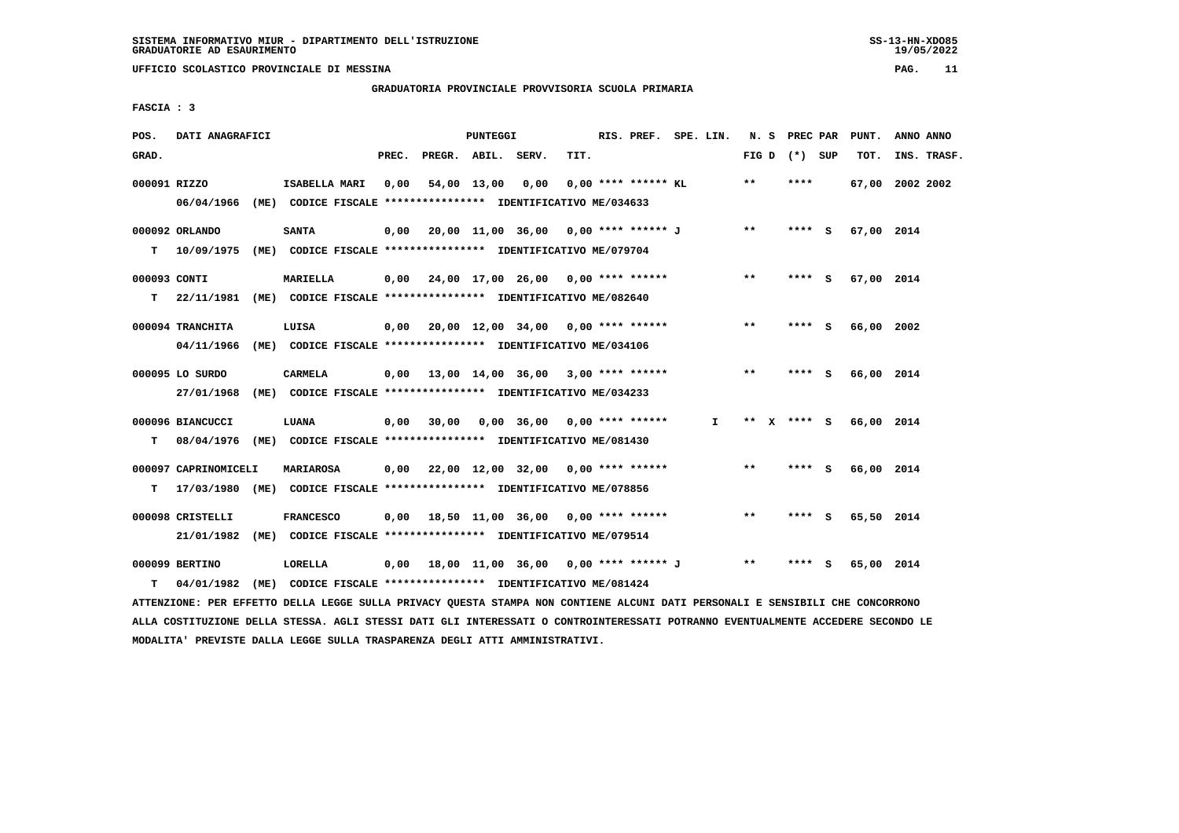SISTEMA INFORMATIVO MIUR - DIPARTIMENTO DELL'ISTRUZIONE
GRADUATORIE AD ESAURIMENTO

UFFICIO SCOLASTICO PROVINCIALE DI MESSINA

GRADUATORIA PROVINCIALE PROVVISORIA SCUOLA PRIMARIA

FASCIA : 3

| POS. GRAD. | DATI ANAGRAFICI | | PREC. | PREGR. | ABIL. | SERV. | TIT. | RIS. PREF. | SPE. LIN. | N. S FIG D | PREC PAR (*) SUP | PUNT. TOT. | ANNO ANNO INS. TRASF. |
|---|---|---|---|---|---|---|---|---|---|---|---|---|---|
| 000091 | RIZZO 06/04/1966 (ME) CODICE FISCALE **************** IDENTIFICATIVO ME/034633 | ISABELLA MARI | 0,00 | 54,00 | 13,00 | 0,00 | 0,00 | **** ****** KL | | ** | **** | 67,00 | 2002 2002 |
| T 000092 | ORLANDO 10/09/1975 (ME) CODICE FISCALE **************** IDENTIFICATIVO ME/079704 | SANTA | 0,00 | 20,00 | 11,00 | 36,00 | 0,00 | **** ****** J | | ** | **** S | 67,00 | 2014 |
| T 000093 | CONTI 22/11/1981 (ME) CODICE FISCALE **************** IDENTIFICATIVO ME/082640 | MARIELLA | 0,00 | 24,00 | 17,00 | 26,00 | 0,00 | **** ****** | | ** | **** S | 67,00 | 2014 |
| 000094 | TRANCHITA 04/11/1966 (ME) CODICE FISCALE **************** IDENTIFICATIVO ME/034106 | LUISA | 0,00 | 20,00 | 12,00 | 34,00 | 0,00 | **** ****** | | ** | **** S | 66,00 | 2002 |
| 000095 | LO SURDO 27/01/1968 (ME) CODICE FISCALE **************** IDENTIFICATIVO ME/034233 | CARMELA | 0,00 | 13,00 | 14,00 | 36,00 | 3,00 | **** ****** | | ** | **** S | 66,00 | 2014 |
| T 000096 | BIANCUCCI 08/04/1976 (ME) CODICE FISCALE **************** IDENTIFICATIVO ME/081430 | LUANA | 0,00 | 30,00 | 0,00 | 36,00 | 0,00 | **** ****** | I | ** X | **** S | 66,00 | 2014 |
| T 000097 | CAPRINOMICELI 17/03/1980 (ME) CODICE FISCALE **************** IDENTIFICATIVO ME/078856 | MARIAROSA | 0,00 | 22,00 | 12,00 | 32,00 | 0,00 | **** ****** | | ** | **** S | 66,00 | 2014 |
| 000098 | CRISTELLI 21/01/1982 (ME) CODICE FISCALE **************** IDENTIFICATIVO ME/079514 | FRANCESCO | 0,00 | 18,50 | 11,00 | 36,00 | 0,00 | **** ****** | | ** | **** S | 65,50 | 2014 |
| T 000099 | BERTINO 04/01/1982 (ME) CODICE FISCALE **************** IDENTIFICATIVO ME/081424 | LORELLA | 0,00 | 18,00 | 11,00 | 36,00 | 0,00 | **** ****** J | | ** | **** S | 65,00 | 2014 |

ATTENZIONE: PER EFFETTO DELLA LEGGE SULLA PRIVACY QUESTA STAMPA NON CONTIENE ALCUNI DATI PERSONALI E SENSIBILI CHE CONCORRONO ALLA COSTITUZIONE DELLA STESSA. AGLI STESSI DATI GLI INTERESSATI O CONTROINTERESSATI POTRANNO EVENTUALMENTE ACCEDERE SECONDO LE MODALITA' PREVISTE DALLA LEGGE SULLA TRASPARENZA DEGLI ATTI AMMINISTRATIVI.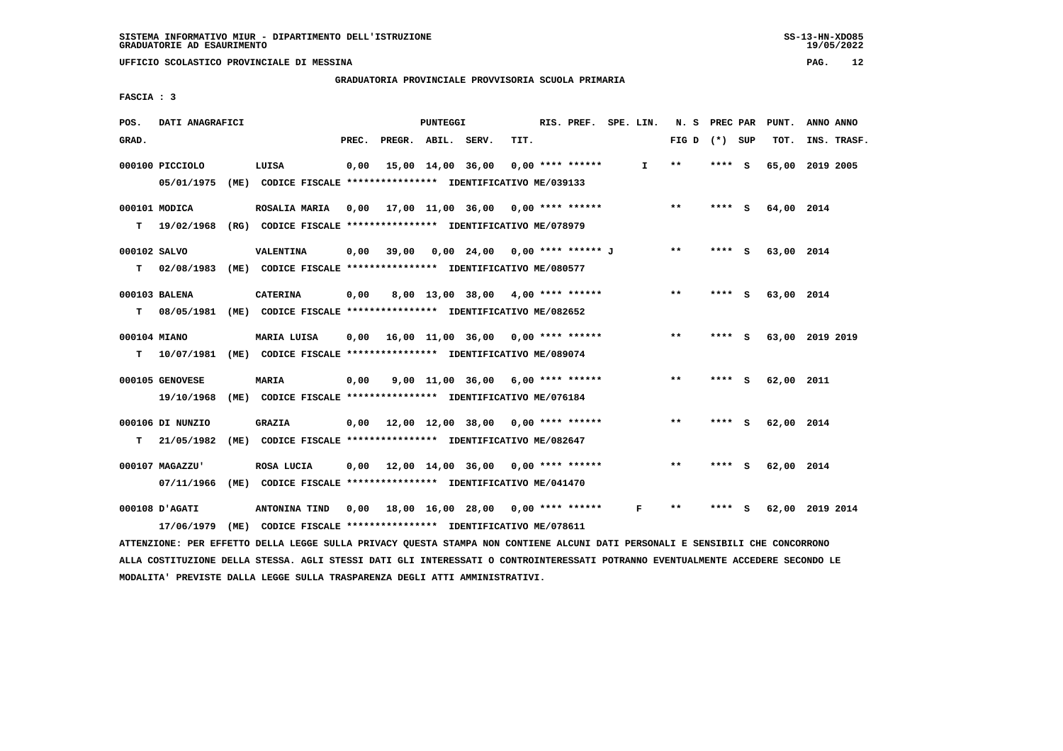SISTEMA INFORMATIVO MIUR - DIPARTIMENTO DELL'ISTRUZIONE
GRADUATORIE AD ESAURIMENTO

UFFICIO SCOLASTICO PROVINCIALE DI MESSINA

GRADUATORIA PROVINCIALE PROVVISORIA SCUOLA PRIMARIA

FASCIA : 3

| POS. GRAD. | DATI ANAGRAFICI | | PREC. | PREGR. | ABIL. | SERV. | TIT. | RIS. PREF. | SPE. LIN. | N. S FIG D | PREC PAR (*) | SUP | PUNT. TOT. | ANNO INS. | ANNO TRASF. |
|---|---|---|---|---|---|---|---|---|---|---|---|---|---|---|---|
| 000100 | PICCIOLO | LUISA | 0,00 | 15,00 | 14,00 | 36,00 | 0,00 | **** ****** | I | ** | **** | S | 65,00 | 2019 | 2005 |
| | 05/01/1975 (ME) CODICE FISCALE **************** IDENTIFICATIVO ME/039133 | | | | | | | | | | | | | | |
| 000101 | MODICA | ROSALIA MARIA | 0,00 | 17,00 | 11,00 | 36,00 | 0,00 | **** ****** | | ** | **** | S | 64,00 | 2014 | |
| T | 19/02/1968 (RG) CODICE FISCALE **************** IDENTIFICATIVO ME/078979 | | | | | | | | | | | | | | |
| 000102 | SALVO | VALENTINA | 0,00 | 39,00 | 0,00 | 24,00 | 0,00 | **** ****** J | | ** | **** | S | 63,00 | 2014 | |
| T | 02/08/1983 (ME) CODICE FISCALE **************** IDENTIFICATIVO ME/080577 | | | | | | | | | | | | | | |
| 000103 | BALENA | CATERINA | 0,00 | 8,00 | 13,00 | 38,00 | 4,00 | **** ****** | | ** | **** | S | 63,00 | 2014 | |
| T | 08/05/1981 (ME) CODICE FISCALE **************** IDENTIFICATIVO ME/082652 | | | | | | | | | | | | | | |
| 000104 | MIANO | MARIA LUISA | 0,00 | 16,00 | 11,00 | 36,00 | 0,00 | **** ****** | | ** | **** | S | 63,00 | 2019 | 2019 |
| T | 10/07/1981 (ME) CODICE FISCALE **************** IDENTIFICATIVO ME/089074 | | | | | | | | | | | | | | |
| 000105 | GENOVESE | MARIA | 0,00 | 9,00 | 11,00 | 36,00 | 6,00 | **** ****** | | ** | **** | S | 62,00 | 2011 | |
| | 19/10/1968 (ME) CODICE FISCALE **************** IDENTIFICATIVO ME/076184 | | | | | | | | | | | | | | |
| 000106 | DI NUNZIO | GRAZIA | 0,00 | 12,00 | 12,00 | 38,00 | 0,00 | **** ****** | | ** | **** | S | 62,00 | 2014 | |
| T | 21/05/1982 (ME) CODICE FISCALE **************** IDENTIFICATIVO ME/082647 | | | | | | | | | | | | | | |
| 000107 | MAGAZZU' | ROSA LUCIA | 0,00 | 12,00 | 14,00 | 36,00 | 0,00 | **** ****** | | ** | **** | S | 62,00 | 2014 | |
| | 07/11/1966 (ME) CODICE FISCALE **************** IDENTIFICATIVO ME/041470 | | | | | | | | | | | | | | |
| 000108 | D'AGATI | ANTONINA TIND | 0,00 | 18,00 | 16,00 | 28,00 | 0,00 | **** ****** | F | ** | **** | S | 62,00 | 2019 | 2014 |
| | 17/06/1979 (ME) CODICE FISCALE **************** IDENTIFICATIVO ME/078611 | | | | | | | | | | | | | | |

ATTENZIONE: PER EFFETTO DELLA LEGGE SULLA PRIVACY QUESTA STAMPA NON CONTIENE ALCUNI DATI PERSONALI E SENSIBILI CHE CONCORRONO ALLA COSTITUZIONE DELLA STESSA. AGLI STESSI DATI GLI INTERESSATI O CONTROINTERESSATI POTRANNO EVENTUALMENTE ACCEDERE SECONDO LE MODALITA' PREVISTE DALLA LEGGE SULLA TRASPARENZA DEGLI ATTI AMMINISTRATIVI.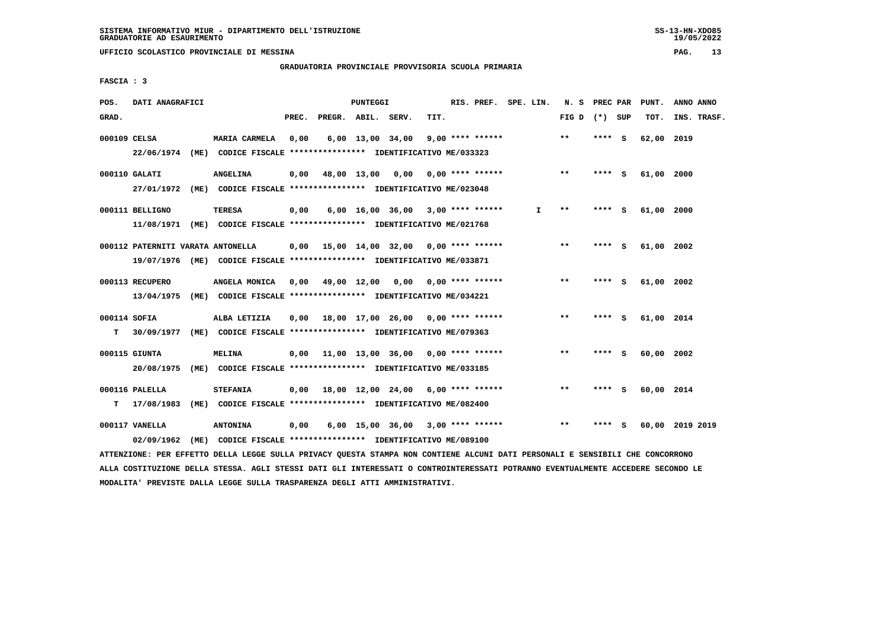SISTEMA INFORMATIVO MIUR - DIPARTIMENTO DELL'ISTRUZIONE
GRADUATORIE AD ESAURIMENTO

UFFICIO SCOLASTICO PROVINCIALE DI MESSINA

GRADUATORIA PROVINCIALE PROVVISORIA SCUOLA PRIMARIA

FASCIA : 3

| POS. GRAD. | DATI ANAGRAFICI | | PREC. | PREGR. | ABIL. | SERV. | TIT. | RIS. PREF. | SPE. LIN. | N. S FIG D | PREC PAR (*) | SUP | PUNT. TOT. | ANNO INS. | ANNO TRASF. |
|---|---|---|---|---|---|---|---|---|---|---|---|---|---|---|---|
| 000109 | CELSA | MARIA CARMELA | 0,00 | 6,00 | 13,00 | 34,00 | 9,00 | **** ****** | | ** | **** | S | 62,00 | 2019 | |
| | 22/06/1974 (ME) CODICE FISCALE **************** IDENTIFICATIVO ME/033323 | | | | | | | | | | | | | | |
| 000110 | GALATI | ANGELINA | 0,00 | 48,00 | 13,00 | 0,00 | 0,00 | **** ****** | | ** | **** | S | 61,00 | 2000 | |
| | 27/01/1972 (ME) CODICE FISCALE **************** IDENTIFICATIVO ME/023048 | | | | | | | | | | | | | | |
| 000111 | BELLIGNO | TERESA | 0,00 | 6,00 | 16,00 | 36,00 | 3,00 | **** ****** | I | ** | **** | S | 61,00 | 2000 | |
| | 11/08/1971 (ME) CODICE FISCALE **************** IDENTIFICATIVO ME/021768 | | | | | | | | | | | | | | |
| 000112 | PATERNITI VARATA | ANTONELLA | 0,00 | 15,00 | 14,00 | 32,00 | 0,00 | **** ****** | | ** | **** | S | 61,00 | 2002 | |
| | 19/07/1976 (ME) CODICE FISCALE **************** IDENTIFICATIVO ME/033871 | | | | | | | | | | | | | | |
| 000113 | RECUPERO | ANGELA MONICA | 0,00 | 49,00 | 12,00 | 0,00 | 0,00 | **** ****** | | ** | **** | S | 61,00 | 2002 | |
| | 13/04/1975 (ME) CODICE FISCALE **************** IDENTIFICATIVO ME/034221 | | | | | | | | | | | | | | |
| 000114 | SOFIA | ALBA LETIZIA | 0,00 | 18,00 | 17,00 | 26,00 | 0,00 | **** ****** | | ** | **** | S | 61,00 | 2014 | |
| T | 30/09/1977 (ME) CODICE FISCALE **************** IDENTIFICATIVO ME/079363 | | | | | | | | | | | | | | |
| 000115 | GIUNTA | MELINA | 0,00 | 11,00 | 13,00 | 36,00 | 0,00 | **** ****** | | ** | **** | S | 60,00 | 2002 | |
| | 20/08/1975 (ME) CODICE FISCALE **************** IDENTIFICATIVO ME/033185 | | | | | | | | | | | | | | |
| 000116 | PALELLA | STEFANIA | 0,00 | 18,00 | 12,00 | 24,00 | 6,00 | **** ****** | | ** | **** | S | 60,00 | 2014 | |
| T | 17/08/1983 (ME) CODICE FISCALE **************** IDENTIFICATIVO ME/082400 | | | | | | | | | | | | | | |
| 000117 | VANELLA | ANTONINA | 0,00 | 6,00 | 15,00 | 36,00 | 3,00 | **** ****** | | ** | **** | S | 60,00 | 2019 | 2019 |
| | 02/09/1962 (ME) CODICE FISCALE **************** IDENTIFICATIVO ME/089100 | | | | | | | | | | | | | | |

ATTENZIONE: PER EFFETTO DELLA LEGGE SULLA PRIVACY QUESTA STAMPA NON CONTIENE ALCUNI DATI PERSONALI E SENSIBILI CHE CONCORRONO ALLA COSTITUZIONE DELLA STESSA. AGLI STESSI DATI GLI INTERESSATI O CONTROINTERESSATI POTRANNO EVENTUALMENTE ACCEDERE SECONDO LE MODALITA' PREVISTE DALLA LEGGE SULLA TRASPARENZA DEGLI ATTI AMMINISTRATIVI.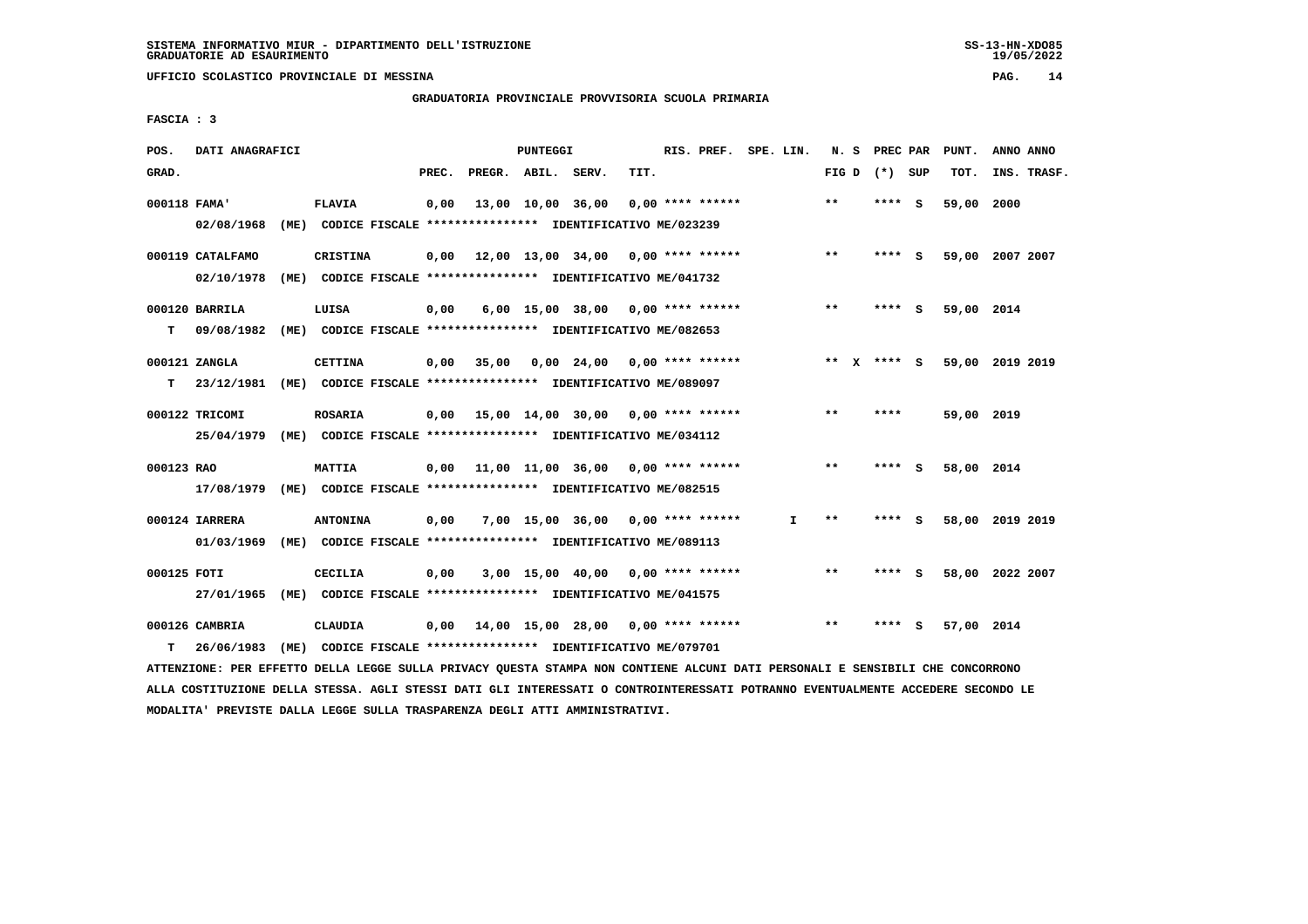SISTEMA INFORMATIVO MIUR - DIPARTIMENTO DELL'ISTRUZIONE
GRADUATORIE AD ESAURIMENTO

UFFICIO SCOLASTICO PROVINCIALE DI MESSINA

GRADUATORIA PROVINCIALE PROVVISORIA SCUOLA PRIMARIA

FASCIA : 3

| POS. GRAD. | DATI ANAGRAFICI | | PREC. | PREGR. | ABIL. | SERV. | TIT. | RIS. PREF. | SPE. LIN. | N. S FIG D | PREC PAR (*) SUP | PUNT. TOT. | ANNO INS. | ANNO TRASF. |
|---|---|---|---|---|---|---|---|---|---|---|---|---|---|---|
| 000118 FAMA' | FLAVIA | | 0,00 | 13,00 | 10,00 | 36,00 | 0,00 | **** ****** | | ** | **** S | 59,00 | 2000 | |
| | 02/08/1968 (ME) CODICE FISCALE **************** IDENTIFICATIVO ME/023239 | | | | | | | | | | | | | |
| 000119 CATALFAMO | CRISTINA | | 0,00 | 12,00 | 13,00 | 34,00 | 0,00 | **** ****** | | ** | **** S | 59,00 | 2007 | 2007 |
| | 02/10/1978 (ME) CODICE FISCALE **************** IDENTIFICATIVO ME/041732 | | | | | | | | | | | | | |
| 000120 BARRILA | LUISA | | 0,00 | 6,00 | 15,00 | 38,00 | 0,00 | **** ****** | | ** | **** S | 59,00 | 2014 | |
| T | 09/08/1982 (ME) CODICE FISCALE **************** IDENTIFICATIVO ME/082653 | | | | | | | | | | | | | |
| 000121 ZANGLA | CETTINA | | 0,00 | 35,00 | 0,00 | 24,00 | 0,00 | **** ****** | | ** X | **** S | 59,00 | 2019 | 2019 |
| T | 23/12/1981 (ME) CODICE FISCALE **************** IDENTIFICATIVO ME/089097 | | | | | | | | | | | | | |
| 000122 TRICOMI | ROSARIA | | 0,00 | 15,00 | 14,00 | 30,00 | 0,00 | **** ****** | | ** | **** | 59,00 | 2019 | |
| | 25/04/1979 (ME) CODICE FISCALE **************** IDENTIFICATIVO ME/034112 | | | | | | | | | | | | | |
| 000123 RAO | MATTIA | | 0,00 | 11,00 | 11,00 | 36,00 | 0,00 | **** ****** | | ** | **** S | 58,00 | 2014 | |
| | 17/08/1979 (ME) CODICE FISCALE **************** IDENTIFICATIVO ME/082515 | | | | | | | | | | | | | |
| 000124 IARRERA | ANTONINA | | 0,00 | 7,00 | 15,00 | 36,00 | 0,00 | **** ****** | I | ** | **** S | 58,00 | 2019 | 2019 |
| | 01/03/1969 (ME) CODICE FISCALE **************** IDENTIFICATIVO ME/089113 | | | | | | | | | | | | | |
| 000125 FOTI | CECILIA | | 0,00 | 3,00 | 15,00 | 40,00 | 0,00 | **** ****** | | ** | **** S | 58,00 | 2022 | 2007 |
| | 27/01/1965 (ME) CODICE FISCALE **************** IDENTIFICATIVO ME/041575 | | | | | | | | | | | | | |
| 000126 CAMBRIA | CLAUDIA | | 0,00 | 14,00 | 15,00 | 28,00 | 0,00 | **** ****** | | ** | **** S | 57,00 | 2014 | |
| T | 26/06/1983 (ME) CODICE FISCALE **************** IDENTIFICATIVO ME/079701 | | | | | | | | | | | | | |

ATTENZIONE: PER EFFETTO DELLA LEGGE SULLA PRIVACY QUESTA STAMPA NON CONTIENE ALCUNI DATI PERSONALI E SENSIBILI CHE CONCORRONO ALLA COSTITUZIONE DELLA STESSA. AGLI STESSI DATI GLI INTERESSATI O CONTROINTERESSATI POTRANNO EVENTUALMENTE ACCEDERE SECONDO LE MODALITA' PREVISTE DALLA LEGGE SULLA TRASPARENZA DEGLI ATTI AMMINISTRATIVI.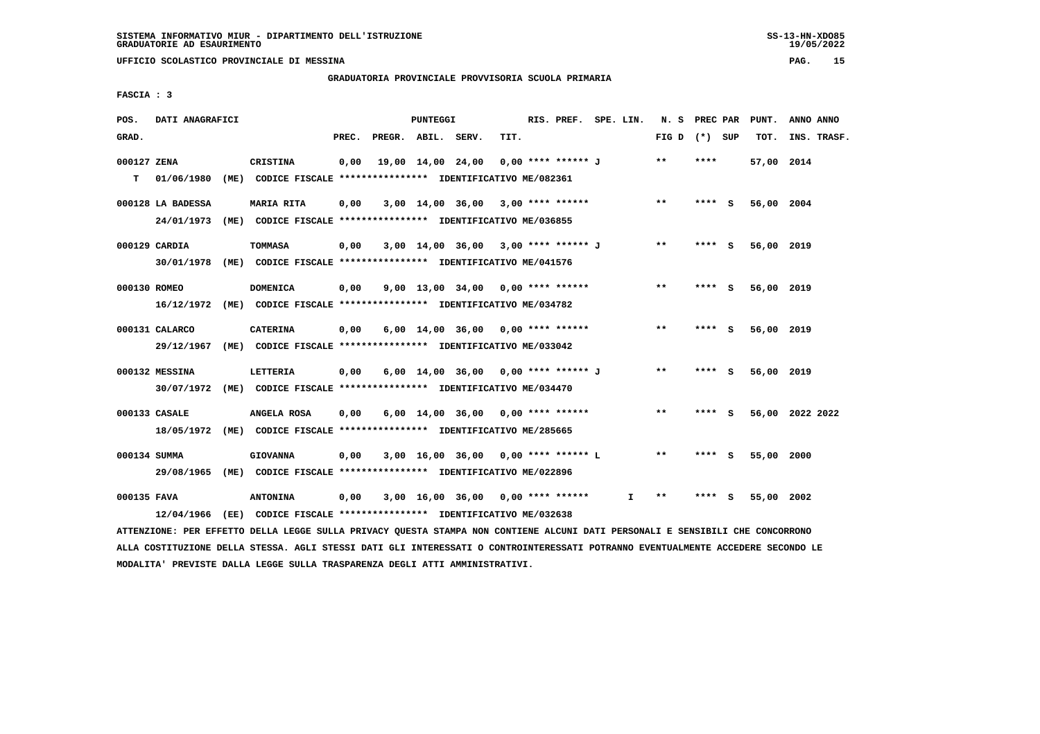SISTEMA INFORMATIVO MIUR - DIPARTIMENTO DELL'ISTRUZIONE
GRADUATORIE AD ESAURIMENTO

UFFICIO SCOLASTICO PROVINCIALE DI MESSINA

GRADUATORIA PROVINCIALE PROVVISORIA SCUOLA PRIMARIA

FASCIA : 3

| POS. GRAD. | DATI ANAGRAFICI | | PREC. | PREGR. | ABIL. | SERV. | TIT. | RIS. PREF. | SPE. LIN. | N. S FIG D | PREC PAR (*) SUP | PUNT. TOT. | ANNO ANNO INS. TRASF. |
|---|---|---|---|---|---|---|---|---|---|---|---|---|---|
| 000127 ZENA | CRISTINA | | 0,00 | 19,00 | 14,00 | 24,00 | 0,00 | **** ****** J | | ** | **** | 57,00 | 2014 |
| T | 01/06/1980 (ME) | CODICE FISCALE **************** IDENTIFICATIVO ME/082361 | | | | | | | | | | | |
| 000128 LA BADESSA | MARIA RITA | | 0,00 | 3,00 | 14,00 | 36,00 | 3,00 | **** ****** | | ** | **** S | 56,00 | 2004 |
| | 24/01/1973 (ME) | CODICE FISCALE **************** IDENTIFICATIVO ME/036855 | | | | | | | | | | | |
| 000129 CARDIA | TOMMASA | | 0,00 | 3,00 | 14,00 | 36,00 | 3,00 | **** ****** J | | ** | **** S | 56,00 | 2019 |
| | 30/01/1978 (ME) | CODICE FISCALE **************** IDENTIFICATIVO ME/041576 | | | | | | | | | | | |
| 000130 ROMEO | DOMENICA | | 0,00 | 9,00 | 13,00 | 34,00 | 0,00 | **** ****** | | ** | **** S | 56,00 | 2019 |
| | 16/12/1972 (ME) | CODICE FISCALE **************** IDENTIFICATIVO ME/034782 | | | | | | | | | | | |
| 000131 CALARCO | CATERINA | | 0,00 | 6,00 | 14,00 | 36,00 | 0,00 | **** ****** | | ** | **** S | 56,00 | 2019 |
| | 29/12/1967 (ME) | CODICE FISCALE **************** IDENTIFICATIVO ME/033042 | | | | | | | | | | | |
| 000132 MESSINA | LETTERIA | | 0,00 | 6,00 | 14,00 | 36,00 | 0,00 | **** ****** J | | ** | **** S | 56,00 | 2019 |
| | 30/07/1972 (ME) | CODICE FISCALE **************** IDENTIFICATIVO ME/034470 | | | | | | | | | | | |
| 000133 CASALE | ANGELA ROSA | | 0,00 | 6,00 | 14,00 | 36,00 | 0,00 | **** ****** | | ** | **** S | 56,00 | 2022 2022 |
| | 18/05/1972 (ME) | CODICE FISCALE **************** IDENTIFICATIVO ME/285665 | | | | | | | | | | | |
| 000134 SUMMA | GIOVANNA | | 0,00 | 3,00 | 16,00 | 36,00 | 0,00 | **** ****** L | | ** | **** S | 55,00 | 2000 |
| | 29/08/1965 (ME) | CODICE FISCALE **************** IDENTIFICATIVO ME/022896 | | | | | | | | | | | |
| 000135 FAVA | ANTONINA | | 0,00 | 3,00 | 16,00 | 36,00 | 0,00 | **** ****** | I | ** | **** S | 55,00 | 2002 |
| | 12/04/1966 (EE) | CODICE FISCALE **************** IDENTIFICATIVO ME/032638 | | | | | | | | | | | |

ATTENZIONE: PER EFFETTO DELLA LEGGE SULLA PRIVACY QUESTA STAMPA NON CONTIENE ALCUNI DATI PERSONALI E SENSIBILI CHE CONCORRONO ALLA COSTITUZIONE DELLA STESSA. AGLI STESSI DATI GLI INTERESSATI O CONTROINTERESSATI POTRANNO EVENTUALMENTE ACCEDERE SECONDO LE MODALITA' PREVISTE DALLA LEGGE SULLA TRASPARENZA DEGLI ATTI AMMINISTRATIVI.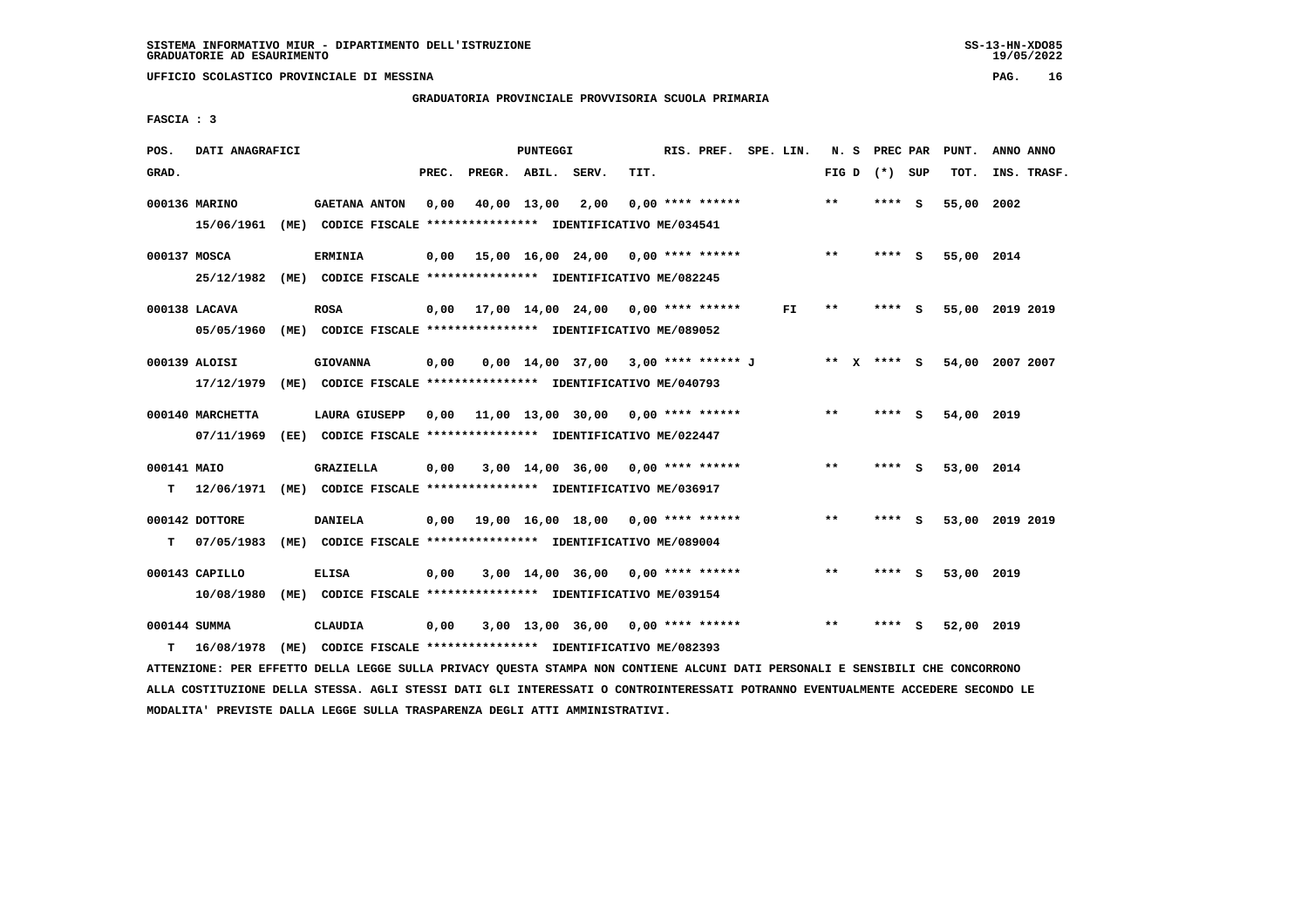SISTEMA INFORMATIVO MIUR - DIPARTIMENTO DELL'ISTRUZIONE
GRADUATORIE AD ESAURIMENTO

UFFICIO SCOLASTICO PROVINCIALE DI MESSINA

GRADUATORIA PROVINCIALE PROVVISORIA SCUOLA PRIMARIA

FASCIA : 3

| POS. GRAD. | DATI ANAGRAFICI | | PREC. | PREGR. | ABIL. | SERV. | TIT. | RIS. PREF. | SPE. LIN. | N. S FIG D | PREC PAR (*) SUP | PUNT. TOT. | ANNO ANNO INS. TRASF. |
|---|---|---|---|---|---|---|---|---|---|---|---|---|---|
| 000136 | MARINO | GAETANA ANTON | 0,00 | 40,00 | 13,00 | 2,00 | 0,00 | **** ****** | | ** | **** S | 55,00 | 2002 |
| | 15/06/1961 (ME) CODICE FISCALE **************** IDENTIFICATIVO ME/034541 | | | | | | | | | | | | |
| 000137 | MOSCA | ERMINIA | 0,00 | 15,00 | 16,00 | 24,00 | 0,00 | **** ****** | | ** | **** S | 55,00 | 2014 |
| | 25/12/1982 (ME) CODICE FISCALE **************** IDENTIFICATIVO ME/082245 | | | | | | | | | | | | |
| 000138 | LACAVA | ROSA | 0,00 | 17,00 | 14,00 | 24,00 | 0,00 | **** ****** | FI | ** | **** S | 55,00 | 2019 2019 |
| | 05/05/1960 (ME) CODICE FISCALE **************** IDENTIFICATIVO ME/089052 | | | | | | | | | | | | |
| 000139 | ALOISI | GIOVANNA | 0,00 | 0,00 | 14,00 | 37,00 | 3,00 | **** ****** J | | ** X | **** S | 54,00 | 2007 2007 |
| | 17/12/1979 (ME) CODICE FISCALE **************** IDENTIFICATIVO ME/040793 | | | | | | | | | | | | |
| 000140 | MARCHETTA | LAURA GIUSEPP | 0,00 | 11,00 | 13,00 | 30,00 | 0,00 | **** ****** | | ** | **** S | 54,00 | 2019 |
| | 07/11/1969 (EE) CODICE FISCALE **************** IDENTIFICATIVO ME/022447 | | | | | | | | | | | | |
| 000141 | MAIO | GRAZIELLA | 0,00 | 3,00 | 14,00 | 36,00 | 0,00 | **** ****** | | ** | **** S | 53,00 | 2014 |
| T | 12/06/1971 (ME) CODICE FISCALE **************** IDENTIFICATIVO ME/036917 | | | | | | | | | | | | |
| 000142 | DOTTORE | DANIELA | 0,00 | 19,00 | 16,00 | 18,00 | 0,00 | **** ****** | | ** | **** S | 53,00 | 2019 2019 |
| T | 07/05/1983 (ME) CODICE FISCALE **************** IDENTIFICATIVO ME/089004 | | | | | | | | | | | | |
| 000143 | CAPILLO | ELISA | 0,00 | 3,00 | 14,00 | 36,00 | 0,00 | **** ****** | | ** | **** S | 53,00 | 2019 |
| | 10/08/1980 (ME) CODICE FISCALE **************** IDENTIFICATIVO ME/039154 | | | | | | | | | | | | |
| 000144 | SUMMA | CLAUDIA | 0,00 | 3,00 | 13,00 | 36,00 | 0,00 | **** ****** | | ** | **** S | 52,00 | 2019 |
| T | 16/08/1978 (ME) CODICE FISCALE **************** IDENTIFICATIVO ME/082393 | | | | | | | | | | | | |

ATTENZIONE: PER EFFETTO DELLA LEGGE SULLA PRIVACY QUESTA STAMPA NON CONTIENE ALCUNI DATI PERSONALI E SENSIBILI CHE CONCORRONO ALLA COSTITUZIONE DELLA STESSA. AGLI STESSI DATI GLI INTERESSATI O CONTROINTERESSATI POTRANNO EVENTUALMENTE ACCEDERE SECONDO LE MODALITA' PREVISTE DALLA LEGGE SULLA TRASPARENZA DEGLI ATTI AMMINISTRATIVI.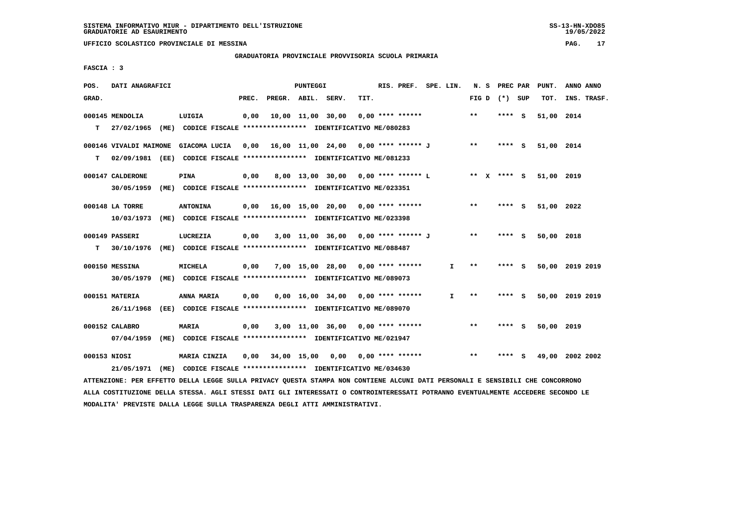SISTEMA INFORMATIVO MIUR - DIPARTIMENTO DELL'ISTRUZIONE
GRADUATORIE AD ESAURIMENTO

UFFICIO SCOLASTICO PROVINCIALE DI MESSINA

GRADUATORIA PROVINCIALE PROVVISORIA SCUOLA PRIMARIA

FASCIA : 3

| POS. GRAD. | DATI ANAGRAFICI | | PREC. | PREGR. | ABIL. | SERV. | TIT. | RIS. PREF. | SPE. LIN. | N. S FIG D | PREC PAR (*) | SUP | PUNT. TOT. | ANNO ANNO INS. TRASF. |
|---|---|---|---|---|---|---|---|---|---|---|---|---|---|---|
| 000145 | MENDOLIA | LUIGIA | 0,00 | 10,00 | 11,00 | 30,00 | 0,00 | **** ****** | | ** | **** | S | 51,00 | 2014 |
| T | 27/02/1965 (ME) CODICE FISCALE **************** IDENTIFICATIVO ME/080283 | | | | | | | | | | | | | |
| 000146 | VIVALDI MAIMONE | GIACOMA LUCIA | 0,00 | 16,00 | 11,00 | 24,00 | 0,00 | **** ****** J | | ** | **** | S | 51,00 | 2014 |
| T | 02/09/1981 (EE) CODICE FISCALE **************** IDENTIFICATIVO ME/081233 | | | | | | | | | | | | | |
| 000147 | CALDERONE | PINA | 0,00 | 8,00 | 13,00 | 30,00 | 0,00 | **** ****** L | | ** X | **** | S | 51,00 | 2019 |
| | 30/05/1959 (ME) CODICE FISCALE **************** IDENTIFICATIVO ME/023351 | | | | | | | | | | | | | |
| 000148 | LA TORRE | ANTONINA | 0,00 | 16,00 | 15,00 | 20,00 | 0,00 | **** ****** | | ** | **** | S | 51,00 | 2022 |
| | 10/03/1973 (ME) CODICE FISCALE **************** IDENTIFICATIVO ME/023398 | | | | | | | | | | | | | |
| 000149 | PASSERI | LUCREZIA | 0,00 | 3,00 | 11,00 | 36,00 | 0,00 | **** ****** J | | ** | **** | S | 50,00 | 2018 |
| T | 30/10/1976 (ME) CODICE FISCALE **************** IDENTIFICATIVO ME/088487 | | | | | | | | | | | | | |
| 000150 | MESSINA | MICHELA | 0,00 | 7,00 | 15,00 | 28,00 | 0,00 | **** ****** | I | ** | **** | S | 50,00 | 2019 2019 |
| | 30/05/1979 (ME) CODICE FISCALE **************** IDENTIFICATIVO ME/089073 | | | | | | | | | | | | | |
| 000151 | MATERIA | ANNA MARIA | 0,00 | 0,00 | 16,00 | 34,00 | 0,00 | **** ****** | I | ** | **** | S | 50,00 | 2019 2019 |
| | 26/11/1968 (EE) CODICE FISCALE **************** IDENTIFICATIVO ME/089070 | | | | | | | | | | | | | |
| 000152 | CALABRO | MARIA | 0,00 | 3,00 | 11,00 | 36,00 | 0,00 | **** ****** | | ** | **** | S | 50,00 | 2019 |
| | 07/04/1959 (ME) CODICE FISCALE **************** IDENTIFICATIVO ME/021947 | | | | | | | | | | | | | |
| 000153 | NIOSI | MARIA CINZIA | 0,00 | 34,00 | 15,00 | 0,00 | 0,00 | **** ****** | | ** | **** | S | 49,00 | 2002 2002 |
| | 21/05/1971 (ME) CODICE FISCALE **************** IDENTIFICATIVO ME/034630 | | | | | | | | | | | | | |

ATTENZIONE: PER EFFETTO DELLA LEGGE SULLA PRIVACY QUESTA STAMPA NON CONTIENE ALCUNI DATI PERSONALI E SENSIBILI CHE CONCORRONO ALLA COSTITUZIONE DELLA STESSA. AGLI STESSI DATI GLI INTERESSATI O CONTROINTERESSATI POTRANNO EVENTUALMENTE ACCEDERE SECONDO LE MODALITA' PREVISTE DALLA LEGGE SULLA TRASPARENZA DEGLI ATTI AMMINISTRATIVI.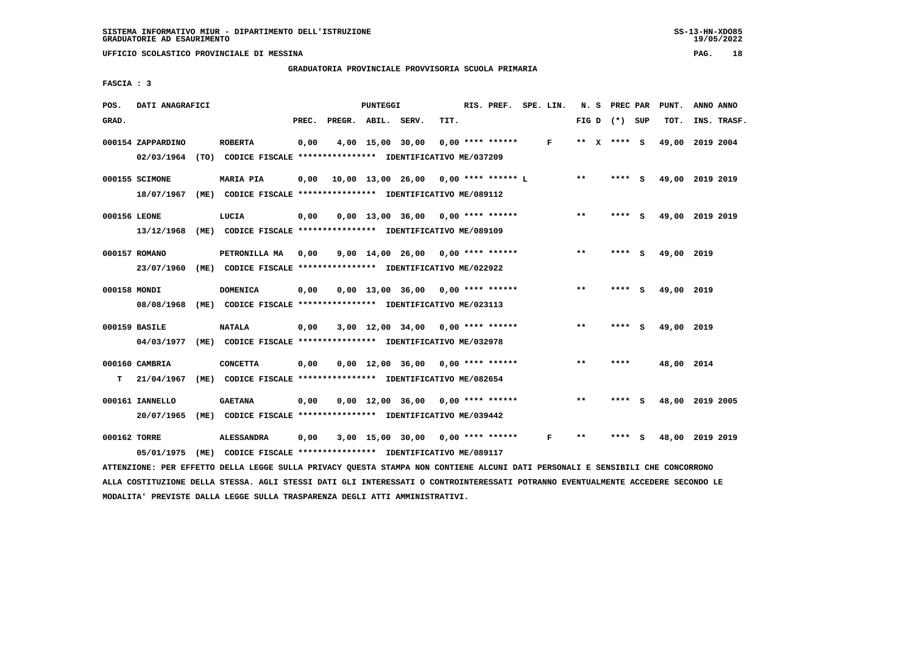GRADUATORIA PROVINCIALE PROVVISORIA SCUOLA PRIMARIA

FASCIA : 3

| POS. GRAD. | DATI ANAGRAFICI | | PREC. | PREGR. | ABIL. | SERV. | TIT. | RIS. PREF. | SPE. LIN. | N. S FIG D | PREC PAR (*) SUP | PUNT. TOT. | ANNO ANNO INS. TRASF. |
|---|---|---|---|---|---|---|---|---|---|---|---|---|---|
| 000154 | ZAPPARDINO | ROBERTA | 0,00 | 4,00 | 15,00 | 30,00 | 0,00 | **** ****** | F | ** X | **** S | 49,00 | 2019 2004 |
| | 02/03/1964 (TO) CODICE FISCALE **************** IDENTIFICATIVO ME/037209 | | | | | | | | | | | | |
| 000155 | SCIMONE | MARIA PIA | 0,00 | 10,00 | 13,00 | 26,00 | 0,00 | **** ****** L | | ** | **** S | 49,00 | 2019 2019 |
| | 18/07/1967 (ME) CODICE FISCALE **************** IDENTIFICATIVO ME/089112 | | | | | | | | | | | | |
| 000156 | LEONE | LUCIA | 0,00 | 0,00 | 13,00 | 36,00 | 0,00 | **** ****** | | ** | **** S | 49,00 | 2019 2019 |
| | 13/12/1968 (ME) CODICE FISCALE **************** IDENTIFICATIVO ME/089109 | | | | | | | | | | | | |
| 000157 | ROMANO | PETRONILLA MA | 0,00 | 9,00 | 14,00 | 26,00 | 0,00 | **** ****** | | ** | **** S | 49,00 | 2019 |
| | 23/07/1960 (ME) CODICE FISCALE **************** IDENTIFICATIVO ME/022922 | | | | | | | | | | | | |
| 000158 | MONDI | DOMENICA | 0,00 | 0,00 | 13,00 | 36,00 | 0,00 | **** ****** | | ** | **** S | 49,00 | 2019 |
| | 08/08/1968 (ME) CODICE FISCALE **************** IDENTIFICATIVO ME/023113 | | | | | | | | | | | | |
| 000159 | BASILE | NATALA | 0,00 | 3,00 | 12,00 | 34,00 | 0,00 | **** ****** | | ** | **** S | 49,00 | 2019 |
| | 04/03/1977 (ME) CODICE FISCALE **************** IDENTIFICATIVO ME/032978 | | | | | | | | | | | | |
| 000160 | CAMBRIA | CONCETTA | 0,00 | 0,00 | 12,00 | 36,00 | 0,00 | **** ****** | | ** | **** | 48,00 | 2014 |
| T | 21/04/1967 (ME) CODICE FISCALE **************** IDENTIFICATIVO ME/082654 | | | | | | | | | | | | |
| 000161 | IANNELLO | GAETANA | 0,00 | 0,00 | 12,00 | 36,00 | 0,00 | **** ****** | | ** | **** S | 48,00 | 2019 2005 |
| | 20/07/1965 (ME) CODICE FISCALE **************** IDENTIFICATIVO ME/039442 | | | | | | | | | | | | |
| 000162 | TORRE | ALESSANDRA | 0,00 | 3,00 | 15,00 | 30,00 | 0,00 | **** ****** | F | ** | **** S | 48,00 | 2019 2019 |
| | 05/01/1975 (ME) CODICE FISCALE **************** IDENTIFICATIVO ME/089117 | | | | | | | | | | | | |

ATTENZIONE: PER EFFETTO DELLA LEGGE SULLA PRIVACY QUESTA STAMPA NON CONTIENE ALCUNI DATI PERSONALI E SENSIBILI CHE CONCORRONO ALLA COSTITUZIONE DELLA STESSA. AGLI STESSI DATI GLI INTERESSATI O CONTROINTERESSATI POTRANNO EVENTUALMENTE ACCEDERE SECONDO LE MODALITA' PREVISTE DALLA LEGGE SULLA TRASPARENZA DEGLI ATTI AMMINISTRATIVI.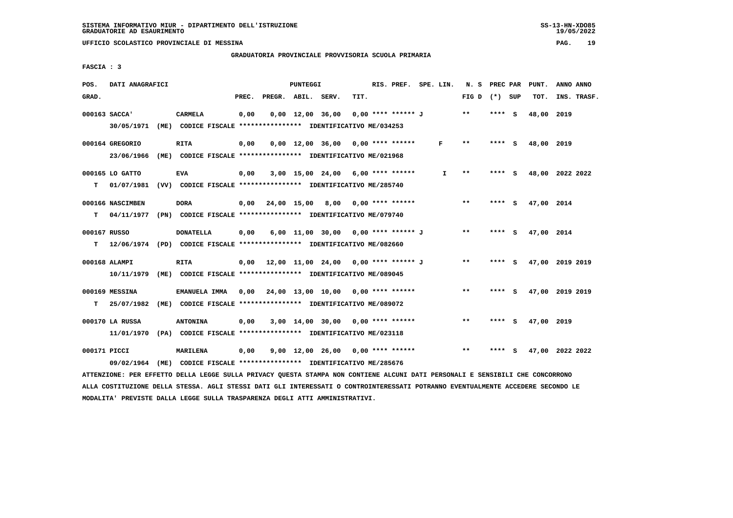SISTEMA INFORMATIVO MIUR - DIPARTIMENTO DELL'ISTRUZIONE
GRADUATORIE AD ESAURIMENTO

UFFICIO SCOLASTICO PROVINCIALE DI MESSINA

GRADUATORIA PROVINCIALE PROVVISORIA SCUOLA PRIMARIA

FASCIA : 3

| POS. GRAD. | DATI ANAGRAFICI | | PREC. | PREGR. | ABIL. | SERV. | TIT. | RIS. PREF. | SPE. LIN. | N. S FIG D | PREC PAR (*) | SUP | PUNT. TOT. | ANNO INS. | ANNO TRASF. |
|---|---|---|---|---|---|---|---|---|---|---|---|---|---|---|---|
| 000163 | SACCA' | CARMELA | 0,00 | 0,00 | 12,00 | 36,00 | 0,00 | **** ****** J | | ** | **** | S | 48,00 | 2019 | |
| | 30/05/1971 (ME) | CODICE FISCALE **************** IDENTIFICATIVO ME/034253 | | | | | | | | | | | | | |
| 000164 | GREGORIO | RITA | 0,00 | 0,00 | 12,00 | 36,00 | 0,00 | **** ****** | F | ** | **** | S | 48,00 | 2019 | |
| | 23/06/1966 (ME) | CODICE FISCALE **************** IDENTIFICATIVO ME/021968 | | | | | | | | | | | | | |
| 000165 | LO GATTO | EVA | 0,00 | 3,00 | 15,00 | 24,00 | 6,00 | **** ****** | I | ** | **** | S | 48,00 | 2022 | 2022 |
| T | 01/07/1981 (VV) | CODICE FISCALE **************** IDENTIFICATIVO ME/285740 | | | | | | | | | | | | | |
| 000166 | NASCIMBEN | DORA | 0,00 | 24,00 | 15,00 | 8,00 | 0,00 | **** ****** | | ** | **** | S | 47,00 | 2014 | |
| T | 04/11/1977 (PN) | CODICE FISCALE **************** IDENTIFICATIVO ME/079740 | | | | | | | | | | | | | |
| 000167 | RUSSO | DONATELLA | 0,00 | 6,00 | 11,00 | 30,00 | 0,00 | **** ****** J | | ** | **** | S | 47,00 | 2014 | |
| T | 12/06/1974 (PD) | CODICE FISCALE **************** IDENTIFICATIVO ME/082660 | | | | | | | | | | | | | |
| 000168 | ALAMPI | RITA | 0,00 | 12,00 | 11,00 | 24,00 | 0,00 | **** ****** J | | ** | **** | S | 47,00 | 2019 | 2019 |
| | 10/11/1979 (ME) | CODICE FISCALE **************** IDENTIFICATIVO ME/089045 | | | | | | | | | | | | | |
| 000169 | MESSINA | EMANUELA IMMA | 0,00 | 24,00 | 13,00 | 10,00 | 0,00 | **** ****** | | ** | **** | S | 47,00 | 2019 | 2019 |
| T | 25/07/1982 (ME) | CODICE FISCALE **************** IDENTIFICATIVO ME/089072 | | | | | | | | | | | | | |
| 000170 | LA RUSSA | ANTONINA | 0,00 | 3,00 | 14,00 | 30,00 | 0,00 | **** ****** | | ** | **** | S | 47,00 | 2019 | |
| | 11/01/1970 (PA) | CODICE FISCALE **************** IDENTIFICATIVO ME/023118 | | | | | | | | | | | | | |
| 000171 | PICCI | MARILENA | 0,00 | 9,00 | 12,00 | 26,00 | 0,00 | **** ****** | | ** | **** | S | 47,00 | 2022 | 2022 |
| | 09/02/1964 (ME) | CODICE FISCALE **************** IDENTIFICATIVO ME/285676 | | | | | | | | | | | | | |

ATTENZIONE: PER EFFETTO DELLA LEGGE SULLA PRIVACY QUESTA STAMPA NON CONTIENE ALCUNI DATI PERSONALI E SENSIBILI CHE CONCORRONO ALLA COSTITUZIONE DELLA STESSA. AGLI STESSI DATI GLI INTERESSATI O CONTROINTERESSATI POTRANNO EVENTUALMENTE ACCEDERE SECONDO LE MODALITA' PREVISTE DALLA LEGGE SULLA TRASPARENZA DEGLI ATTI AMMINISTRATIVI.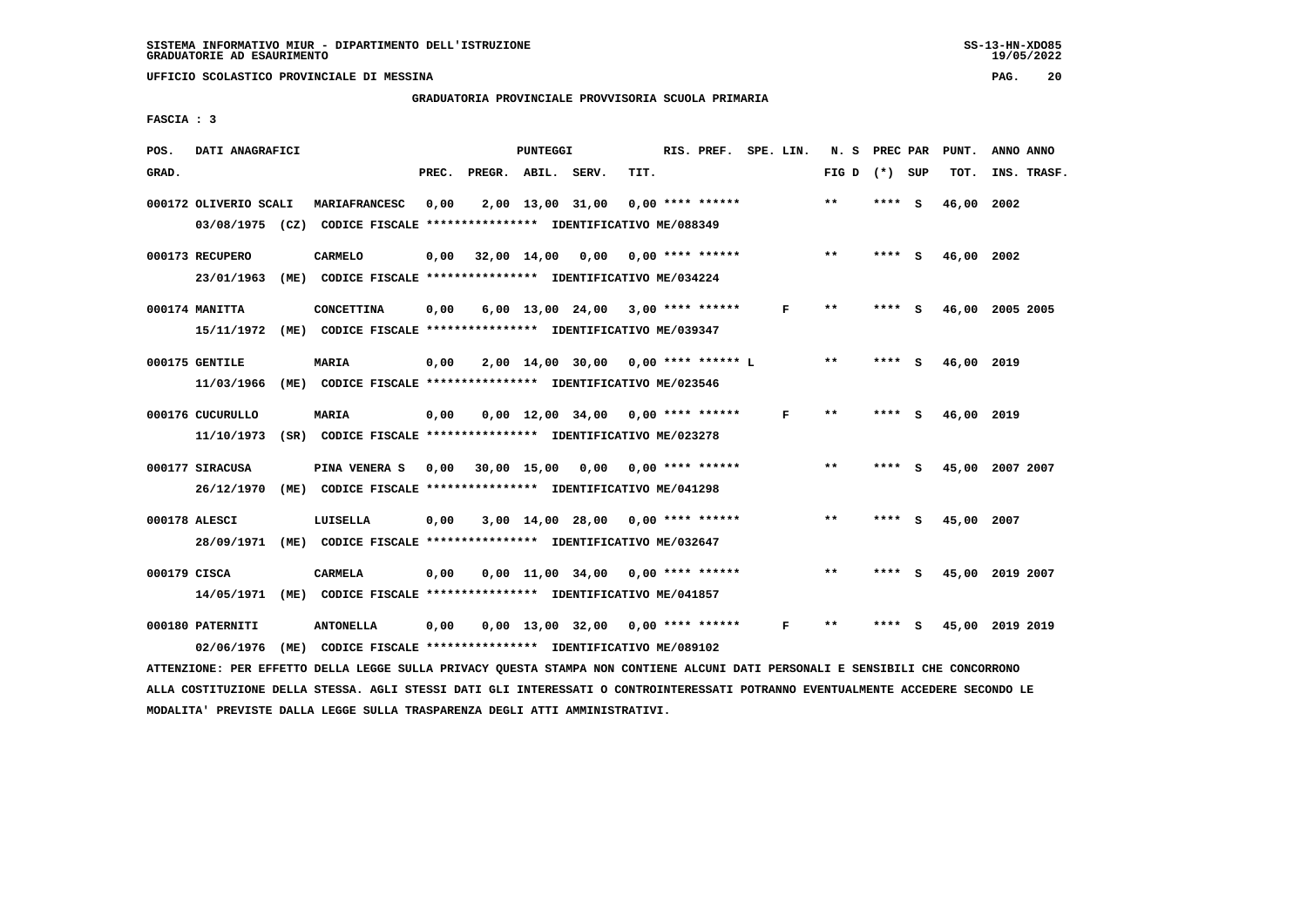SISTEMA INFORMATIVO MIUR - DIPARTIMENTO DELL'ISTRUZIONE
GRADUATORIE AD ESAURIMENTO

UFFICIO SCOLASTICO PROVINCIALE DI MESSINA

GRADUATORIA PROVINCIALE PROVVISORIA SCUOLA PRIMARIA

FASCIA : 3

| POS. GRAD. | DATI ANAGRAFICI | | PREC. | PREGR. | ABIL. | SERV. | TIT. | RIS. PREF. | SPE. LIN. | N. S FIG D | PREC PAR (*) | SUP | PUNT. TOT. | ANNO INS. | ANNO TRASF. |
|---|---|---|---|---|---|---|---|---|---|---|---|---|---|---|---|
| 000172 | OLIVERIO SCALI | MARIAFRANCESC | 0,00 | 2,00 | 13,00 | 31,00 | 0,00 | **** ****** | | ** | **** | S | 46,00 | 2002 | |
| | 03/08/1975 (CZ) | CODICE FISCALE **************** IDENTIFICATIVO ME/088349 | | | | | | | | | | | | | |
| 000173 | RECUPERO | CARMELO | 0,00 | 32,00 | 14,00 | 0,00 | 0,00 | **** ****** | | ** | **** | S | 46,00 | 2002 | |
| | 23/01/1963 (ME) | CODICE FISCALE **************** IDENTIFICATIVO ME/034224 | | | | | | | | | | | | | |
| 000174 | MANITTA | CONCETTINA | 0,00 | 6,00 | 13,00 | 24,00 | 3,00 | **** ****** | F | ** | **** | S | 46,00 | 2005 | 2005 |
| | 15/11/1972 (ME) | CODICE FISCALE **************** IDENTIFICATIVO ME/039347 | | | | | | | | | | | | | |
| 000175 | GENTILE | MARIA | 0,00 | 2,00 | 14,00 | 30,00 | 0,00 | **** ****** L | | ** | **** | S | 46,00 | 2019 | |
| | 11/03/1966 (ME) | CODICE FISCALE **************** IDENTIFICATIVO ME/023546 | | | | | | | | | | | | | |
| 000176 | CUCURULLO | MARIA | 0,00 | 0,00 | 12,00 | 34,00 | 0,00 | **** ****** | F | ** | **** | S | 46,00 | 2019 | |
| | 11/10/1973 (SR) | CODICE FISCALE **************** IDENTIFICATIVO ME/023278 | | | | | | | | | | | | | |
| 000177 | SIRACUSA | PINA VENERA S | 0,00 | 30,00 | 15,00 | 0,00 | 0,00 | **** ****** | | ** | **** | S | 45,00 | 2007 | 2007 |
| | 26/12/1970 (ME) | CODICE FISCALE **************** IDENTIFICATIVO ME/041298 | | | | | | | | | | | | | |
| 000178 | ALESCI | LUISELLA | 0,00 | 3,00 | 14,00 | 28,00 | 0,00 | **** ****** | | ** | **** | S | 45,00 | 2007 | |
| | 28/09/1971 (ME) | CODICE FISCALE **************** IDENTIFICATIVO ME/032647 | | | | | | | | | | | | | |
| 000179 | CISCA | CARMELA | 0,00 | 0,00 | 11,00 | 34,00 | 0,00 | **** ****** | | ** | **** | S | 45,00 | 2019 | 2007 |
| | 14/05/1971 (ME) | CODICE FISCALE **************** IDENTIFICATIVO ME/041857 | | | | | | | | | | | | | |
| 000180 | PATERNITI | ANTONELLA | 0,00 | 0,00 | 13,00 | 32,00 | 0,00 | **** ****** | F | ** | **** | S | 45,00 | 2019 | 2019 |
| | 02/06/1976 (ME) | CODICE FISCALE **************** IDENTIFICATIVO ME/089102 | | | | | | | | | | | | | |

ATTENZIONE: PER EFFETTO DELLA LEGGE SULLA PRIVACY QUESTA STAMPA NON CONTIENE ALCUNI DATI PERSONALI E SENSIBILI CHE CONCORRONO ALLA COSTITUZIONE DELLA STESSA. AGLI STESSI DATI GLI INTERESSATI O CONTROINTERESSATI POTRANNO EVENTUALMENTE ACCEDERE SECONDO LE MODALITA' PREVISTE DALLA LEGGE SULLA TRASPARENZA DEGLI ATTI AMMINISTRATIVI.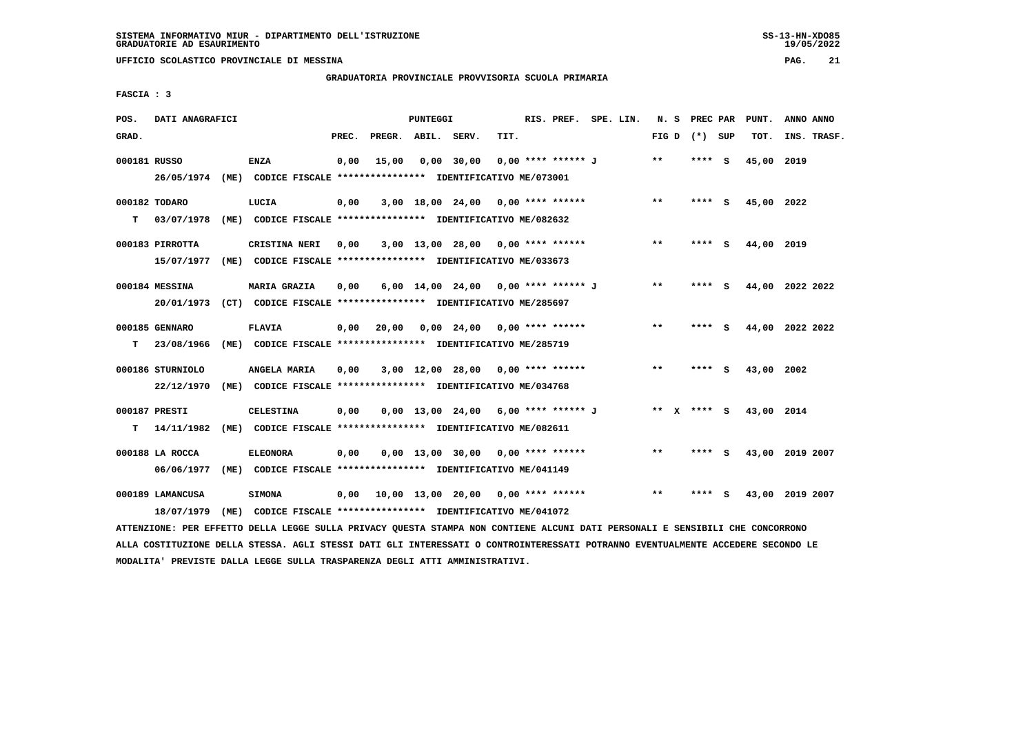GRADUATORIA PROVINCIALE PROVVISORIA SCUOLA PRIMARIA

FASCIA : 3

| POS. GRAD. | DATI ANAGRAFICI | | PREC. | PREGR. | ABIL. | SERV. | TIT. | RIS. PREF. | SPE. LIN. | N. S FIG D | PREC PAR (*) SUP | PUNT. TOT. | ANNO ANNO INS. TRASF. |
|---|---|---|---|---|---|---|---|---|---|---|---|---|---|
| 000181 | RUSSO | ENZA | 0,00 | 15,00 | 0,00 | 30,00 | 0,00 | **** ****** J | | ** | **** S | 45,00 | 2019 |
| | 26/05/1974 (ME) CODICE FISCALE **************** IDENTIFICATIVO ME/073001 | | | | | | | | | | | | |
| 000182 | TODARO | LUCIA | 0,00 | 3,00 | 18,00 | 24,00 | 0,00 | **** ****** | | ** | **** S | 45,00 | 2022 |
| T | 03/07/1978 (ME) CODICE FISCALE **************** IDENTIFICATIVO ME/082632 | | | | | | | | | | | | |
| 000183 | PIRROTTA | CRISTINA NERI | 0,00 | 3,00 | 13,00 | 28,00 | 0,00 | **** ****** | | ** | **** S | 44,00 | 2019 |
| | 15/07/1977 (ME) CODICE FISCALE **************** IDENTIFICATIVO ME/033673 | | | | | | | | | | | | |
| 000184 | MESSINA | MARIA GRAZIA | 0,00 | 6,00 | 14,00 | 24,00 | 0,00 | **** ****** J | | ** | **** S | 44,00 | 2022 2022 |
| | 20/01/1973 (CT) CODICE FISCALE **************** IDENTIFICATIVO ME/285697 | | | | | | | | | | | | |
| 000185 | GENNARO | FLAVIA | 0,00 | 20,00 | 0,00 | 24,00 | 0,00 | **** ****** | | ** | **** S | 44,00 | 2022 2022 |
| T | 23/08/1966 (ME) CODICE FISCALE **************** IDENTIFICATIVO ME/285719 | | | | | | | | | | | | |
| 000186 | STURNIOLO | ANGELA MARIA | 0,00 | 3,00 | 12,00 | 28,00 | 0,00 | **** ****** | | ** | **** S | 43,00 | 2002 |
| | 22/12/1970 (ME) CODICE FISCALE **************** IDENTIFICATIVO ME/034768 | | | | | | | | | | | | |
| 000187 | PRESTI | CELESTINA | 0,00 | 0,00 | 13,00 | 24,00 | 6,00 | **** ****** J | | ** X | **** S | 43,00 | 2014 |
| T | 14/11/1982 (ME) CODICE FISCALE **************** IDENTIFICATIVO ME/082611 | | | | | | | | | | | | |
| 000188 | LA ROCCA | ELEONORA | 0,00 | 0,00 | 13,00 | 30,00 | 0,00 | **** ****** | | ** | **** S | 43,00 | 2019 2007 |
| | 06/06/1977 (ME) CODICE FISCALE **************** IDENTIFICATIVO ME/041149 | | | | | | | | | | | | |
| 000189 | LAMANCUSA | SIMONA | 0,00 | 10,00 | 13,00 | 20,00 | 0,00 | **** ****** | | ** | **** S | 43,00 | 2019 2007 |
| | 18/07/1979 (ME) CODICE FISCALE **************** IDENTIFICATIVO ME/041072 | | | | | | | | | | | | |

ATTENZIONE: PER EFFETTO DELLA LEGGE SULLA PRIVACY QUESTA STAMPA NON CONTIENE ALCUNI DATI PERSONALI E SENSIBILI CHE CONCORRONO ALLA COSTITUZIONE DELLA STESSA. AGLI STESSI DATI GLI INTERESSATI O CONTROINTERESSATI POTRANNO EVENTUALMENTE ACCEDERE SECONDO LE MODALITA' PREVISTE DALLA LEGGE SULLA TRASPARENZA DEGLI ATTI AMMINISTRATIVI.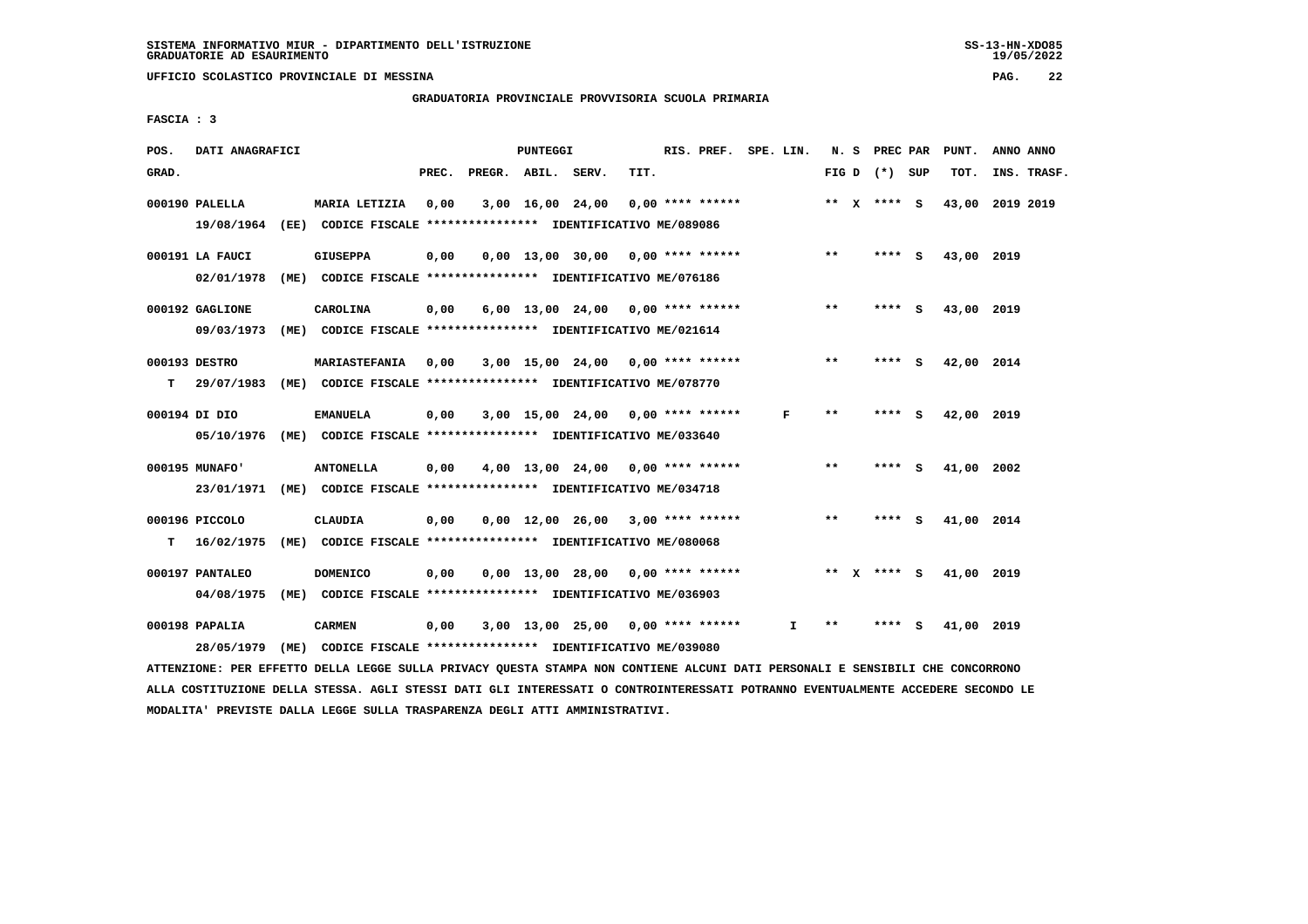SISTEMA INFORMATIVO MIUR - DIPARTIMENTO DELL'ISTRUZIONE
GRADUATORIE AD ESAURIMENTO

UFFICIO SCOLASTICO PROVINCIALE DI MESSINA

GRADUATORIA PROVINCIALE PROVVISORIA SCUOLA PRIMARIA

FASCIA : 3

| POS. GRAD. | DATI ANAGRAFICI | | PREC. | PREGR. | ABIL. | SERV. | TIT. | RIS. PREF. | SPE. LIN. | N. S FIG D | PREC PAR (*) SUP | PUNT. TOT. | ANNO ANNO INS. TRASF. |
|---|---|---|---|---|---|---|---|---|---|---|---|---|---|
| 000190 | PALELLA 19/08/1964 (EE) CODICE FISCALE **************** IDENTIFICATIVO ME/089086 | MARIA LETIZIA | 0,00 | 3,00 | 16,00 | 24,00 | 0,00 | **** ****** | | ** X | **** S | 43,00 | 2019 2019 |
| 000191 | LA FAUCI 02/01/1978 (ME) CODICE FISCALE **************** IDENTIFICATIVO ME/076186 | GIUSEPPA | 0,00 | 0,00 | 13,00 | 30,00 | 0,00 | **** ****** | | ** | **** S | 43,00 | 2019 |
| 000192 | GAGLIONE 09/03/1973 (ME) CODICE FISCALE **************** IDENTIFICATIVO ME/021614 | CAROLINA | 0,00 | 6,00 | 13,00 | 24,00 | 0,00 | **** ****** | | ** | **** S | 43,00 | 2019 |
| 000193 T | DESTRO 29/07/1983 (ME) CODICE FISCALE **************** IDENTIFICATIVO ME/078770 | MARIASTEFANIA | 0,00 | 3,00 | 15,00 | 24,00 | 0,00 | **** ****** | | ** | **** S | 42,00 | 2014 |
| 000194 | DI DIO 05/10/1976 (ME) CODICE FISCALE **************** IDENTIFICATIVO ME/033640 | EMANUELA | 0,00 | 3,00 | 15,00 | 24,00 | 0,00 | **** ****** | F | ** | **** S | 42,00 | 2019 |
| 000195 | MUNAFO' 23/01/1971 (ME) CODICE FISCALE **************** IDENTIFICATIVO ME/034718 | ANTONELLA | 0,00 | 4,00 | 13,00 | 24,00 | 0,00 | **** ****** | | ** | **** S | 41,00 | 2002 |
| 000196 T | PICCOLO 16/02/1975 (ME) CODICE FISCALE **************** IDENTIFICATIVO ME/080068 | CLAUDIA | 0,00 | 0,00 | 12,00 | 26,00 | 3,00 | **** ****** | | ** | **** S | 41,00 | 2014 |
| 000197 | PANTALEO 04/08/1975 (ME) CODICE FISCALE **************** IDENTIFICATIVO ME/036903 | DOMENICO | 0,00 | 0,00 | 13,00 | 28,00 | 0,00 | **** ****** | | ** X | **** S | 41,00 | 2019 |
| 000198 | PAPALIA 28/05/1979 (ME) CODICE FISCALE **************** IDENTIFICATIVO ME/039080 | CARMEN | 0,00 | 3,00 | 13,00 | 25,00 | 0,00 | **** ****** | I | ** | **** S | 41,00 | 2019 |

ATTENZIONE: PER EFFETTO DELLA LEGGE SULLA PRIVACY QUESTA STAMPA NON CONTIENE ALCUNI DATI PERSONALI E SENSIBILI CHE CONCORRONO ALLA COSTITUZIONE DELLA STESSA. AGLI STESSI DATI GLI INTERESSATI O CONTROINTERESSATI POTRANNO EVENTUALMENTE ACCEDERE SECONDO LE MODALITA' PREVISTE DALLA LEGGE SULLA TRASPARENZA DEGLI ATTI AMMINISTRATIVI.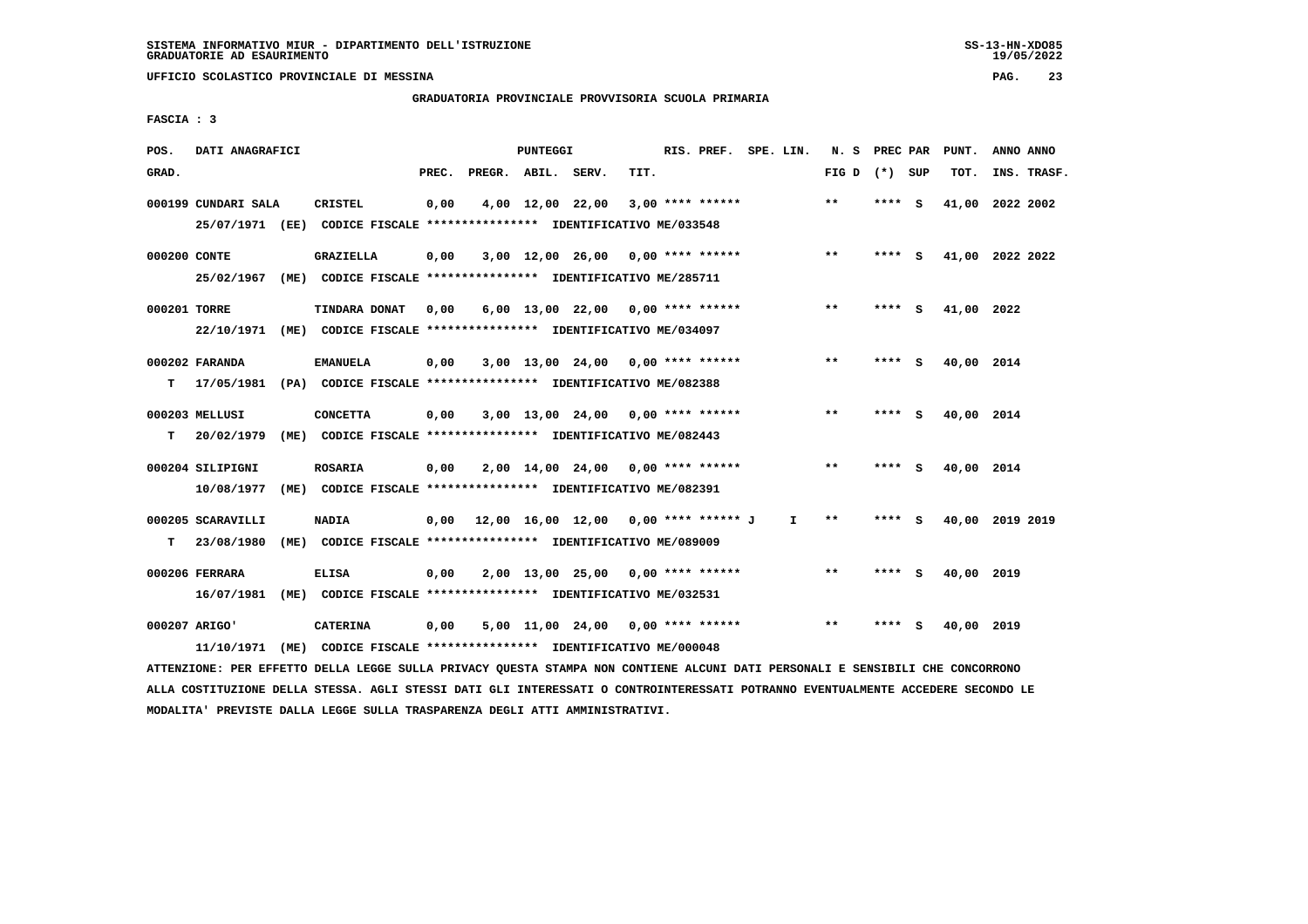SISTEMA INFORMATIVO MIUR - DIPARTIMENTO DELL'ISTRUZIONE
GRADUATORIE AD ESAURIMENTO

UFFICIO SCOLASTICO PROVINCIALE DI MESSINA

GRADUATORIA PROVINCIALE PROVVISORIA SCUOLA PRIMARIA

FASCIA : 3

| POS. GRAD. | DATI ANAGRAFICI | | PREC. | PREGR. | ABIL. | SERV. | TIT. | RIS. PREF. | SPE. LIN. | N. S FIG D | PREC PAR (*) | SUP | PUNT. TOT. | ANNO INS. | ANNO TRASF. |
|---|---|---|---|---|---|---|---|---|---|---|---|---|---|---|---|
| 000199 | CUNDARI SALA | CRISTEL | 0,00 | 4,00 | 12,00 | 22,00 | 3,00 | **** ****** | | ** | **** | S | 41,00 | 2022 | 2002 |
| | 25/07/1971 (EE) CODICE FISCALE **************** IDENTIFICATIVO ME/033548 | | | | | | | | | | | | | | |
| 000200 | CONTE | GRAZIELLA | 0,00 | 3,00 | 12,00 | 26,00 | 0,00 | **** ****** | | ** | **** | S | 41,00 | 2022 | 2022 |
| | 25/02/1967 (ME) CODICE FISCALE **************** IDENTIFICATIVO ME/285711 | | | | | | | | | | | | | | |
| 000201 | TORRE | TINDARA DONAT | 0,00 | 6,00 | 13,00 | 22,00 | 0,00 | **** ****** | | ** | **** | S | 41,00 | 2022 | |
| | 22/10/1971 (ME) CODICE FISCALE **************** IDENTIFICATIVO ME/034097 | | | | | | | | | | | | | | |
| 000202 | FARANDA | EMANUELA | 0,00 | 3,00 | 13,00 | 24,00 | 0,00 | **** ****** | | ** | **** | S | 40,00 | 2014 | |
| T | 17/05/1981 (PA) CODICE FISCALE **************** IDENTIFICATIVO ME/082388 | | | | | | | | | | | | | | |
| 000203 | MELLUSI | CONCETTA | 0,00 | 3,00 | 13,00 | 24,00 | 0,00 | **** ****** | | ** | **** | S | 40,00 | 2014 | |
| T | 20/02/1979 (ME) CODICE FISCALE **************** IDENTIFICATIVO ME/082443 | | | | | | | | | | | | | | |
| 000204 | SILIPIGNI | ROSARIA | 0,00 | 2,00 | 14,00 | 24,00 | 0,00 | **** ****** | | ** | **** | S | 40,00 | 2014 | |
| | 10/08/1977 (ME) CODICE FISCALE **************** IDENTIFICATIVO ME/082391 | | | | | | | | | | | | | | |
| 000205 | SCARAVILLI | NADIA | 0,00 | 12,00 | 16,00 | 12,00 | 0,00 | **** ****** J | I | ** | **** | S | 40,00 | 2019 | 2019 |
| T | 23/08/1980 (ME) CODICE FISCALE **************** IDENTIFICATIVO ME/089009 | | | | | | | | | | | | | | |
| 000206 | FERRARA | ELISA | 0,00 | 2,00 | 13,00 | 25,00 | 0,00 | **** ****** | | ** | **** | S | 40,00 | 2019 | |
| | 16/07/1981 (ME) CODICE FISCALE **************** IDENTIFICATIVO ME/032531 | | | | | | | | | | | | | | |
| 000207 | ARIGO' | CATERINA | 0,00 | 5,00 | 11,00 | 24,00 | 0,00 | **** ****** | | ** | **** | S | 40,00 | 2019 | |
| | 11/10/1971 (ME) CODICE FISCALE **************** IDENTIFICATIVO ME/000048 | | | | | | | | | | | | | | |

ATTENZIONE: PER EFFETTO DELLA LEGGE SULLA PRIVACY QUESTA STAMPA NON CONTIENE ALCUNI DATI PERSONALI E SENSIBILI CHE CONCORRONO ALLA COSTITUZIONE DELLA STESSA. AGLI STESSI DATI GLI INTERESSATI O CONTROINTERESSATI POTRANNO EVENTUALMENTE ACCEDERE SECONDO LE MODALITA' PREVISTE DALLA LEGGE SULLA TRASPARENZA DEGLI ATTI AMMINISTRATIVI.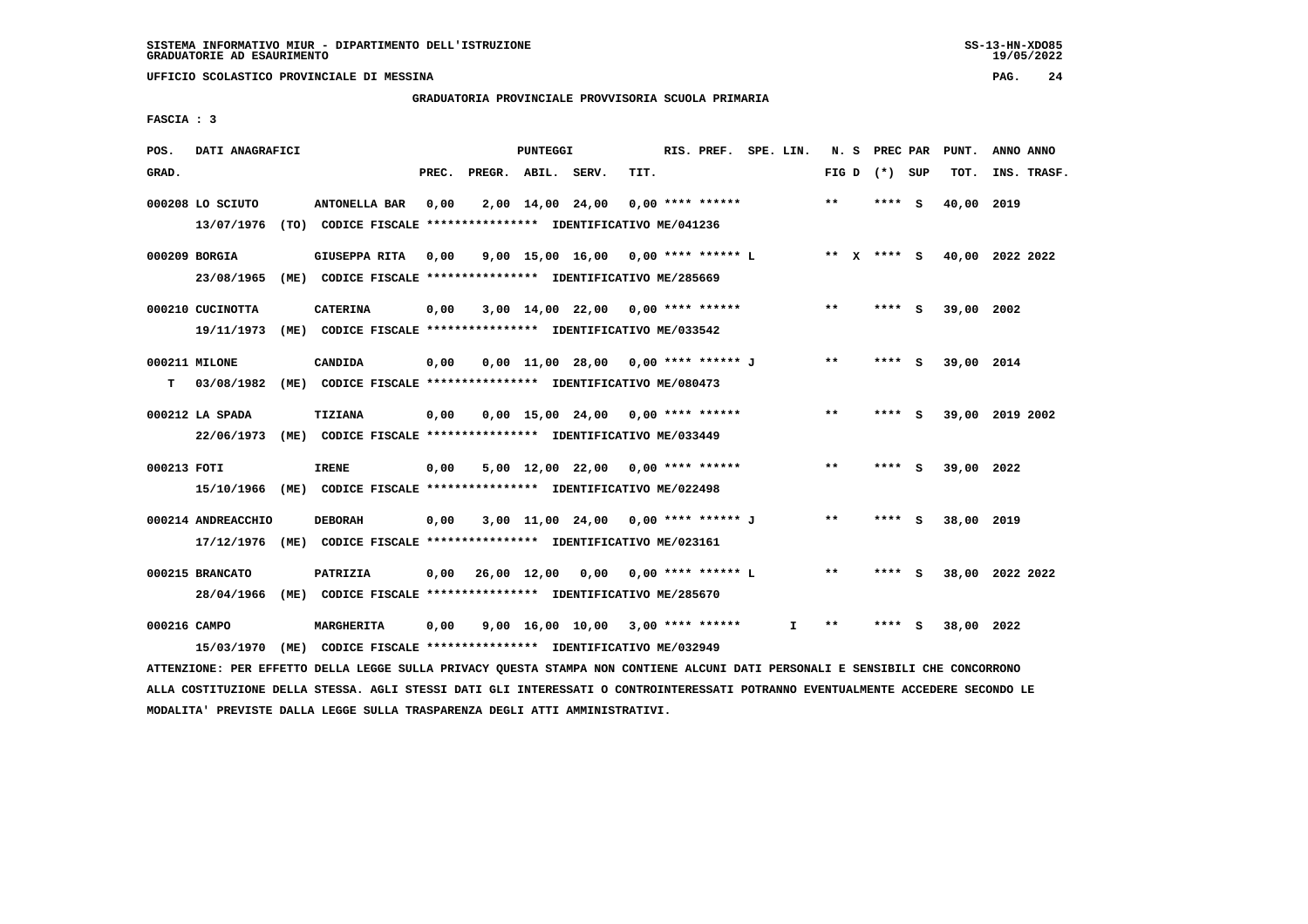SISTEMA INFORMATIVO MIUR - DIPARTIMENTO DELL'ISTRUZIONE
GRADUATORIE AD ESAURIMENTO

UFFICIO SCOLASTICO PROVINCIALE DI MESSINA

GRADUATORIA PROVINCIALE PROVVISORIA SCUOLA PRIMARIA

FASCIA : 3

| POS. GRAD. | DATI ANAGRAFICI | | PREC. | PREGR. | ABIL. | SERV. | TIT. | RIS. PREF. | SPE. LIN. | N. S FIG D | PREC PAR (*) SUP | PUNT. TOT. | ANNO ANNO INS. TRASF. |
|---|---|---|---|---|---|---|---|---|---|---|---|---|---|
| 000208 | LO SCIUTO | ANTONELLA BAR | 0,00 | 2,00 | 14,00 | 24,00 | 0,00 | **** ****** | | ** | **** S | 40,00 | 2019 |
| | 13/07/1976 (TO) CODICE FISCALE **************** IDENTIFICATIVO ME/041236 | | | | | | | | | | | | |
| 000209 | BORGIA | GIUSEPPA RITA | 0,00 | 9,00 | 15,00 | 16,00 | 0,00 | **** ****** L | | ** X | **** S | 40,00 | 2022 2022 |
| | 23/08/1965 (ME) CODICE FISCALE **************** IDENTIFICATIVO ME/285669 | | | | | | | | | | | | |
| 000210 | CUCINOTTA | CATERINA | 0,00 | 3,00 | 14,00 | 22,00 | 0,00 | **** ****** | | ** | **** S | 39,00 | 2002 |
| | 19/11/1973 (ME) CODICE FISCALE **************** IDENTIFICATIVO ME/033542 | | | | | | | | | | | | |
| 000211 | MILONE | CANDIDA | 0,00 | 0,00 | 11,00 | 28,00 | 0,00 | **** ****** J | | ** | **** S | 39,00 | 2014 |
| T | 03/08/1982 (ME) CODICE FISCALE **************** IDENTIFICATIVO ME/080473 | | | | | | | | | | | | |
| 000212 | LA SPADA | TIZIANA | 0,00 | 0,00 | 15,00 | 24,00 | 0,00 | **** ****** | | ** | **** S | 39,00 | 2019 2002 |
| | 22/06/1973 (ME) CODICE FISCALE **************** IDENTIFICATIVO ME/033449 | | | | | | | | | | | | |
| 000213 | FOTI | IRENE | 0,00 | 5,00 | 12,00 | 22,00 | 0,00 | **** ****** | | ** | **** S | 39,00 | 2022 |
| | 15/10/1966 (ME) CODICE FISCALE **************** IDENTIFICATIVO ME/022498 | | | | | | | | | | | | |
| 000214 | ANDREACCHIO | DEBORAH | 0,00 | 3,00 | 11,00 | 24,00 | 0,00 | **** ****** J | | ** | **** S | 38,00 | 2019 |
| | 17/12/1976 (ME) CODICE FISCALE **************** IDENTIFICATIVO ME/023161 | | | | | | | | | | | | |
| 000215 | BRANCATO | PATRIZIA | 0,00 | 26,00 | 12,00 | 0,00 | 0,00 | **** ****** L | | ** | **** S | 38,00 | 2022 2022 |
| | 28/04/1966 (ME) CODICE FISCALE **************** IDENTIFICATIVO ME/285670 | | | | | | | | | | | | |
| 000216 | CAMPO | MARGHERITA | 0,00 | 9,00 | 16,00 | 10,00 | 3,00 | **** ****** | I | ** | **** S | 38,00 | 2022 |
| | 15/03/1970 (ME) CODICE FISCALE **************** IDENTIFICATIVO ME/032949 | | | | | | | | | | | | |

ATTENZIONE: PER EFFETTO DELLA LEGGE SULLA PRIVACY QUESTA STAMPA NON CONTIENE ALCUNI DATI PERSONALI E SENSIBILI CHE CONCORRONO ALLA COSTITUZIONE DELLA STESSA. AGLI STESSI DATI GLI INTERESSATI O CONTROINTERESSATI POTRANNO EVENTUALMENTE ACCEDERE SECONDO LE MODALITA' PREVISTE DALLA LEGGE SULLA TRASPARENZA DEGLI ATTI AMMINISTRATIVI.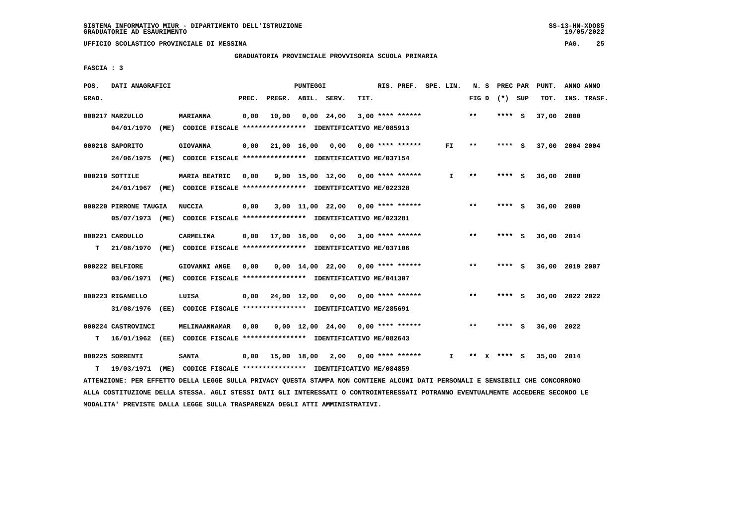SISTEMA INFORMATIVO MIUR - DIPARTIMENTO DELL'ISTRUZIONE
GRADUATORIE AD ESAURIMENTO

UFFICIO SCOLASTICO PROVINCIALE DI MESSINA

GRADUATORIA PROVINCIALE PROVVISORIA SCUOLA PRIMARIA

FASCIA : 3

| POS. GRAD. | DATI ANAGRAFICI | | PREC. | PREGR. | ABIL. | SERV. | TIT. | RIS. PREF. | SPE. LIN. | N. S FIG D | PREC PAR (*) | SUP | PUNT. TOT. | ANNO INS. | ANNO TRASF. |
|---|---|---|---|---|---|---|---|---|---|---|---|---|---|---|---|
| 000217 | MARZULLO | MARIANNA | 0,00 | 10,00 | 0,00 | 24,00 | 3,00 | **** ****** | | ** | **** | S | 37,00 | 2000 | |
| | 04/01/1970 (ME) CODICE FISCALE **************** IDENTIFICATIVO ME/085913 | | | | | | | | | | | | | | |
| 000218 | SAPORITO | GIOVANNA | 0,00 | 21,00 | 16,00 | 0,00 | 0,00 | **** ****** | FI | ** | **** | S | 37,00 | 2004 | 2004 |
| | 24/06/1975 (ME) CODICE FISCALE **************** IDENTIFICATIVO ME/037154 | | | | | | | | | | | | | | |
| 000219 | SOTTILE | MARIA BEATRIC | 0,00 | 9,00 | 15,00 | 12,00 | 0,00 | **** ****** | I | ** | **** | S | 36,00 | 2000 | |
| | 24/01/1967 (ME) CODICE FISCALE **************** IDENTIFICATIVO ME/022328 | | | | | | | | | | | | | | |
| 000220 | PIRRONE TAUGIA | NUCCIA | 0,00 | 3,00 | 11,00 | 22,00 | 0,00 | **** ****** | | ** | **** | S | 36,00 | 2000 | |
| | 05/07/1973 (ME) CODICE FISCALE **************** IDENTIFICATIVO ME/023281 | | | | | | | | | | | | | | |
| 000221 | CARDULLO | CARMELINA | 0,00 | 17,00 | 16,00 | 0,00 | 3,00 | **** ****** | | ** | **** | S | 36,00 | 2014 | |
| T | 21/08/1970 (ME) CODICE FISCALE **************** IDENTIFICATIVO ME/037106 | | | | | | | | | | | | | | |
| 000222 | BELFIORE | GIOVANNI ANGE | 0,00 | 0,00 | 14,00 | 22,00 | 0,00 | **** ****** | | ** | **** | S | 36,00 | 2019 | 2007 |
| | 03/06/1971 (ME) CODICE FISCALE **************** IDENTIFICATIVO ME/041307 | | | | | | | | | | | | | | |
| 000223 | RIGANELLO | LUISA | 0,00 | 24,00 | 12,00 | 0,00 | 0,00 | **** ****** | | ** | **** | S | 36,00 | 2022 | 2022 |
| | 31/08/1976 (EE) CODICE FISCALE **************** IDENTIFICATIVO ME/285691 | | | | | | | | | | | | | | |
| 000224 | CASTROVINCI | MELINAANNAMAR | 0,00 | 0,00 | 12,00 | 24,00 | 0,00 | **** ****** | | ** | **** | S | 36,00 | 2022 | |
| T | 16/01/1962 (EE) CODICE FISCALE **************** IDENTIFICATIVO ME/082643 | | | | | | | | | | | | | | |
| 000225 | SORRENTI | SANTA | 0,00 | 15,00 | 18,00 | 2,00 | 0,00 | **** ****** | I | ** X | **** | S | 35,00 | 2014 | |
| T | 19/03/1971 (ME) CODICE FISCALE **************** IDENTIFICATIVO ME/084859 | | | | | | | | | | | | | | |

ATTENZIONE: PER EFFETTO DELLA LEGGE SULLA PRIVACY QUESTA STAMPA NON CONTIENE ALCUNI DATI PERSONALI E SENSIBILI CHE CONCORRONO ALLA COSTITUZIONE DELLA STESSA. AGLI STESSI DATI GLI INTERESSATI O CONTROINTERESSATI POTRANNO EVENTUALMENTE ACCEDERE SECONDO LE MODALITA' PREVISTE DALLA LEGGE SULLA TRASPARENZA DEGLI ATTI AMMINISTRATIVI.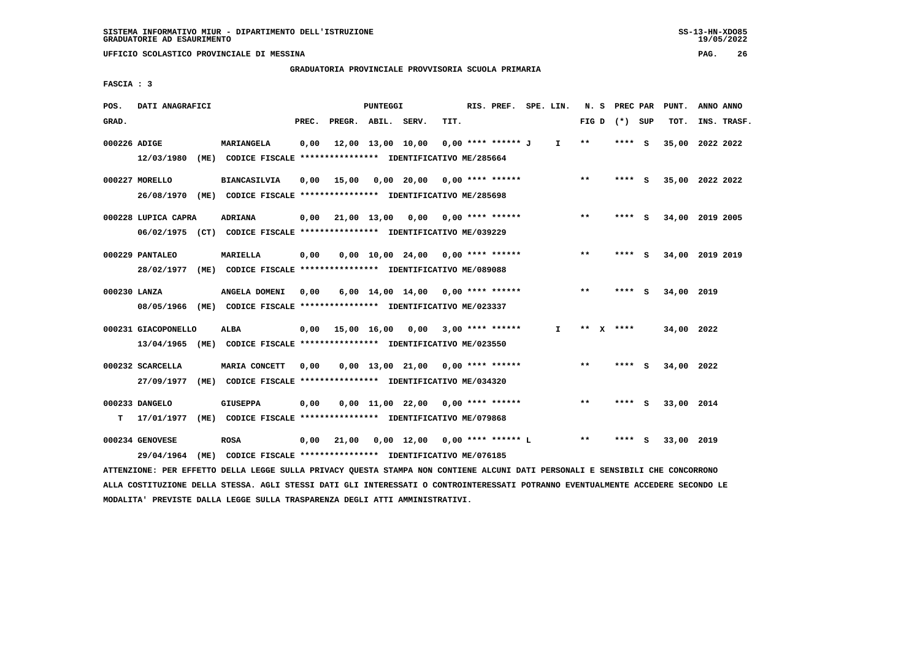SISTEMA INFORMATIVO MIUR - DIPARTIMENTO DELL'ISTRUZIONE
GRADUATORIE AD ESAURIMENTO

UFFICIO SCOLASTICO PROVINCIALE DI MESSINA

GRADUATORIA PROVINCIALE PROVVISORIA SCUOLA PRIMARIA

FASCIA : 3

| POS. GRAD. | DATI ANAGRAFICI | | PREC. | PREGR. | ABIL. | SERV. | TIT. | RIS. PREF. | SPE. LIN. | N. S FIG D | PREC PAR (*) SUP | PUNT. TOT. | ANNO ANNO INS. TRASF. |
|---|---|---|---|---|---|---|---|---|---|---|---|---|---|
| 000226 | ADIGE 12/03/1980 (ME) CODICE FISCALE **************** IDENTIFICATIVO ME/285664 | MARIANGELA | 0,00 | 12,00 | 13,00 | 10,00 | 0,00 | **** ****** J | I | ** | **** S | 35,00 | 2022 2022 |
| 000227 | MORELLO 26/08/1970 (ME) CODICE FISCALE **************** IDENTIFICATIVO ME/285698 | BIANCASILVIA | 0,00 | 15,00 | 0,00 | 20,00 | 0,00 | **** ****** | | ** | **** S | 35,00 | 2022 2022 |
| 000228 | LUPICA CAPRA 06/02/1975 (CT) CODICE FISCALE **************** IDENTIFICATIVO ME/039229 | ADRIANA | 0,00 | 21,00 | 13,00 | 0,00 | 0,00 | **** ****** | | ** | **** S | 34,00 | 2019 2005 |
| 000229 | PANTALEO 28/02/1977 (ME) CODICE FISCALE **************** IDENTIFICATIVO ME/089088 | MARIELLA | 0,00 | 0,00 | 10,00 | 24,00 | 0,00 | **** ****** | | ** | **** S | 34,00 | 2019 2019 |
| 000230 | LANZA 08/05/1966 (ME) CODICE FISCALE **************** IDENTIFICATIVO ME/023337 | ANGELA DOMENI | 0,00 | 6,00 | 14,00 | 14,00 | 0,00 | **** ****** | | ** | **** S | 34,00 | 2019 |
| 000231 | GIACOPONELLO 13/04/1965 (ME) CODICE FISCALE **************** IDENTIFICATIVO ME/023550 | ALBA | 0,00 | 15,00 | 16,00 | 0,00 | 3,00 | **** ****** | I | ** X | **** | 34,00 | 2022 |
| 000232 | SCARCELLA 27/09/1977 (ME) CODICE FISCALE **************** IDENTIFICATIVO ME/034320 | MARIA CONCETT | 0,00 | 0,00 | 13,00 | 21,00 | 0,00 | **** ****** | | ** | **** S | 34,00 | 2022 |
| 000233 | DANGELO T 17/01/1977 (ME) CODICE FISCALE **************** IDENTIFICATIVO ME/079868 | GIUSEPPA | 0,00 | 0,00 | 11,00 | 22,00 | 0,00 | **** ****** | | ** | **** S | 33,00 | 2014 |
| 000234 | GENOVESE 29/04/1964 (ME) CODICE FISCALE **************** IDENTIFICATIVO ME/076185 | ROSA | 0,00 | 21,00 | 0,00 | 12,00 | 0,00 | **** ****** L | | ** | **** S | 33,00 | 2019 |

ATTENZIONE: PER EFFETTO DELLA LEGGE SULLA PRIVACY QUESTA STAMPA NON CONTIENE ALCUNI DATI PERSONALI E SENSIBILI CHE CONCORRONO ALLA COSTITUZIONE DELLA STESSA. AGLI STESSI DATI GLI INTERESSATI O CONTROINTERESSATI POTRANNO EVENTUALMENTE ACCEDERE SECONDO LE MODALITA' PREVISTE DALLA LEGGE SULLA TRASPARENZA DEGLI ATTI AMMINISTRATIVI.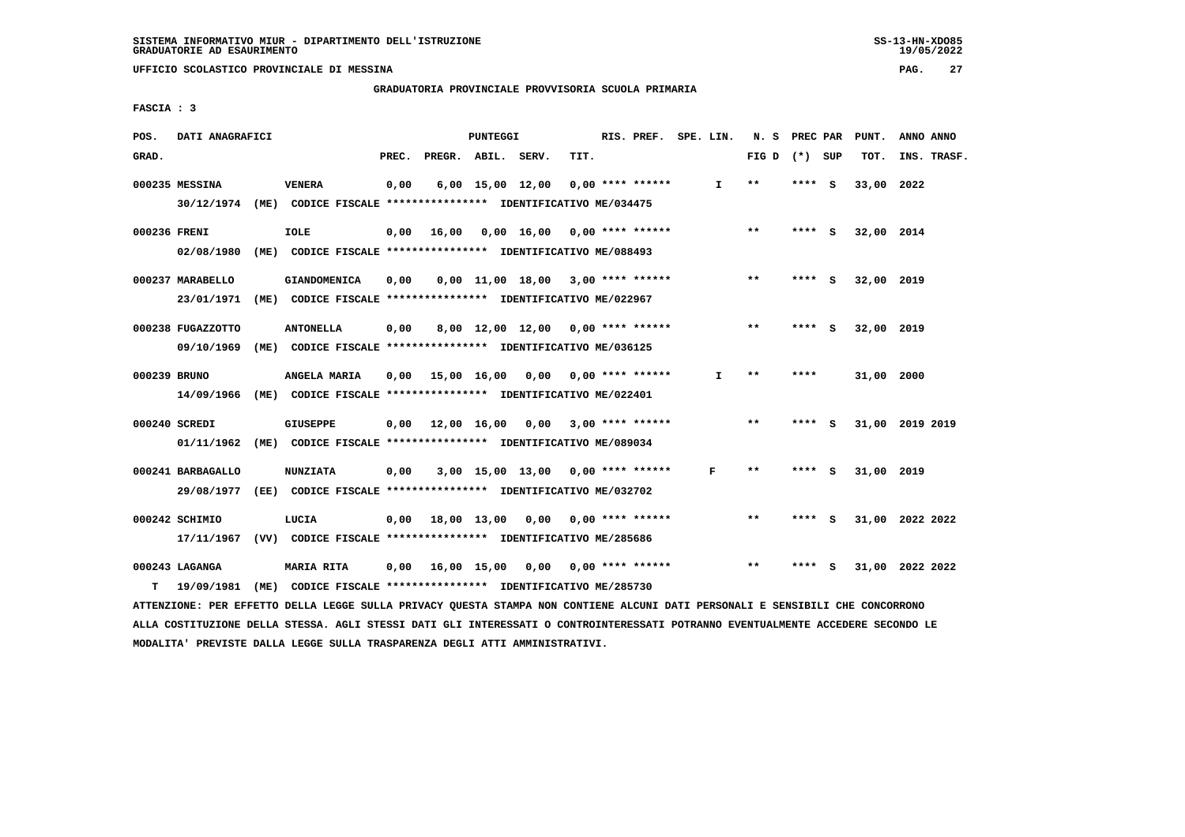SISTEMA INFORMATIVO MIUR - DIPARTIMENTO DELL'ISTRUZIONE
GRADUATORIE AD ESAURIMENTO

UFFICIO SCOLASTICO PROVINCIALE DI MESSINA

GRADUATORIA PROVINCIALE PROVVISORIA SCUOLA PRIMARIA

FASCIA : 3

| POS. GRAD. | DATI ANAGRAFICI | | PREC. | PREGR. | ABIL. | SERV. | TIT. | RIS. PREF. | SPE. LIN. | N. S FIG D | PREC PAR (*) | SUP | PUNT. TOT. | ANNO INS. | ANNO TRASF. |
|---|---|---|---|---|---|---|---|---|---|---|---|---|---|---|---|
| 000235 | MESSINA | VENERA | 0,00 | 6,00 | 15,00 | 12,00 | 0,00 | **** ****** | I | ** | **** | S | 33,00 | 2022 | |
| | 30/12/1974 (ME) CODICE FISCALE **************** IDENTIFICATIVO ME/034475 | | | | | | | | | | | | | | |
| 000236 | FRENI | IOLE | 0,00 | 16,00 | 0,00 | 16,00 | 0,00 | **** ****** | | ** | **** | S | 32,00 | 2014 | |
| | 02/08/1980 (ME) CODICE FISCALE **************** IDENTIFICATIVO ME/088493 | | | | | | | | | | | | | | |
| 000237 | MARABELLO | GIANDOMENICA | 0,00 | 0,00 | 11,00 | 18,00 | 3,00 | **** ****** | | ** | **** | S | 32,00 | 2019 | |
| | 23/01/1971 (ME) CODICE FISCALE **************** IDENTIFICATIVO ME/022967 | | | | | | | | | | | | | | |
| 000238 | FUGAZZOTTO | ANTONELLA | 0,00 | 8,00 | 12,00 | 12,00 | 0,00 | **** ****** | | ** | **** | S | 32,00 | 2019 | |
| | 09/10/1969 (ME) CODICE FISCALE **************** IDENTIFICATIVO ME/036125 | | | | | | | | | | | | | | |
| 000239 | BRUNO | ANGELA MARIA | 0,00 | 15,00 | 16,00 | 0,00 | 0,00 | **** ****** | I | ** | **** | | 31,00 | 2000 | |
| | 14/09/1966 (ME) CODICE FISCALE **************** IDENTIFICATIVO ME/022401 | | | | | | | | | | | | | | |
| 000240 | SCREDI | GIUSEPPE | 0,00 | 12,00 | 16,00 | 0,00 | 3,00 | **** ****** | | ** | **** | S | 31,00 | 2019 | 2019 |
| | 01/11/1962 (ME) CODICE FISCALE **************** IDENTIFICATIVO ME/089034 | | | | | | | | | | | | | | |
| 000241 | BARBAGALLO | NUNZIATA | 0,00 | 3,00 | 15,00 | 13,00 | 0,00 | **** ****** | F | ** | **** | S | 31,00 | 2019 | |
| | 29/08/1977 (EE) CODICE FISCALE **************** IDENTIFICATIVO ME/032702 | | | | | | | | | | | | | | |
| 000242 | SCHIMIO | LUCIA | 0,00 | 18,00 | 13,00 | 0,00 | 0,00 | **** ****** | | ** | **** | S | 31,00 | 2022 | 2022 |
| | 17/11/1967 (VV) CODICE FISCALE **************** IDENTIFICATIVO ME/285686 | | | | | | | | | | | | | | |
| 000243 | LAGANGA | MARIA RITA | 0,00 | 16,00 | 15,00 | 0,00 | 0,00 | **** ****** | | ** | **** | S | 31,00 | 2022 | 2022 |
| T | 19/09/1981 (ME) CODICE FISCALE **************** IDENTIFICATIVO ME/285730 | | | | | | | | | | | | | | |

ATTENZIONE: PER EFFETTO DELLA LEGGE SULLA PRIVACY QUESTA STAMPA NON CONTIENE ALCUNI DATI PERSONALI E SENSIBILI CHE CONCORRONO ALLA COSTITUZIONE DELLA STESSA. AGLI STESSI DATI GLI INTERESSATI O CONTROINTERESSATI POTRANNO EVENTUALMENTE ACCEDERE SECONDO LE MODALITA' PREVISTE DALLA LEGGE SULLA TRASPARENZA DEGLI ATTI AMMINISTRATIVI.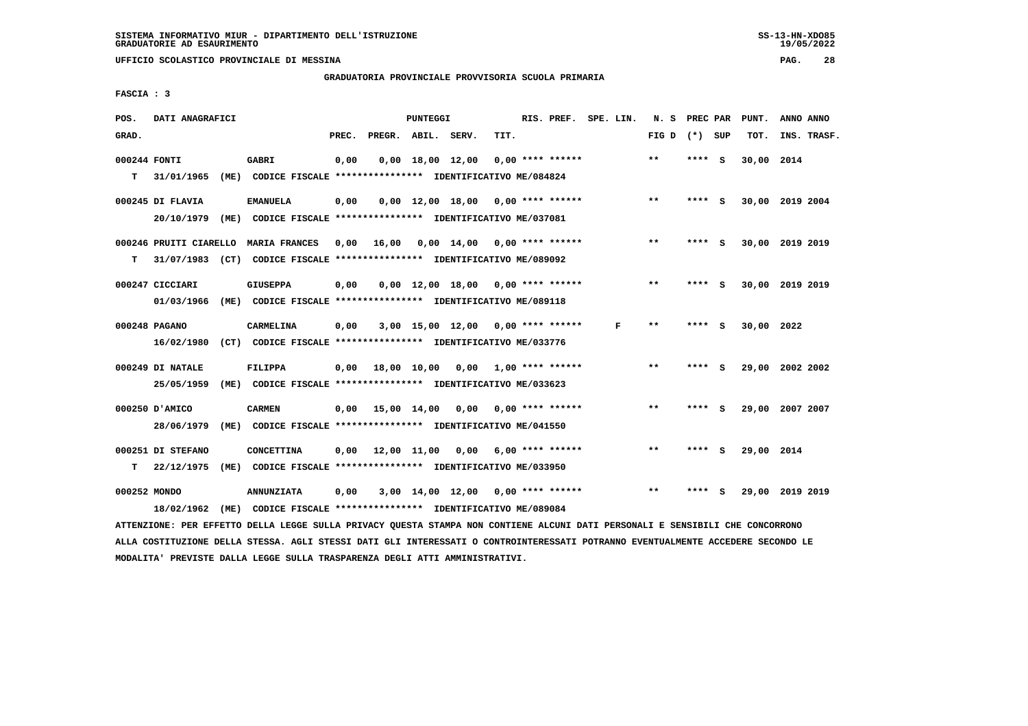SISTEMA INFORMATIVO MIUR - DIPARTIMENTO DELL'ISTRUZIONE
GRADUATORIE AD ESAURIMENTO

UFFICIO SCOLASTICO PROVINCIALE DI MESSINA

GRADUATORIA PROVINCIALE PROVVISORIA SCUOLA PRIMARIA

FASCIA : 3

| POS. GRAD. | DATI ANAGRAFICI | | PREC. | PREGR. | ABIL. | SERV. | TIT. | RIS. PREF. | SPE. LIN. | N. S FIG D | PREC PAR (*) | SUP | PUNT. TOT. | ANNO INS. | ANNO TRASF. |
|---|---|---|---|---|---|---|---|---|---|---|---|---|---|---|---|
| 000244 | FONTI | GABRI | 0,00 | 0,00 | 18,00 | 12,00 | 0,00 | **** ****** | | ** | **** | S | 30,00 | 2014 | |
| T | 31/01/1965 (ME) | CODICE FISCALE **************** IDENTIFICATIVO ME/084824 | | | | | | | | | | | | | |
| 000245 | DI FLAVIA | EMANUELA | 0,00 | 0,00 | 12,00 | 18,00 | 0,00 | **** ****** | | ** | **** | S | 30,00 | 2019 | 2004 |
| | 20/10/1979 (ME) | CODICE FISCALE **************** IDENTIFICATIVO ME/037081 | | | | | | | | | | | | | |
| 000246 | PRUITI CIARELLO | MARIA FRANCES | 0,00 | 16,00 | 0,00 | 14,00 | 0,00 | **** ****** | | ** | **** | S | 30,00 | 2019 | 2019 |
| T | 31/07/1983 (CT) | CODICE FISCALE **************** IDENTIFICATIVO ME/089092 | | | | | | | | | | | | | |
| 000247 | CICCIARI | GIUSEPPA | 0,00 | 0,00 | 12,00 | 18,00 | 0,00 | **** ****** | | ** | **** | S | 30,00 | 2019 | 2019 |
| | 01/03/1966 (ME) | CODICE FISCALE **************** IDENTIFICATIVO ME/089118 | | | | | | | | | | | | | |
| 000248 | PAGANO | CARMELINA | 0,00 | 3,00 | 15,00 | 12,00 | 0,00 | **** ****** | F | ** | **** | S | 30,00 | 2022 | |
| | 16/02/1980 (CT) | CODICE FISCALE **************** IDENTIFICATIVO ME/033776 | | | | | | | | | | | | | |
| 000249 | DI NATALE | FILIPPA | 0,00 | 18,00 | 10,00 | 0,00 | 1,00 | **** ****** | | ** | **** | S | 29,00 | 2002 | 2002 |
| | 25/05/1959 (ME) | CODICE FISCALE **************** IDENTIFICATIVO ME/033623 | | | | | | | | | | | | | |
| 000250 | D'AMICO | CARMEN | 0,00 | 15,00 | 14,00 | 0,00 | 0,00 | **** ****** | | ** | **** | S | 29,00 | 2007 | 2007 |
| | 28/06/1979 (ME) | CODICE FISCALE **************** IDENTIFICATIVO ME/041550 | | | | | | | | | | | | | |
| 000251 | DI STEFANO | CONCETTINA | 0,00 | 12,00 | 11,00 | 0,00 | 6,00 | **** ****** | | ** | **** | S | 29,00 | 2014 | |
| T | 22/12/1975 (ME) | CODICE FISCALE **************** IDENTIFICATIVO ME/033950 | | | | | | | | | | | | | |
| 000252 | MONDO | ANNUNZIATA | 0,00 | 3,00 | 14,00 | 12,00 | 0,00 | **** ****** | | ** | **** | S | 29,00 | 2019 | 2019 |
| | 18/02/1962 (ME) | CODICE FISCALE **************** IDENTIFICATIVO ME/089084 | | | | | | | | | | | | | |

ATTENZIONE: PER EFFETTO DELLA LEGGE SULLA PRIVACY QUESTA STAMPA NON CONTIENE ALCUNI DATI PERSONALI E SENSIBILI CHE CONCORRONO ALLA COSTITUZIONE DELLA STESSA. AGLI STESSI DATI GLI INTERESSATI O CONTROINTERESSATI POTRANNO EVENTUALMENTE ACCEDERE SECONDO LE MODALITA' PREVISTE DALLA LEGGE SULLA TRASPARENZA DEGLI ATTI AMMINISTRATIVI.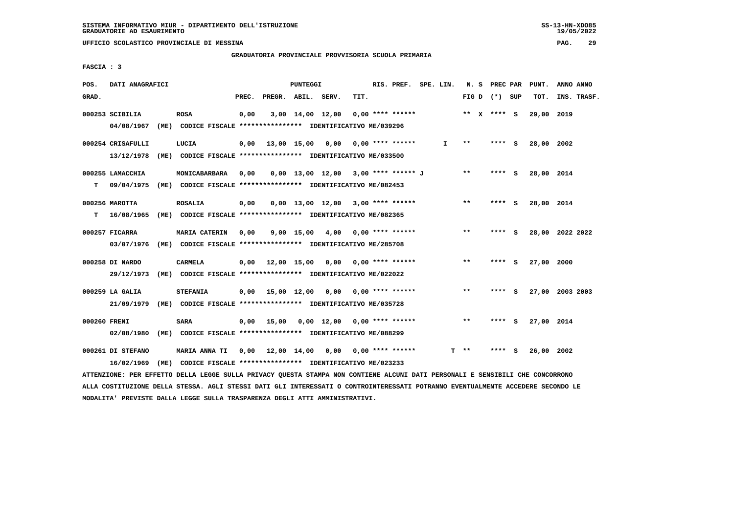SISTEMA INFORMATIVO MIUR - DIPARTIMENTO DELL'ISTRUZIONE
GRADUATORIE AD ESAURIMENTO

UFFICIO SCOLASTICO PROVINCIALE DI MESSINA

GRADUATORIA PROVINCIALE PROVVISORIA SCUOLA PRIMARIA

FASCIA : 3

| POS. GRAD. | DATI ANAGRAFICI | | PREC. | PREGR. | ABIL. | SERV. | TIT. | RIS. PREF. | SPE. LIN. | N. S FIG D | PREC PAR (*) SUP | PUNT. TOT. | ANNO ANNO INS. TRASF. |
|---|---|---|---|---|---|---|---|---|---|---|---|---|---|
| 000253 | SCIBILIA 04/08/1967 (ME) CODICE FISCALE **************** IDENTIFICATIVO ME/039296 | ROSA | 0,00 | 3,00 | 14,00 | 12,00 | 0,00 | **** ****** | | ** X | **** S | 29,00 | 2019 |
| 000254 | CRISAFULLI 13/12/1978 (ME) CODICE FISCALE **************** IDENTIFICATIVO ME/033500 | LUCIA | 0,00 | 13,00 | 15,00 | 0,00 | 0,00 | **** ****** | I | ** | **** S | 28,00 | 2002 |
| 000255 T | LAMACCHIA 09/04/1975 (ME) CODICE FISCALE **************** IDENTIFICATIVO ME/082453 | MONICABARBARA | 0,00 | 0,00 | 13,00 | 12,00 | 3,00 | **** ****** J | | ** | **** S | 28,00 | 2014 |
| 000256 T | MAROTTA 16/08/1965 (ME) CODICE FISCALE **************** IDENTIFICATIVO ME/082365 | ROSALIA | 0,00 | 0,00 | 13,00 | 12,00 | 3,00 | **** ****** | | ** | **** S | 28,00 | 2014 |
| 000257 | FICARRA 03/07/1976 (ME) CODICE FISCALE **************** IDENTIFICATIVO ME/285708 | MARIA CATERIN | 0,00 | 9,00 | 15,00 | 4,00 | 0,00 | **** ****** | | ** | **** S | 28,00 | 2022 2022 |
| 000258 | DI NARDO 29/12/1973 (ME) CODICE FISCALE **************** IDENTIFICATIVO ME/022022 | CARMELA | 0,00 | 12,00 | 15,00 | 0,00 | 0,00 | **** ****** | | ** | **** S | 27,00 | 2000 |
| 000259 | LA GALIA 21/09/1979 (ME) CODICE FISCALE **************** IDENTIFICATIVO ME/035728 | STEFANIA | 0,00 | 15,00 | 12,00 | 0,00 | 0,00 | **** ****** | | ** | **** S | 27,00 | 2003 2003 |
| 000260 | FRENI 02/08/1980 (ME) CODICE FISCALE **************** IDENTIFICATIVO ME/088299 | SARA | 0,00 | 15,00 | 0,00 | 12,00 | 0,00 | **** ****** | | ** | **** S | 27,00 | 2014 |
| 000261 | DI STEFANO 16/02/1969 (ME) CODICE FISCALE **************** IDENTIFICATIVO ME/023233 | MARIA ANNA TI | 0,00 | 12,00 | 14,00 | 0,00 | 0,00 | **** ****** | T | ** | **** S | 26,00 | 2002 |

ATTENZIONE: PER EFFETTO DELLA LEGGE SULLA PRIVACY QUESTA STAMPA NON CONTIENE ALCUNI DATI PERSONALI E SENSIBILI CHE CONCORRONO ALLA COSTITUZIONE DELLA STESSA. AGLI STESSI DATI GLI INTERESSATI O CONTROINTERESSATI POTRANNO EVENTUALMENTE ACCEDERE SECONDO LE MODALITA' PREVISTE DALLA LEGGE SULLA TRASPARENZA DEGLI ATTI AMMINISTRATIVI.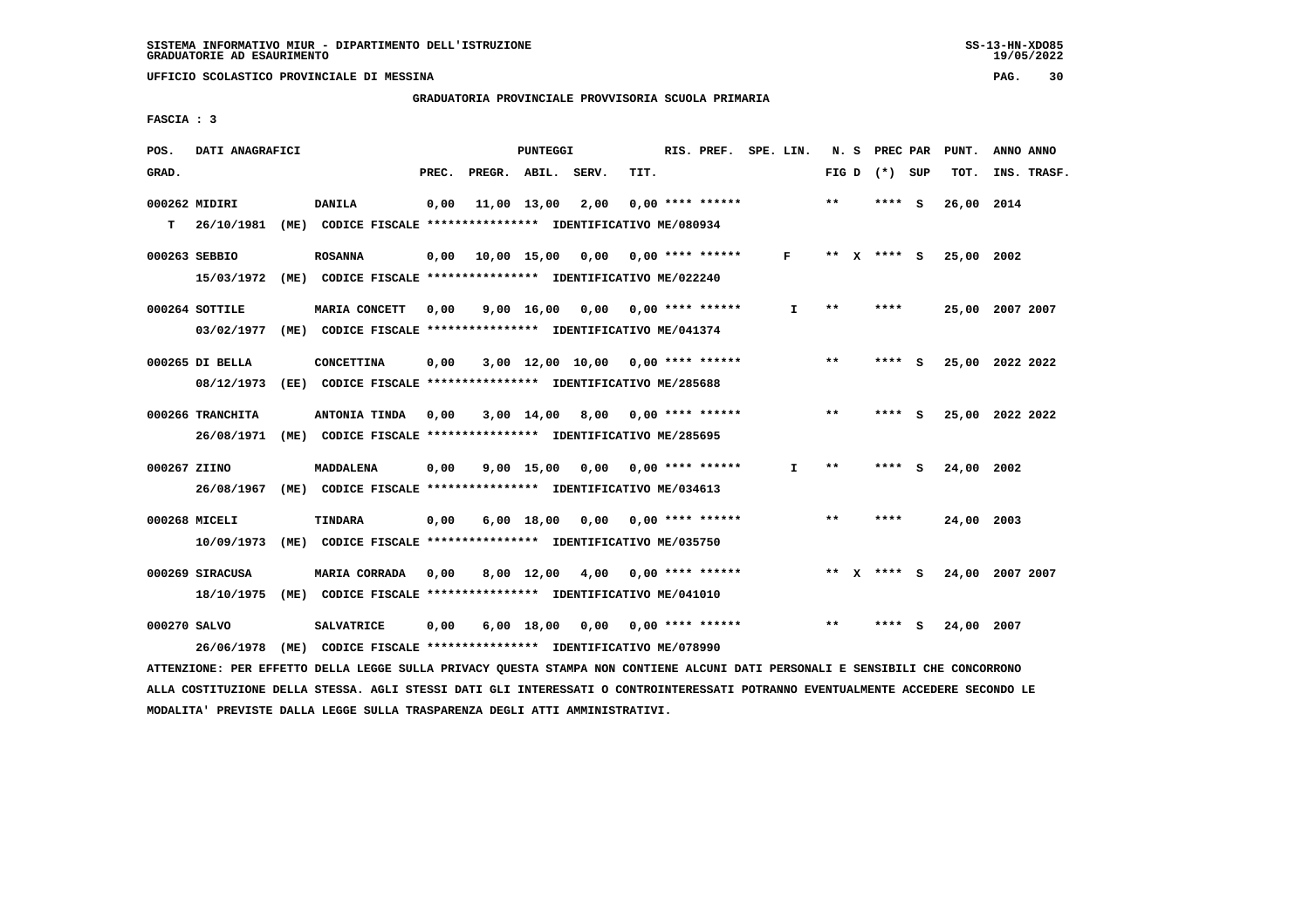SISTEMA INFORMATIVO MIUR - DIPARTIMENTO DELL'ISTRUZIONE
GRADUATORIE AD ESAURIMENTO

UFFICIO SCOLASTICO PROVINCIALE DI MESSINA

GRADUATORIA PROVINCIALE PROVVISORIA SCUOLA PRIMARIA

FASCIA : 3

| POS. GRAD. | DATI ANAGRAFICI | | PREC. | PREGR. | ABIL. | SERV. | TIT. | RIS. PREF. | SPE. LIN. | N. S FIG D | PREC PAR (*) SUP | PUNT. TOT. | ANNO ANNO INS. TRASF. |
|---|---|---|---|---|---|---|---|---|---|---|---|---|---|
| 000262 | MIDIRI | DANILA | 0,00 | 11,00 | 13,00 | 2,00 | 0,00 | **** ****** | | ** | **** S | 26,00 | 2014 |
| T | 26/10/1981 (ME) CODICE FISCALE **************** IDENTIFICATIVO ME/080934 | | | | | | | | | | | | |
| 000263 | SEBBIO | ROSANNA | 0,00 | 10,00 | 15,00 | 0,00 | 0,00 | **** ****** | F | ** X | **** S | 25,00 | 2002 |
| | 15/03/1972 (ME) CODICE FISCALE **************** IDENTIFICATIVO ME/022240 | | | | | | | | | | | | |
| 000264 | SOTTILE | MARIA CONCETT | 0,00 | 9,00 | 16,00 | 0,00 | 0,00 | **** ****** | I | ** | **** | 25,00 | 2007 2007 |
| | 03/02/1977 (ME) CODICE FISCALE **************** IDENTIFICATIVO ME/041374 | | | | | | | | | | | | |
| 000265 | DI BELLA | CONCETTINA | 0,00 | 3,00 | 12,00 | 10,00 | 0,00 | **** ****** | | ** | **** S | 25,00 | 2022 2022 |
| | 08/12/1973 (EE) CODICE FISCALE **************** IDENTIFICATIVO ME/285688 | | | | | | | | | | | | |
| 000266 | TRANCHITA | ANTONIA TINDA | 0,00 | 3,00 | 14,00 | 8,00 | 0,00 | **** ****** | | ** | **** S | 25,00 | 2022 2022 |
| | 26/08/1971 (ME) CODICE FISCALE **************** IDENTIFICATIVO ME/285695 | | | | | | | | | | | | |
| 000267 | ZIINO | MADDALENA | 0,00 | 9,00 | 15,00 | 0,00 | 0,00 | **** ****** | I | ** | **** S | 24,00 | 2002 |
| | 26/08/1967 (ME) CODICE FISCALE **************** IDENTIFICATIVO ME/034613 | | | | | | | | | | | | |
| 000268 | MICELI | TINDARA | 0,00 | 6,00 | 18,00 | 0,00 | 0,00 | **** ****** | | ** | **** | 24,00 | 2003 |
| | 10/09/1973 (ME) CODICE FISCALE **************** IDENTIFICATIVO ME/035750 | | | | | | | | | | | | |
| 000269 | SIRACUSA | MARIA CORRADA | 0,00 | 8,00 | 12,00 | 4,00 | 0,00 | **** ****** | | ** X | **** S | 24,00 | 2007 2007 |
| | 18/10/1975 (ME) CODICE FISCALE **************** IDENTIFICATIVO ME/041010 | | | | | | | | | | | | |
| 000270 | SALVO | SALVATRICE | 0,00 | 6,00 | 18,00 | 0,00 | 0,00 | **** ****** | | ** | **** S | 24,00 | 2007 |
| | 26/06/1978 (ME) CODICE FISCALE **************** IDENTIFICATIVO ME/078990 | | | | | | | | | | | | |

ATTENZIONE: PER EFFETTO DELLA LEGGE SULLA PRIVACY QUESTA STAMPA NON CONTIENE ALCUNI DATI PERSONALI E SENSIBILI CHE CONCORRONO ALLA COSTITUZIONE DELLA STESSA. AGLI STESSI DATI GLI INTERESSATI O CONTROINTERESSATI POTRANNO EVENTUALMENTE ACCEDERE SECONDO LE MODALITA' PREVISTE DALLA LEGGE SULLA TRASPARENZA DEGLI ATTI AMMINISTRATIVI.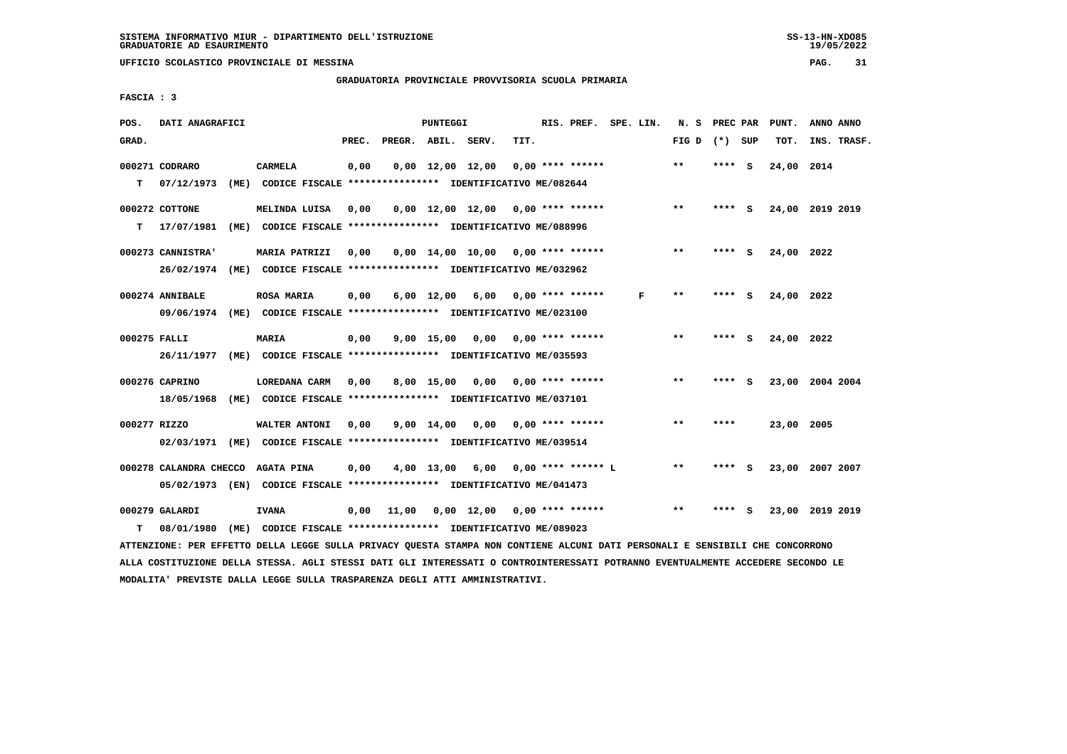SISTEMA INFORMATIVO MIUR - DIPARTIMENTO DELL'ISTRUZIONE
GRADUATORIE AD ESAURIMENTO

UFFICIO SCOLASTICO PROVINCIALE DI MESSINA

GRADUATORIA PROVINCIALE PROVVISORIA SCUOLA PRIMARIA

FASCIA : 3

| POS. GRAD. | DATI ANAGRAFICI | | PREC. | PREGR. | ABIL. | SERV. | TIT. | RIS. PREF. | SPE. LIN. | N. S FIG D | PREC PAR (*) | SUP | PUNT. TOT. | ANNO ANNO INS. TRASF. |
|---|---|---|---|---|---|---|---|---|---|---|---|---|---|---|
| 000271 | CODRARO | CARMELA | 0,00 | 0,00 | 12,00 | 12,00 | 0,00 | **** ****** | | ** | **** | S | 24,00 | 2014 |
| T | 07/12/1973 (ME) CODICE FISCALE **************** IDENTIFICATIVO ME/082644 | | | | | | | | | | | | | |
| 000272 | COTTONE | MELINDA LUISA | 0,00 | 0,00 | 12,00 | 12,00 | 0,00 | **** ****** | | ** | **** | S | 24,00 | 2019 2019 |
| T | 17/07/1981 (ME) CODICE FISCALE **************** IDENTIFICATIVO ME/088996 | | | | | | | | | | | | | |
| 000273 | CANNISTRA' | MARIA PATRIZI | 0,00 | 0,00 | 14,00 | 10,00 | 0,00 | **** ****** | | ** | **** | S | 24,00 | 2022 |
| | 26/02/1974 (ME) CODICE FISCALE **************** IDENTIFICATIVO ME/032962 | | | | | | | | | | | | | |
| 000274 | ANNIBALE | ROSA MARIA | 0,00 | 6,00 | 12,00 | 6,00 | 0,00 | **** ****** | F | ** | **** | S | 24,00 | 2022 |
| | 09/06/1974 (ME) CODICE FISCALE **************** IDENTIFICATIVO ME/023100 | | | | | | | | | | | | | |
| 000275 | FALLI | MARIA | 0,00 | 9,00 | 15,00 | 0,00 | 0,00 | **** ****** | | ** | **** | S | 24,00 | 2022 |
| | 26/11/1977 (ME) CODICE FISCALE **************** IDENTIFICATIVO ME/035593 | | | | | | | | | | | | | |
| 000276 | CAPRINO | LOREDANA CARM | 0,00 | 8,00 | 15,00 | 0,00 | 0,00 | **** ****** | | ** | **** | S | 23,00 | 2004 2004 |
| | 18/05/1968 (ME) CODICE FISCALE **************** IDENTIFICATIVO ME/037101 | | | | | | | | | | | | | |
| 000277 | RIZZO | WALTER ANTONI | 0,00 | 9,00 | 14,00 | 0,00 | 0,00 | **** ****** | | ** | **** | | 23,00 | 2005 |
| | 02/03/1971 (ME) CODICE FISCALE **************** IDENTIFICATIVO ME/039514 | | | | | | | | | | | | | |
| 000278 | CALANDRA CHECCO | AGATA PINA | 0,00 | 4,00 | 13,00 | 6,00 | 0,00 | **** ****** L | | ** | **** | S | 23,00 | 2007 2007 |
| | 05/02/1973 (EN) CODICE FISCALE **************** IDENTIFICATIVO ME/041473 | | | | | | | | | | | | | |
| 000279 | GALARDI | IVANA | 0,00 | 11,00 | 0,00 | 12,00 | 0,00 | **** ****** | | ** | **** | S | 23,00 | 2019 2019 |
| T | 08/01/1980 (ME) CODICE FISCALE **************** IDENTIFICATIVO ME/089023 | | | | | | | | | | | | | |

ATTENZIONE: PER EFFETTO DELLA LEGGE SULLA PRIVACY QUESTA STAMPA NON CONTIENE ALCUNI DATI PERSONALI E SENSIBILI CHE CONCORRONO ALLA COSTITUZIONE DELLA STESSA. AGLI STESSI DATI GLI INTERESSATI O CONTROINTERESSATI POTRANNO EVENTUALMENTE ACCEDERE SECONDO LE MODALITA' PREVISTE DALLA LEGGE SULLA TRASPARENZA DEGLI ATTI AMMINISTRATIVI.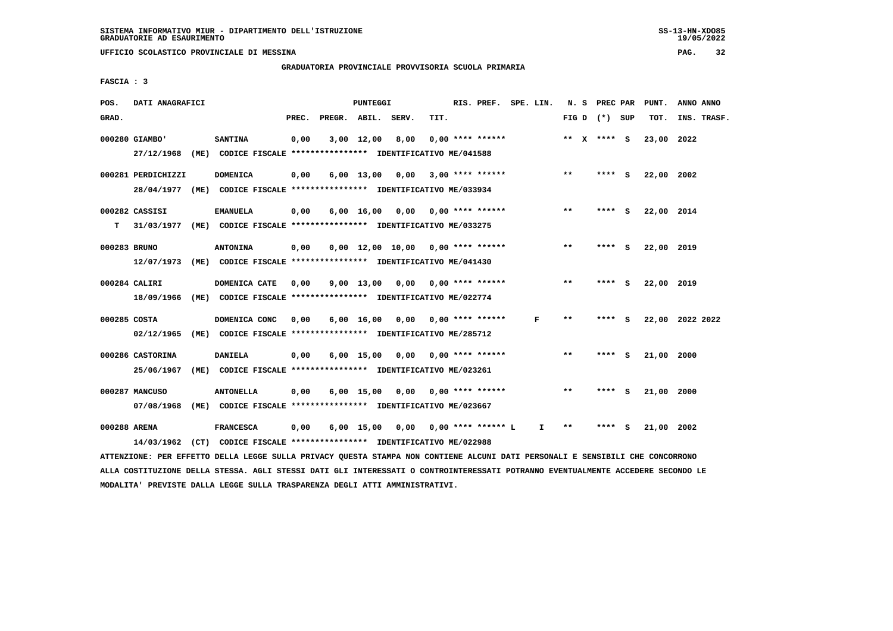SISTEMA INFORMATIVO MIUR - DIPARTIMENTO DELL'ISTRUZIONE
GRADUATORIE AD ESAURIMENTO

UFFICIO SCOLASTICO PROVINCIALE DI MESSINA

GRADUATORIA PROVINCIALE PROVVISORIA SCUOLA PRIMARIA

FASCIA : 3

| POS. GRAD. | DATI ANAGRAFICI | | PREC. | PREGR. | ABIL. | SERV. | TIT. | RIS. PREF. | SPE. LIN. | N. S FIG D | PREC PAR (*) SUP | PUNT. TOT. | ANNO ANNO INS. TRASF. |
|---|---|---|---|---|---|---|---|---|---|---|---|---|---|
| 000280 | GIAMBO' | SANTINA | 0,00 | 3,00 | 12,00 | 8,00 | 0,00 | **** ****** | | ** X | **** S | 23,00 | 2022 |
| | 27/12/1968 (ME) CODICE FISCALE **************** IDENTIFICATIVO ME/041588 | | | | | | | | | | | | |
| 000281 | PERDICHIZZI | DOMENICA | 0,00 | 6,00 | 13,00 | 0,00 | 3,00 | **** ****** | | ** | **** S | 22,00 | 2002 |
| | 28/04/1977 (ME) CODICE FISCALE **************** IDENTIFICATIVO ME/033934 | | | | | | | | | | | | |
| 000282 | CASSISI | EMANUELA | 0,00 | 6,00 | 16,00 | 0,00 | 0,00 | **** ****** | | ** | **** S | 22,00 | 2014 |
| T | 31/03/1977 (ME) CODICE FISCALE **************** IDENTIFICATIVO ME/033275 | | | | | | | | | | | | |
| 000283 | BRUNO | ANTONINA | 0,00 | 0,00 | 12,00 | 10,00 | 0,00 | **** ****** | | ** | **** S | 22,00 | 2019 |
| | 12/07/1973 (ME) CODICE FISCALE **************** IDENTIFICATIVO ME/041430 | | | | | | | | | | | | |
| 000284 | CALIRI | DOMENICA CATE | 0,00 | 9,00 | 13,00 | 0,00 | 0,00 | **** ****** | | ** | **** S | 22,00 | 2019 |
| | 18/09/1966 (ME) CODICE FISCALE **************** IDENTIFICATIVO ME/022774 | | | | | | | | | | | | |
| 000285 | COSTA | DOMENICA CONC | 0,00 | 6,00 | 16,00 | 0,00 | 0,00 | **** ****** | F | ** | **** S | 22,00 | 2022 2022 |
| | 02/12/1965 (ME) CODICE FISCALE **************** IDENTIFICATIVO ME/285712 | | | | | | | | | | | | |
| 000286 | CASTORINA | DANIELA | 0,00 | 6,00 | 15,00 | 0,00 | 0,00 | **** ****** | | ** | **** S | 21,00 | 2000 |
| | 25/06/1967 (ME) CODICE FISCALE **************** IDENTIFICATIVO ME/023261 | | | | | | | | | | | | |
| 000287 | MANCUSO | ANTONELLA | 0,00 | 6,00 | 15,00 | 0,00 | 0,00 | **** ****** | | ** | **** S | 21,00 | 2000 |
| | 07/08/1968 (ME) CODICE FISCALE **************** IDENTIFICATIVO ME/023667 | | | | | | | | | | | | |
| 000288 | ARENA | FRANCESCA | 0,00 | 6,00 | 15,00 | 0,00 | 0,00 | **** ****** L | I | ** | **** S | 21,00 | 2002 |
| | 14/03/1962 (CT) CODICE FISCALE **************** IDENTIFICATIVO ME/022988 | | | | | | | | | | | | |

ATTENZIONE: PER EFFETTO DELLA LEGGE SULLA PRIVACY QUESTA STAMPA NON CONTIENE ALCUNI DATI PERSONALI E SENSIBILI CHE CONCORRONO ALLA COSTITUZIONE DELLA STESSA. AGLI STESSI DATI GLI INTERESSATI O CONTROINTERESSATI POTRANNO EVENTUALMENTE ACCEDERE SECONDO LE MODALITA' PREVISTE DALLA LEGGE SULLA TRASPARENZA DEGLI ATTI AMMINISTRATIVI.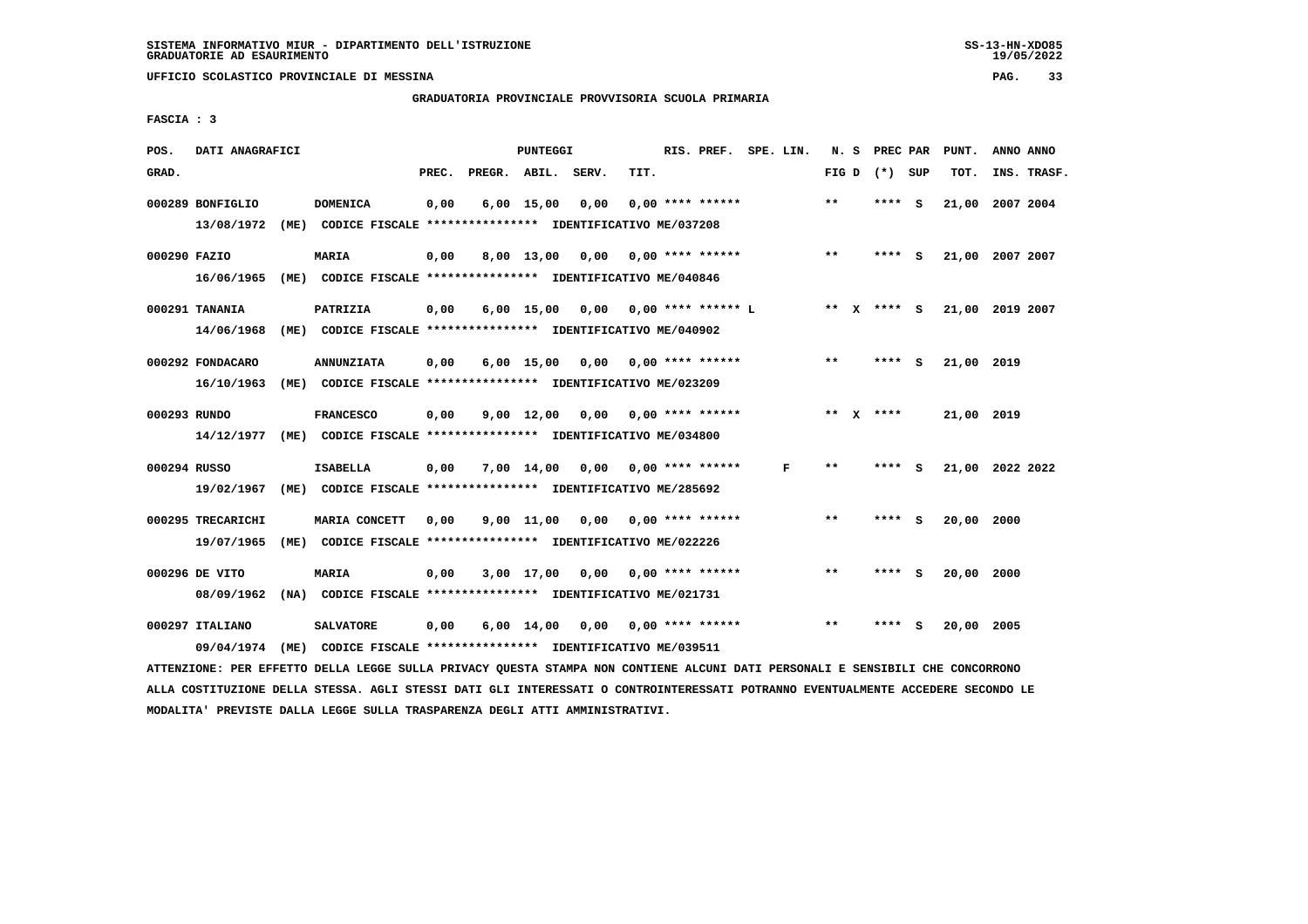UFFICIO SCOLASTICO PROVINCIALE DI MESSINA

GRADUATORIA PROVINCIALE PROVVISORIA SCUOLA PRIMARIA

FASCIA : 3

| POS. GRAD. | DATI ANAGRAFICI | | PREC. | PREGR. | ABIL. | SERV. | TIT. | RIS. PREF. | SPE. LIN. | N. S FIG D | PREC PAR (*) | SUP | PUNT. TOT. | ANNO INS. | ANNO TRASF. |
|---|---|---|---|---|---|---|---|---|---|---|---|---|---|---|---|
| 000289 | BONFIGLIO 13/08/1972 (ME) CODICE FISCALE **************** IDENTIFICATIVO ME/037208 | DOMENICA | 0,00 | 6,00 | 15,00 | 0,00 | 0,00 | **** ****** | | ** | **** | S | 21,00 | 2007 | 2004 |
| 000290 | FAZIO 16/06/1965 (ME) CODICE FISCALE **************** IDENTIFICATIVO ME/040846 | MARIA | 0,00 | 8,00 | 13,00 | 0,00 | 0,00 | **** ****** | | ** | **** | S | 21,00 | 2007 | 2007 |
| 000291 | TANANIA 14/06/1968 (ME) CODICE FISCALE **************** IDENTIFICATIVO ME/040902 | PATRIZIA | 0,00 | 6,00 | 15,00 | 0,00 | 0,00 | **** ****** L | | ** X | **** | S | 21,00 | 2019 | 2007 |
| 000292 | FONDACARO 16/10/1963 (ME) CODICE FISCALE **************** IDENTIFICATIVO ME/023209 | ANNUNZIATA | 0,00 | 6,00 | 15,00 | 0,00 | 0,00 | **** ****** | | ** | **** | S | 21,00 | 2019 | |
| 000293 | RUNDO 14/12/1977 (ME) CODICE FISCALE **************** IDENTIFICATIVO ME/034800 | FRANCESCO | 0,00 | 9,00 | 12,00 | 0,00 | 0,00 | **** ****** | | ** X | **** | | 21,00 | 2019 | |
| 000294 | RUSSO 19/02/1967 (ME) CODICE FISCALE **************** IDENTIFICATIVO ME/285692 | ISABELLA | 0,00 | 7,00 | 14,00 | 0,00 | 0,00 | **** ****** | F | ** | **** | S | 21,00 | 2022 | 2022 |
| 000295 | TRECARICHI 19/07/1965 (ME) CODICE FISCALE **************** IDENTIFICATIVO ME/022226 | MARIA CONCETT | 0,00 | 9,00 | 11,00 | 0,00 | 0,00 | **** ****** | | ** | **** | S | 20,00 | 2000 | |
| 000296 | DE VITO 08/09/1962 (NA) CODICE FISCALE **************** IDENTIFICATIVO ME/021731 | MARIA | 0,00 | 3,00 | 17,00 | 0,00 | 0,00 | **** ****** | | ** | **** | S | 20,00 | 2000 | |
| 000297 | ITALIANO 09/04/1974 (ME) CODICE FISCALE **************** IDENTIFICATIVO ME/039511 | SALVATORE | 0,00 | 6,00 | 14,00 | 0,00 | 0,00 | **** ****** | | ** | **** | S | 20,00 | 2005 | |

ATTENZIONE: PER EFFETTO DELLA LEGGE SULLA PRIVACY QUESTA STAMPA NON CONTIENE ALCUNI DATI PERSONALI E SENSIBILI CHE CONCORRONO ALLA COSTITUZIONE DELLA STESSA. AGLI STESSI DATI GLI INTERESSATI O CONTROINTERESSATI POTRANNO EVENTUALMENTE ACCEDERE SECONDO LE MODALITA' PREVISTE DALLA LEGGE SULLA TRASPARENZA DEGLI ATTI AMMINISTRATIVI.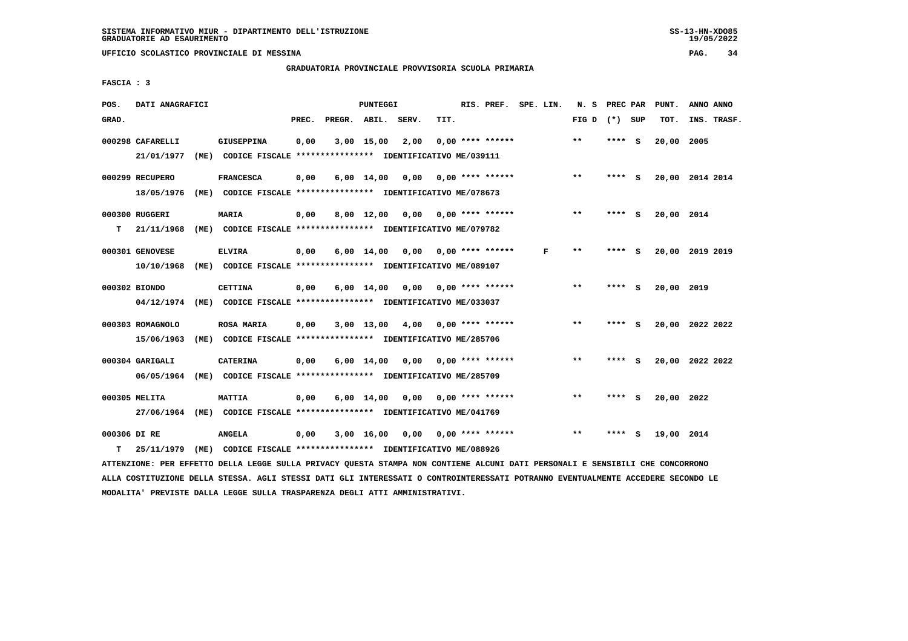SISTEMA INFORMATIVO MIUR - DIPARTIMENTO DELL'ISTRUZIONE
GRADUATORIE AD ESAURIMENTO

UFFICIO SCOLASTICO PROVINCIALE DI MESSINA

GRADUATORIA PROVINCIALE PROVVISORIA SCUOLA PRIMARIA

FASCIA : 3

| POS. GRAD. | DATI ANAGRAFICI | | PREC. | PREGR. | ABIL. | SERV. | TIT. | RIS. PREF. | SPE. LIN. | N. S FIG D | PREC PAR (*) | SUP | PUNT. TOT. | ANNO INS. | ANNO TRASF. |
|---|---|---|---|---|---|---|---|---|---|---|---|---|---|---|---|
| 000298 | CAFARELLI | GIUSEPPINA | 0,00 | 3,00 | 15,00 | 2,00 | 0,00 | **** ****** | | ** | **** | S | 20,00 | 2005 | |
| | 21/01/1977 (ME) CODICE FISCALE **************** IDENTIFICATIVO ME/039111 | | | | | | | | | | | | | | |
| 000299 | RECUPERO | FRANCESCA | 0,00 | 6,00 | 14,00 | 0,00 | 0,00 | **** ****** | | ** | **** | S | 20,00 | 2014 | 2014 |
| | 18/05/1976 (ME) CODICE FISCALE **************** IDENTIFICATIVO ME/078673 | | | | | | | | | | | | | | |
| 000300 | RUGGERI | MARIA | 0,00 | 8,00 | 12,00 | 0,00 | 0,00 | **** ****** | | ** | **** | S | 20,00 | 2014 | |
| T | 21/11/1968 (ME) CODICE FISCALE **************** IDENTIFICATIVO ME/079782 | | | | | | | | | | | | | | |
| 000301 | GENOVESE | ELVIRA | 0,00 | 6,00 | 14,00 | 0,00 | 0,00 | **** ****** | F | ** | **** | S | 20,00 | 2019 | 2019 |
| | 10/10/1968 (ME) CODICE FISCALE **************** IDENTIFICATIVO ME/089107 | | | | | | | | | | | | | | |
| 000302 | BIONDO | CETTINA | 0,00 | 6,00 | 14,00 | 0,00 | 0,00 | **** ****** | | ** | **** | S | 20,00 | 2019 | |
| | 04/12/1974 (ME) CODICE FISCALE **************** IDENTIFICATIVO ME/033037 | | | | | | | | | | | | | | |
| 000303 | ROMAGNOLO | ROSA MARIA | 0,00 | 3,00 | 13,00 | 4,00 | 0,00 | **** ****** | | ** | **** | S | 20,00 | 2022 | 2022 |
| | 15/06/1963 (ME) CODICE FISCALE **************** IDENTIFICATIVO ME/285706 | | | | | | | | | | | | | | |
| 000304 | GARIGALI | CATERINA | 0,00 | 6,00 | 14,00 | 0,00 | 0,00 | **** ****** | | ** | **** | S | 20,00 | 2022 | 2022 |
| | 06/05/1964 (ME) CODICE FISCALE **************** IDENTIFICATIVO ME/285709 | | | | | | | | | | | | | | |
| 000305 | MELITA | MATTIA | 0,00 | 6,00 | 14,00 | 0,00 | 0,00 | **** ****** | | ** | **** | S | 20,00 | 2022 | |
| | 27/06/1964 (ME) CODICE FISCALE **************** IDENTIFICATIVO ME/041769 | | | | | | | | | | | | | | |
| 000306 | DI RE | ANGELA | 0,00 | 3,00 | 16,00 | 0,00 | 0,00 | **** ****** | | ** | **** | S | 19,00 | 2014 | |
| T | 25/11/1979 (ME) CODICE FISCALE **************** IDENTIFICATIVO ME/088926 | | | | | | | | | | | | | | |

ATTENZIONE: PER EFFETTO DELLA LEGGE SULLA PRIVACY QUESTA STAMPA NON CONTIENE ALCUNI DATI PERSONALI E SENSIBILI CHE CONCORRONO ALLA COSTITUZIONE DELLA STESSA. AGLI STESSI DATI GLI INTERESSATI O CONTROINTERESSATI POTRANNO EVENTUALMENTE ACCEDERE SECONDO LE MODALITA' PREVISTE DALLA LEGGE SULLA TRASPARENZA DEGLI ATTI AMMINISTRATIVI.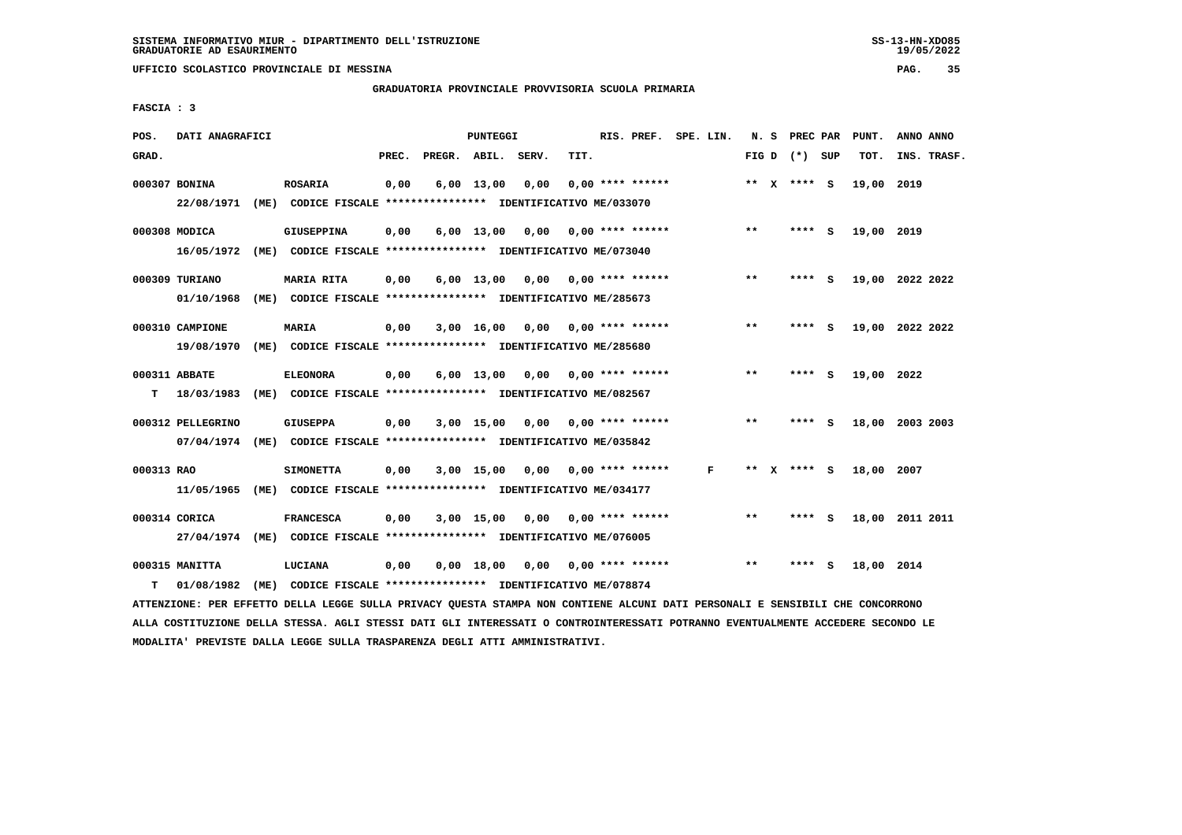SISTEMA INFORMATIVO MIUR - DIPARTIMENTO DELL'ISTRUZIONE
GRADUATORIE AD ESAURIMENTO

UFFICIO SCOLASTICO PROVINCIALE DI MESSINA

GRADUATORIA PROVINCIALE PROVVISORIA SCUOLA PRIMARIA

FASCIA : 3

| POS. GRAD. | DATI ANAGRAFICI | | PREC. | PREGR. | ABIL. | SERV. | TIT. | RIS. PREF. | SPE. LIN. | N. S FIG D | PREC PAR (*) | SUP | PUNT. TOT. | ANNO ANNO INS. TRASF. |
|---|---|---|---|---|---|---|---|---|---|---|---|---|---|---|
| 000307 BONINA | ROSARIA | | 0,00 | 6,00 | 13,00 | 0,00 | 0,00 | **** ****** | | ** X | **** | S | 19,00 | 2019 |
| | 22/08/1971 (ME) CODICE FISCALE **************** IDENTIFICATIVO ME/033070 | | | | | | | | | | | | | |
| 000308 MODICA | GIUSEPPINA | | 0,00 | 6,00 | 13,00 | 0,00 | 0,00 | **** ****** | | ** | **** | S | 19,00 | 2019 |
| | 16/05/1972 (ME) CODICE FISCALE **************** IDENTIFICATIVO ME/073040 | | | | | | | | | | | | | |
| 000309 TURIANO | MARIA RITA | | 0,00 | 6,00 | 13,00 | 0,00 | 0,00 | **** ****** | | ** | **** | S | 19,00 | 2022 2022 |
| | 01/10/1968 (ME) CODICE FISCALE **************** IDENTIFICATIVO ME/285673 | | | | | | | | | | | | | |
| 000310 CAMPIONE | MARIA | | 0,00 | 3,00 | 16,00 | 0,00 | 0,00 | **** ****** | | ** | **** | S | 19,00 | 2022 2022 |
| | 19/08/1970 (ME) CODICE FISCALE **************** IDENTIFICATIVO ME/285680 | | | | | | | | | | | | | |
| 000311 ABBATE | ELEONORA | | 0,00 | 6,00 | 13,00 | 0,00 | 0,00 | **** ****** | | ** | **** | S | 19,00 | 2022 |
| T | 18/03/1983 (ME) CODICE FISCALE **************** IDENTIFICATIVO ME/082567 | | | | | | | | | | | | | |
| 000312 PELLEGRINO | GIUSEPPA | | 0,00 | 3,00 | 15,00 | 0,00 | 0,00 | **** ****** | | ** | **** | S | 18,00 | 2003 2003 |
| | 07/04/1974 (ME) CODICE FISCALE **************** IDENTIFICATIVO ME/035842 | | | | | | | | | | | | | |
| 000313 RAO | SIMONETTA | | 0,00 | 3,00 | 15,00 | 0,00 | 0,00 | **** ****** | F | ** X | **** | S | 18,00 | 2007 |
| | 11/05/1965 (ME) CODICE FISCALE **************** IDENTIFICATIVO ME/034177 | | | | | | | | | | | | | |
| 000314 CORICA | FRANCESCA | | 0,00 | 3,00 | 15,00 | 0,00 | 0,00 | **** ****** | | ** | **** | S | 18,00 | 2011 2011 |
| | 27/04/1974 (ME) CODICE FISCALE **************** IDENTIFICATIVO ME/076005 | | | | | | | | | | | | | |
| 000315 MANITTA | LUCIANA | | 0,00 | 0,00 | 18,00 | 0,00 | 0,00 | **** ****** | | ** | **** | S | 18,00 | 2014 |
| T | 01/08/1982 (ME) CODICE FISCALE **************** IDENTIFICATIVO ME/078874 | | | | | | | | | | | | | |

ATTENZIONE: PER EFFETTO DELLA LEGGE SULLA PRIVACY QUESTA STAMPA NON CONTIENE ALCUNI DATI PERSONALI E SENSIBILI CHE CONCORRONO ALLA COSTITUZIONE DELLA STESSA. AGLI STESSI DATI GLI INTERESSATI O CONTROINTERESSATI POTRANNO EVENTUALMENTE ACCEDERE SECONDO LE MODALITA' PREVISTE DALLA LEGGE SULLA TRASPARENZA DEGLI ATTI AMMINISTRATIVI.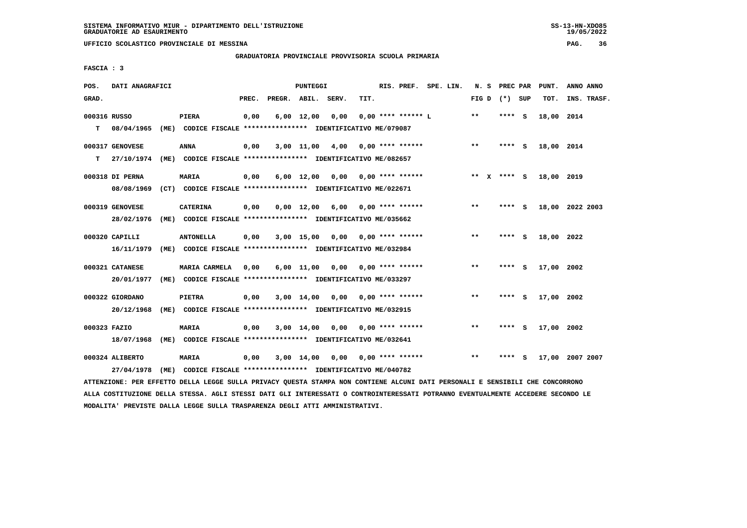SISTEMA INFORMATIVO MIUR - DIPARTIMENTO DELL'ISTRUZIONE
GRADUATORIE AD ESAURIMENTO

UFFICIO SCOLASTICO PROVINCIALE DI MESSINA

GRADUATORIA PROVINCIALE PROVVISORIA SCUOLA PRIMARIA

FASCIA : 3

| POS. GRAD. | DATI ANAGRAFICI | | PREC. | PREGR. | ABIL. | SERV. | TIT. | RIS. PREF. | SPE. LIN. | N. S FIG D | PREC PAR (*) SUP | PUNT. TOT. | ANNO INS. | ANNO TRASF. |
|---|---|---|---|---|---|---|---|---|---|---|---|---|---|---|
| 000316 | RUSSO | PIERA | 0,00 | 6,00 | 12,00 | 0,00 | 0,00 | **** ****** L | | ** | **** S | 18,00 | 2014 | |
| T | 08/04/1965 (ME) CODICE FISCALE **************** IDENTIFICATIVO ME/079087 | | | | | | | | | | | | | |
| 000317 | GENOVESE | ANNA | 0,00 | 3,00 | 11,00 | 4,00 | 0,00 | **** ****** | | ** | **** S | 18,00 | 2014 | |
| T | 27/10/1974 (ME) CODICE FISCALE **************** IDENTIFICATIVO ME/082657 | | | | | | | | | | | | | |
| 000318 | DI PERNA | MARIA | 0,00 | 6,00 | 12,00 | 0,00 | 0,00 | **** ****** | | ** X | **** S | 18,00 | 2019 | |
| | 08/08/1969 (CT) CODICE FISCALE **************** IDENTIFICATIVO ME/022671 | | | | | | | | | | | | | |
| 000319 | GENOVESE | CATERINA | 0,00 | 0,00 | 12,00 | 6,00 | 0,00 | **** ****** | | ** | **** S | 18,00 | 2022 | 2003 |
| | 28/02/1976 (ME) CODICE FISCALE **************** IDENTIFICATIVO ME/035662 | | | | | | | | | | | | | |
| 000320 | CAPILLI | ANTONELLA | 0,00 | 3,00 | 15,00 | 0,00 | 0,00 | **** ****** | | ** | **** S | 18,00 | 2022 | |
| | 16/11/1979 (ME) CODICE FISCALE **************** IDENTIFICATIVO ME/032984 | | | | | | | | | | | | | |
| 000321 | CATANESE | MARIA CARMELA | 0,00 | 6,00 | 11,00 | 0,00 | 0,00 | **** ****** | | ** | **** S | 17,00 | 2002 | |
| | 20/01/1977 (ME) CODICE FISCALE **************** IDENTIFICATIVO ME/033297 | | | | | | | | | | | | | |
| 000322 | GIORDANO | PIETRA | 0,00 | 3,00 | 14,00 | 0,00 | 0,00 | **** ****** | | ** | **** S | 17,00 | 2002 | |
| | 20/12/1968 (ME) CODICE FISCALE **************** IDENTIFICATIVO ME/032915 | | | | | | | | | | | | | |
| 000323 | FAZIO | MARIA | 0,00 | 3,00 | 14,00 | 0,00 | 0,00 | **** ****** | | ** | **** S | 17,00 | 2002 | |
| | 18/07/1968 (ME) CODICE FISCALE **************** IDENTIFICATIVO ME/032641 | | | | | | | | | | | | | |
| 000324 | ALIBERTO | MARIA | 0,00 | 3,00 | 14,00 | 0,00 | 0,00 | **** ****** | | ** | **** S | 17,00 | 2007 | 2007 |
| | 27/04/1978 (ME) CODICE FISCALE **************** IDENTIFICATIVO ME/040782 | | | | | | | | | | | | | |

ATTENZIONE: PER EFFETTO DELLA LEGGE SULLA PRIVACY QUESTA STAMPA NON CONTIENE ALCUNI DATI PERSONALI E SENSIBILI CHE CONCORRONO ALLA COSTITUZIONE DELLA STESSA. AGLI STESSI DATI GLI INTERESSATI O CONTROINTERESSATI POTRANNO EVENTUALMENTE ACCEDERE SECONDO LE MODALITA' PREVISTE DALLA LEGGE SULLA TRASPARENZA DEGLI ATTI AMMINISTRATIVI.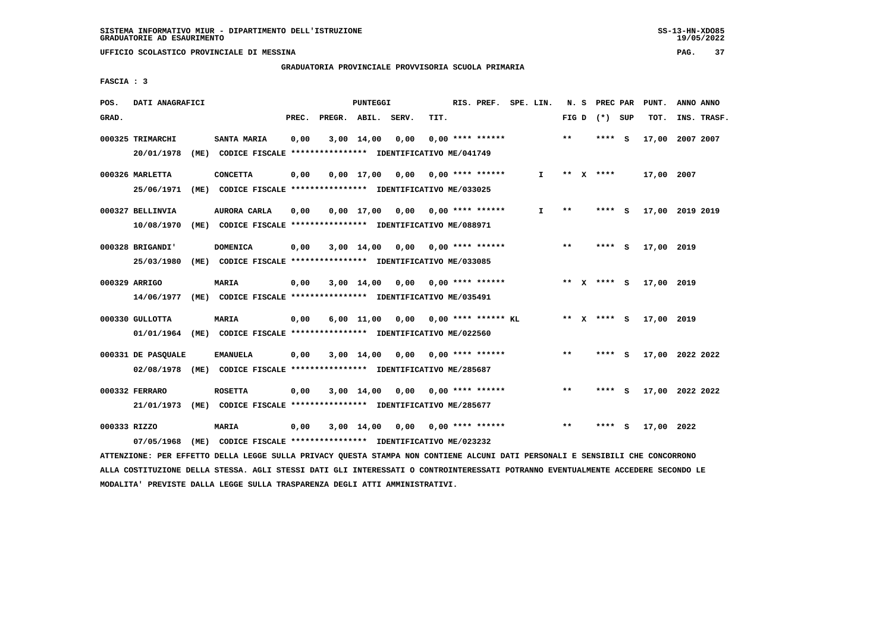UFFICIO SCOLASTICO PROVINCIALE DI MESSINA

GRADUATORIA PROVINCIALE PROVVISORIA SCUOLA PRIMARIA

FASCIA : 3

| POS. GRAD. | DATI ANAGRAFICI | | PREC. | PREGR. | ABIL. | SERV. | TIT. | RIS. PREF. | SPE. LIN. | N. S FIG D | PREC PAR (*) SUP | PUNT. TOT. | ANNO INS. | ANNO TRASF. |
|---|---|---|---|---|---|---|---|---|---|---|---|---|---|---|
| 000325 | TRIMARCHI | SANTA MARIA | 0,00 | 3,00 | 14,00 | 0,00 | 0,00 | **** ****** | | ** | **** S | 17,00 | 2007 | 2007 |
| | 20/01/1978 (ME) | CODICE FISCALE **************** IDENTIFICATIVO ME/041749 | | | | | | | | | | | | |
| 000326 | MARLETTA | CONCETTA | 0,00 | 0,00 | 17,00 | 0,00 | 0,00 | **** ****** | I | ** X | **** | 17,00 | 2007 | |
| | 25/06/1971 (ME) | CODICE FISCALE **************** IDENTIFICATIVO ME/033025 | | | | | | | | | | | | |
| 000327 | BELLINVIA | AURORA CARLA | 0,00 | 0,00 | 17,00 | 0,00 | 0,00 | **** ****** | I | ** | **** S | 17,00 | 2019 | 2019 |
| | 10/08/1970 (ME) | CODICE FISCALE **************** IDENTIFICATIVO ME/088971 | | | | | | | | | | | | |
| 000328 | BRIGANDI' | DOMENICA | 0,00 | 3,00 | 14,00 | 0,00 | 0,00 | **** ****** | | ** | **** S | 17,00 | 2019 | |
| | 25/03/1980 (ME) | CODICE FISCALE **************** IDENTIFICATIVO ME/033085 | | | | | | | | | | | | |
| 000329 | ARRIGO | MARIA | 0,00 | 3,00 | 14,00 | 0,00 | 0,00 | **** ****** | | ** X | **** S | 17,00 | 2019 | |
| | 14/06/1977 (ME) | CODICE FISCALE **************** IDENTIFICATIVO ME/035491 | | | | | | | | | | | | |
| 000330 | GULLOTTA | MARIA | 0,00 | 6,00 | 11,00 | 0,00 | 0,00 | **** ****** KL | | ** X | **** S | 17,00 | 2019 | |
| | 01/01/1964 (ME) | CODICE FISCALE **************** IDENTIFICATIVO ME/022560 | | | | | | | | | | | | |
| 000331 | DE PASQUALE | EMANUELA | 0,00 | 3,00 | 14,00 | 0,00 | 0,00 | **** ****** | | ** | **** S | 17,00 | 2022 | 2022 |
| | 02/08/1978 (ME) | CODICE FISCALE **************** IDENTIFICATIVO ME/285687 | | | | | | | | | | | | |
| 000332 | FERRARO | ROSETTA | 0,00 | 3,00 | 14,00 | 0,00 | 0,00 | **** ****** | | ** | **** S | 17,00 | 2022 | 2022 |
| | 21/01/1973 (ME) | CODICE FISCALE **************** IDENTIFICATIVO ME/285677 | | | | | | | | | | | | |
| 000333 | RIZZO | MARIA | 0,00 | 3,00 | 14,00 | 0,00 | 0,00 | **** ****** | | ** | **** S | 17,00 | 2022 | |
| | 07/05/1968 (ME) | CODICE FISCALE **************** IDENTIFICATIVO ME/023232 | | | | | | | | | | | | |

ATTENZIONE: PER EFFETTO DELLA LEGGE SULLA PRIVACY QUESTA STAMPA NON CONTIENE ALCUNI DATI PERSONALI E SENSIBILI CHE CONCORRONO ALLA COSTITUZIONE DELLA STESSA. AGLI STESSI DATI GLI INTERESSATI O CONTROINTERESSATI POTRANNO EVENTUALMENTE ACCEDERE SECONDO LE MODALITA' PREVISTE DALLA LEGGE SULLA TRASPARENZA DEGLI ATTI AMMINISTRATIVI.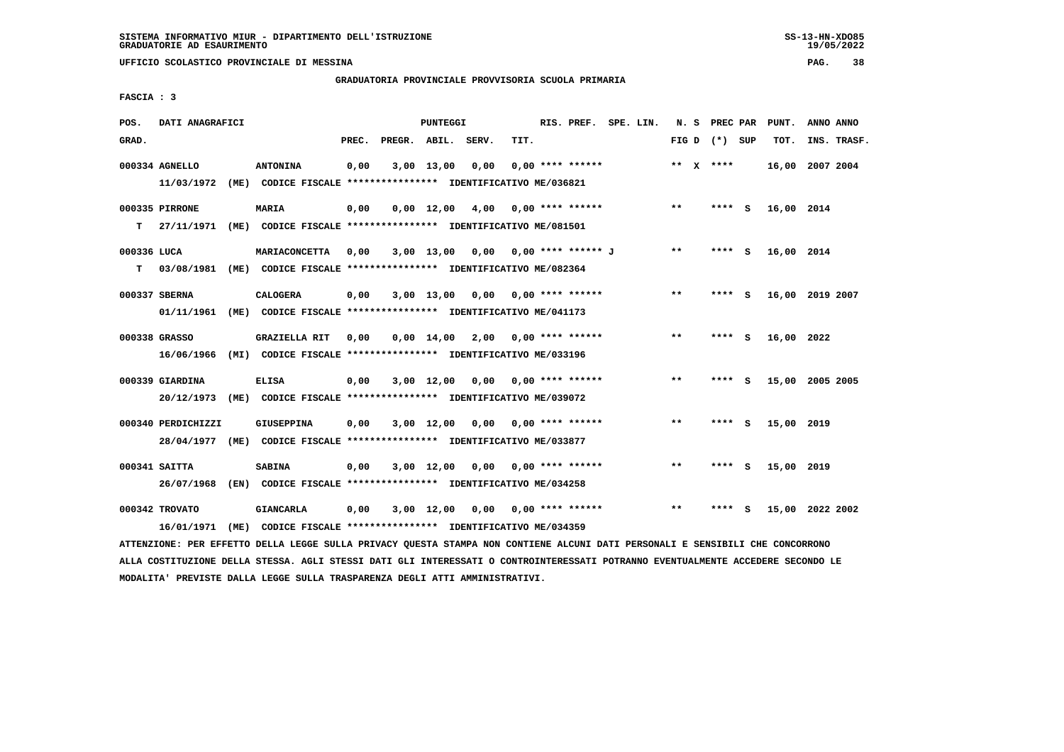SISTEMA INFORMATIVO MIUR - DIPARTIMENTO DELL'ISTRUZIONE
GRADUATORIE AD ESAURIMENTO

UFFICIO SCOLASTICO PROVINCIALE DI MESSINA

GRADUATORIA PROVINCIALE PROVVISORIA SCUOLA PRIMARIA

FASCIA : 3

| POS. GRAD. | DATI ANAGRAFICI | | PREC. | PREGR. | ABIL. | SERV. | TIT. | RIS. PREF. | SPE. LIN. | N. S FIG D | PREC PAR (*) SUP | PUNT. TOT. | ANNO INS. | ANNO TRASF. |
|---|---|---|---|---|---|---|---|---|---|---|---|---|---|---|
| 000334 | AGNELLO 11/03/1972 (ME) CODICE FISCALE **************** IDENTIFICATIVO ME/036821 | ANTONINA | 0,00 | 3,00 | 13,00 | 0,00 | 0,00 | **** ****** | | ** X | **** | 16,00 | 2007 | 2004 |
| 000335 T | PIRRONE 27/11/1971 (ME) CODICE FISCALE **************** IDENTIFICATIVO ME/081501 | MARIA | 0,00 | 0,00 | 12,00 | 4,00 | 0,00 | **** ****** | | ** | **** S | 16,00 | 2014 | |
| 000336 T | LUCA 03/08/1981 (ME) CODICE FISCALE **************** IDENTIFICATIVO ME/082364 | MARIACONCETTA | 0,00 | 3,00 | 13,00 | 0,00 | 0,00 | **** ****** J | | ** | **** S | 16,00 | 2014 | |
| 000337 | SBERNA 01/11/1961 (ME) CODICE FISCALE **************** IDENTIFICATIVO ME/041173 | CALOGERA | 0,00 | 3,00 | 13,00 | 0,00 | 0,00 | **** ****** | | ** | **** S | 16,00 | 2019 | 2007 |
| 000338 | GRASSO 16/06/1966 (MI) CODICE FISCALE **************** IDENTIFICATIVO ME/033196 | GRAZIELLA RIT | 0,00 | 0,00 | 14,00 | 2,00 | 0,00 | **** ****** | | ** | **** S | 16,00 | 2022 | |
| 000339 | GIARDINA 20/12/1973 (ME) CODICE FISCALE **************** IDENTIFICATIVO ME/039072 | ELISA | 0,00 | 3,00 | 12,00 | 0,00 | 0,00 | **** ****** | | ** | **** S | 15,00 | 2005 | 2005 |
| 000340 | PERDICHIZZI 28/04/1977 (ME) CODICE FISCALE **************** IDENTIFICATIVO ME/033877 | GIUSEPPINA | 0,00 | 3,00 | 12,00 | 0,00 | 0,00 | **** ****** | | ** | **** S | 15,00 | 2019 | |
| 000341 | SAITTA 26/07/1968 (EN) CODICE FISCALE **************** IDENTIFICATIVO ME/034258 | SABINA | 0,00 | 3,00 | 12,00 | 0,00 | 0,00 | **** ****** | | ** | **** S | 15,00 | 2019 | |
| 000342 | TROVATO 16/01/1971 (ME) CODICE FISCALE **************** IDENTIFICATIVO ME/034359 | GIANCARLA | 0,00 | 3,00 | 12,00 | 0,00 | 0,00 | **** ****** | | ** | **** S | 15,00 | 2022 | 2002 |

ATTENZIONE: PER EFFETTO DELLA LEGGE SULLA PRIVACY QUESTA STAMPA NON CONTIENE ALCUNI DATI PERSONALI E SENSIBILI CHE CONCORRONO ALLA COSTITUZIONE DELLA STESSA. AGLI STESSI DATI GLI INTERESSATI O CONTROINTERESSATI POTRANNO EVENTUALMENTE ACCEDERE SECONDO LE MODALITA' PREVISTE DALLA LEGGE SULLA TRASPARENZA DEGLI ATTI AMMINISTRATIVI.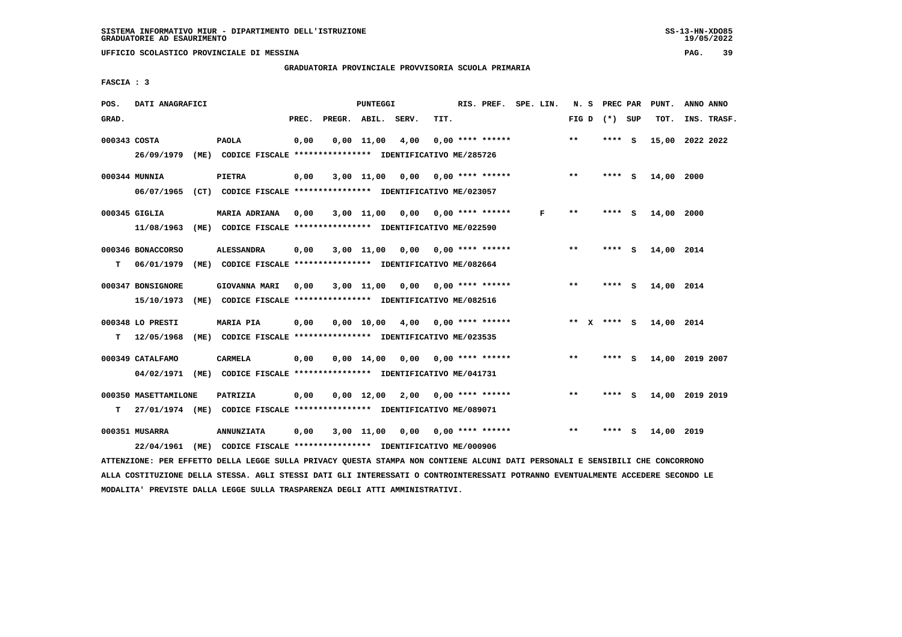SISTEMA INFORMATIVO MIUR - DIPARTIMENTO DELL'ISTRUZIONE
GRADUATORIE AD ESAURIMENTO

UFFICIO SCOLASTICO PROVINCIALE DI MESSINA

GRADUATORIA PROVINCIALE PROVVISORIA SCUOLA PRIMARIA

FASCIA : 3

| POS. GRAD. | DATI ANAGRAFICI | | PREC. | PREGR. | ABIL. | SERV. | TIT. | RIS. PREF. | SPE. LIN. | N. S FIG D | PREC PAR (*) SUP | PUNT. TOT. | ANNO ANNO INS. TRASF. |
|---|---|---|---|---|---|---|---|---|---|---|---|---|---|
| 000343 | COSTA | PAOLA | 0,00 | 0,00 | 11,00 | 4,00 | 0,00 | **** ****** | | ** | **** S | 15,00 | 2022 2022 |
| | 26/09/1979 (ME) CODICE FISCALE **************** IDENTIFICATIVO ME/285726 | | | | | | | | | | | | |
| 000344 | MUNNIA | PIETRA | 0,00 | 3,00 | 11,00 | 0,00 | 0,00 | **** ****** | | ** | **** S | 14,00 | 2000 |
| | 06/07/1965 (CT) CODICE FISCALE **************** IDENTIFICATIVO ME/023057 | | | | | | | | | | | | |
| 000345 | GIGLIA | MARIA ADRIANA | 0,00 | 3,00 | 11,00 | 0,00 | 0,00 | **** ****** | F | ** | **** S | 14,00 | 2000 |
| | 11/08/1963 (ME) CODICE FISCALE **************** IDENTIFICATIVO ME/022590 | | | | | | | | | | | | |
| 000346 | BONACCORSO | ALESSANDRA | 0,00 | 3,00 | 11,00 | 0,00 | 0,00 | **** ****** | | ** | **** S | 14,00 | 2014 |
| T | 06/01/1979 (ME) CODICE FISCALE **************** IDENTIFICATIVO ME/082664 | | | | | | | | | | | | |
| 000347 | BONSIGNORE | GIOVANNA MARI | 0,00 | 3,00 | 11,00 | 0,00 | 0,00 | **** ****** | | ** | **** S | 14,00 | 2014 |
| | 15/10/1973 (ME) CODICE FISCALE **************** IDENTIFICATIVO ME/082516 | | | | | | | | | | | | |
| 000348 | LO PRESTI | MARIA PIA | 0,00 | 0,00 | 10,00 | 4,00 | 0,00 | **** ****** | | ** X | **** S | 14,00 | 2014 |
| T | 12/05/1968 (ME) CODICE FISCALE **************** IDENTIFICATIVO ME/023535 | | | | | | | | | | | | |
| 000349 | CATALFAMO | CARMELA | 0,00 | 0,00 | 14,00 | 0,00 | 0,00 | **** ****** | | ** | **** S | 14,00 | 2019 2007 |
| | 04/02/1971 (ME) CODICE FISCALE **************** IDENTIFICATIVO ME/041731 | | | | | | | | | | | | |
| 000350 | MASETTAMILONE | PATRIZIA | 0,00 | 0,00 | 12,00 | 2,00 | 0,00 | **** ****** | | ** | **** S | 14,00 | 2019 2019 |
| T | 27/01/1974 (ME) CODICE FISCALE **************** IDENTIFICATIVO ME/089071 | | | | | | | | | | | | |
| 000351 | MUSARRA | ANNUNZIATA | 0,00 | 3,00 | 11,00 | 0,00 | 0,00 | **** ****** | | ** | **** S | 14,00 | 2019 |
| | 22/04/1961 (ME) CODICE FISCALE **************** IDENTIFICATIVO ME/000906 | | | | | | | | | | | | |

ATTENZIONE: PER EFFETTO DELLA LEGGE SULLA PRIVACY QUESTA STAMPA NON CONTIENE ALCUNI DATI PERSONALI E SENSIBILI CHE CONCORRONO ALLA COSTITUZIONE DELLA STESSA. AGLI STESSI DATI GLI INTERESSATI O CONTROINTERESSATI POTRANNO EVENTUALMENTE ACCEDERE SECONDO LE MODALITA' PREVISTE DALLA LEGGE SULLA TRASPARENZA DEGLI ATTI AMMINISTRATIVI.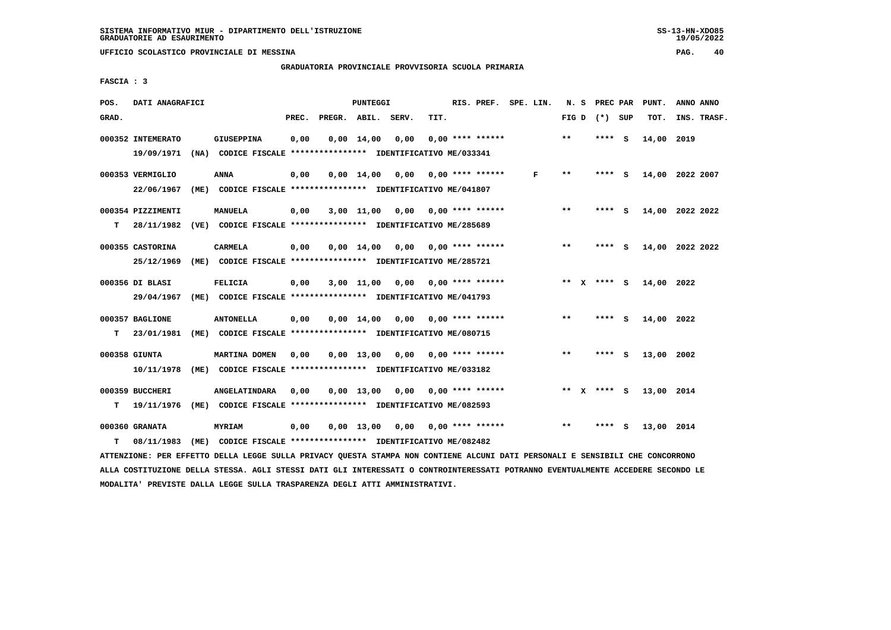SISTEMA INFORMATIVO MIUR - DIPARTIMENTO DELL'ISTRUZIONE
GRADUATORIE AD ESAURIMENTO

UFFICIO SCOLASTICO PROVINCIALE DI MESSINA

GRADUATORIA PROVINCIALE PROVVISORIA SCUOLA PRIMARIA

FASCIA : 3

| POS. GRAD. | DATI ANAGRAFICI | | PREC. | PREGR. | ABIL. | SERV. | TIT. | RIS. PREF. | SPE. LIN. | N. S FIG D | PREC PAR (*) SUP | PUNT. TOT. | ANNO INS. | ANNO TRASF. |
|---|---|---|---|---|---|---|---|---|---|---|---|---|---|---|
| 000352 | INTEMERATO 19/09/1971 (NA) CODICE FISCALE **************** IDENTIFICATIVO ME/033341 | GIUSEPPINA | 0,00 | 0,00 | 14,00 | 0,00 | 0,00 | **** ****** | | ** | **** S | 14,00 | 2019 | |
| 000353 | VERMIGLIO 22/06/1967 (ME) CODICE FISCALE **************** IDENTIFICATIVO ME/041807 | ANNA | 0,00 | 0,00 | 14,00 | 0,00 | 0,00 | **** ****** | F | ** | **** S | 14,00 | 2022 | 2007 |
| 000354 T | PIZZIMENTI 28/11/1982 (VE) CODICE FISCALE **************** IDENTIFICATIVO ME/285689 | MANUELA | 0,00 | 3,00 | 11,00 | 0,00 | 0,00 | **** ****** | | ** | **** S | 14,00 | 2022 | 2022 |
| 000355 | CASTORINA 25/12/1969 (ME) CODICE FISCALE **************** IDENTIFICATIVO ME/285721 | CARMELA | 0,00 | 0,00 | 14,00 | 0,00 | 0,00 | **** ****** | | ** | **** S | 14,00 | 2022 | 2022 |
| 000356 | DI BLASI 29/04/1967 (ME) CODICE FISCALE **************** IDENTIFICATIVO ME/041793 | FELICIA | 0,00 | 3,00 | 11,00 | 0,00 | 0,00 | **** ****** | | ** X | **** S | 14,00 | 2022 | |
| 000357 T | BAGLIONE 23/01/1981 (ME) CODICE FISCALE **************** IDENTIFICATIVO ME/080715 | ANTONELLA | 0,00 | 0,00 | 14,00 | 0,00 | 0,00 | **** ****** | | ** | **** S | 14,00 | 2022 | |
| 000358 | GIUNTA 10/11/1978 (ME) CODICE FISCALE **************** IDENTIFICATIVO ME/033182 | MARTINA DOMEN | 0,00 | 0,00 | 13,00 | 0,00 | 0,00 | **** ****** | | ** | **** S | 13,00 | 2002 | |
| 000359 T | BUCCHERI 19/11/1976 (ME) CODICE FISCALE **************** IDENTIFICATIVO ME/082593 | ANGELATINDARA | 0,00 | 0,00 | 13,00 | 0,00 | 0,00 | **** ****** | | ** X | **** S | 13,00 | 2014 | |
| 000360 T | GRANATA 08/11/1983 (ME) CODICE FISCALE **************** IDENTIFICATIVO ME/082482 | MYRIAM | 0,00 | 0,00 | 13,00 | 0,00 | 0,00 | **** ****** | | ** | **** S | 13,00 | 2014 | |

ATTENZIONE: PER EFFETTO DELLA LEGGE SULLA PRIVACY QUESTA STAMPA NON CONTIENE ALCUNI DATI PERSONALI E SENSIBILI CHE CONCORRONO ALLA COSTITUZIONE DELLA STESSA. AGLI STESSI DATI GLI INTERESSATI O CONTROINTERESSATI POTRANNO EVENTUALMENTE ACCEDERE SECONDO LE MODALITA' PREVISTE DALLA LEGGE SULLA TRASPARENZA DEGLI ATTI AMMINISTRATIVI.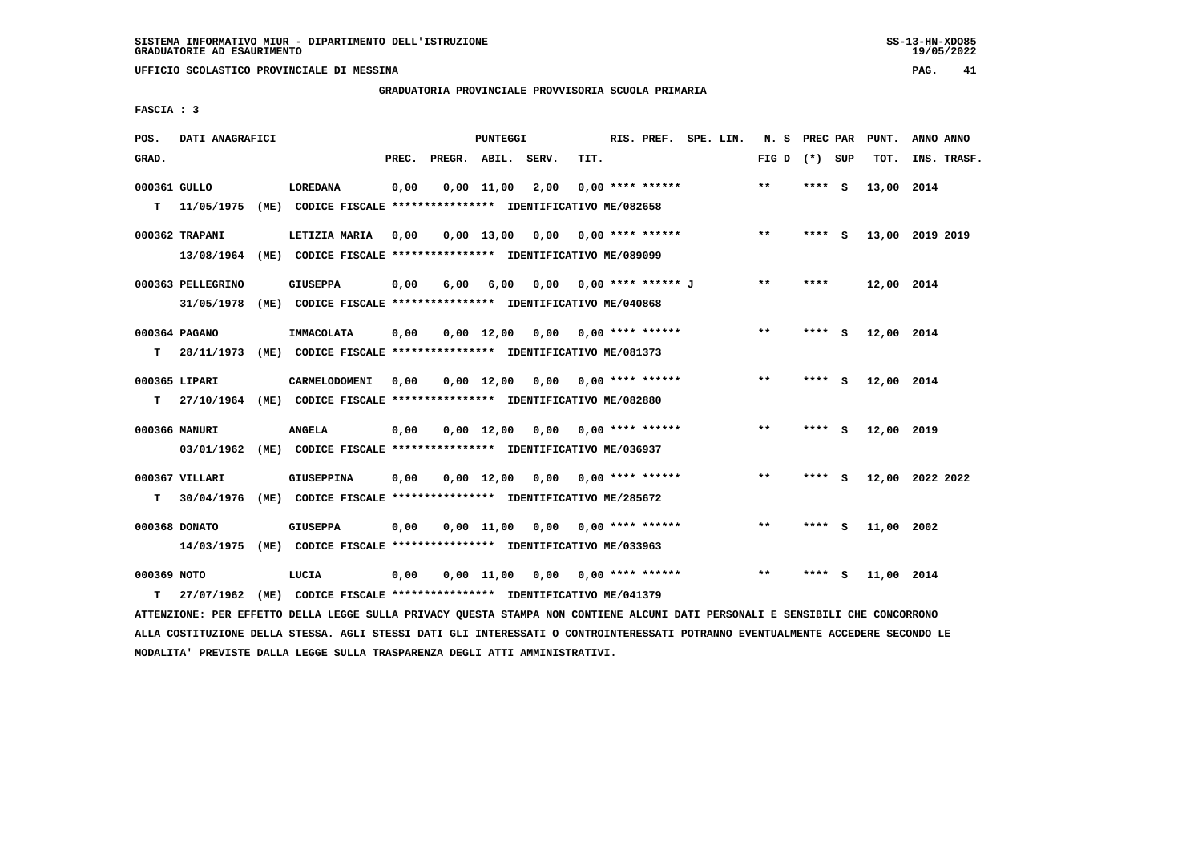SISTEMA INFORMATIVO MIUR - DIPARTIMENTO DELL'ISTRUZIONE
GRADUATORIE AD ESAURIMENTO

UFFICIO SCOLASTICO PROVINCIALE DI MESSINA

GRADUATORIA PROVINCIALE PROVVISORIA SCUOLA PRIMARIA

FASCIA : 3

| POS. GRAD. | DATI ANAGRAFICI | | PREC. | PREGR. | ABIL. | SERV. | TIT. | RIS. PREF. | SPE. LIN. | N. S FIG D | PREC PAR (*) | SUP | PUNT. TOT. | ANNO INS. | ANNO TRASF. |
|---|---|---|---|---|---|---|---|---|---|---|---|---|---|---|---|
| 000361 | GULLO | LOREDANA | 0,00 | 0,00 | 11,00 | 2,00 | 0,00 | **** ****** | | ** | **** | S | 13,00 | 2014 | |
| T | 11/05/1975 (ME) | CODICE FISCALE **************** IDENTIFICATIVO ME/082658 | | | | | | | | | | | | | |
| 000362 | TRAPANI | LETIZIA MARIA | 0,00 | 0,00 | 13,00 | 0,00 | 0,00 | **** ****** | | ** | **** | S | 13,00 | 2019 | 2019 |
| | 13/08/1964 (ME) | CODICE FISCALE **************** IDENTIFICATIVO ME/089099 | | | | | | | | | | | | | |
| 000363 | PELLEGRINO | GIUSEPPA | 0,00 | 6,00 | 6,00 | 0,00 | 0,00 | **** ****** J | | ** | **** | | 12,00 | 2014 | |
| | 31/05/1978 (ME) | CODICE FISCALE **************** IDENTIFICATIVO ME/040868 | | | | | | | | | | | | | |
| 000364 | PAGANO | IMMACOLATA | 0,00 | 0,00 | 12,00 | 0,00 | 0,00 | **** ****** | | ** | **** | S | 12,00 | 2014 | |
| T | 28/11/1973 (ME) | CODICE FISCALE **************** IDENTIFICATIVO ME/081373 | | | | | | | | | | | | | |
| 000365 | LIPARI | CARMELODOMENI | 0,00 | 0,00 | 12,00 | 0,00 | 0,00 | **** ****** | | ** | **** | S | 12,00 | 2014 | |
| T | 27/10/1964 (ME) | CODICE FISCALE **************** IDENTIFICATIVO ME/082880 | | | | | | | | | | | | | |
| 000366 | MANURI | ANGELA | 0,00 | 0,00 | 12,00 | 0,00 | 0,00 | **** ****** | | ** | **** | S | 12,00 | 2019 | |
| | 03/01/1962 (ME) | CODICE FISCALE **************** IDENTIFICATIVO ME/036937 | | | | | | | | | | | | | |
| 000367 | VILLARI | GIUSEPPINA | 0,00 | 0,00 | 12,00 | 0,00 | 0,00 | **** ****** | | ** | **** | S | 12,00 | 2022 | 2022 |
| T | 30/04/1976 (ME) | CODICE FISCALE **************** IDENTIFICATIVO ME/285672 | | | | | | | | | | | | | |
| 000368 | DONATO | GIUSEPPA | 0,00 | 0,00 | 11,00 | 0,00 | 0,00 | **** ****** | | ** | **** | S | 11,00 | 2002 | |
| | 14/03/1975 (ME) | CODICE FISCALE **************** IDENTIFICATIVO ME/033963 | | | | | | | | | | | | | |
| 000369 | NOTO | LUCIA | 0,00 | 0,00 | 11,00 | 0,00 | 0,00 | **** ****** | | ** | **** | S | 11,00 | 2014 | |
| T | 27/07/1962 (ME) | CODICE FISCALE **************** IDENTIFICATIVO ME/041379 | | | | | | | | | | | | | |

ATTENZIONE: PER EFFETTO DELLA LEGGE SULLA PRIVACY QUESTA STAMPA NON CONTIENE ALCUNI DATI PERSONALI E SENSIBILI CHE CONCORRONO ALLA COSTITUZIONE DELLA STESSA. AGLI STESSI DATI GLI INTERESSATI O CONTROINTERESSATI POTRANNO EVENTUALMENTE ACCEDERE SECONDO LE MODALITA' PREVISTE DALLA LEGGE SULLA TRASPARENZA DEGLI ATTI AMMINISTRATIVI.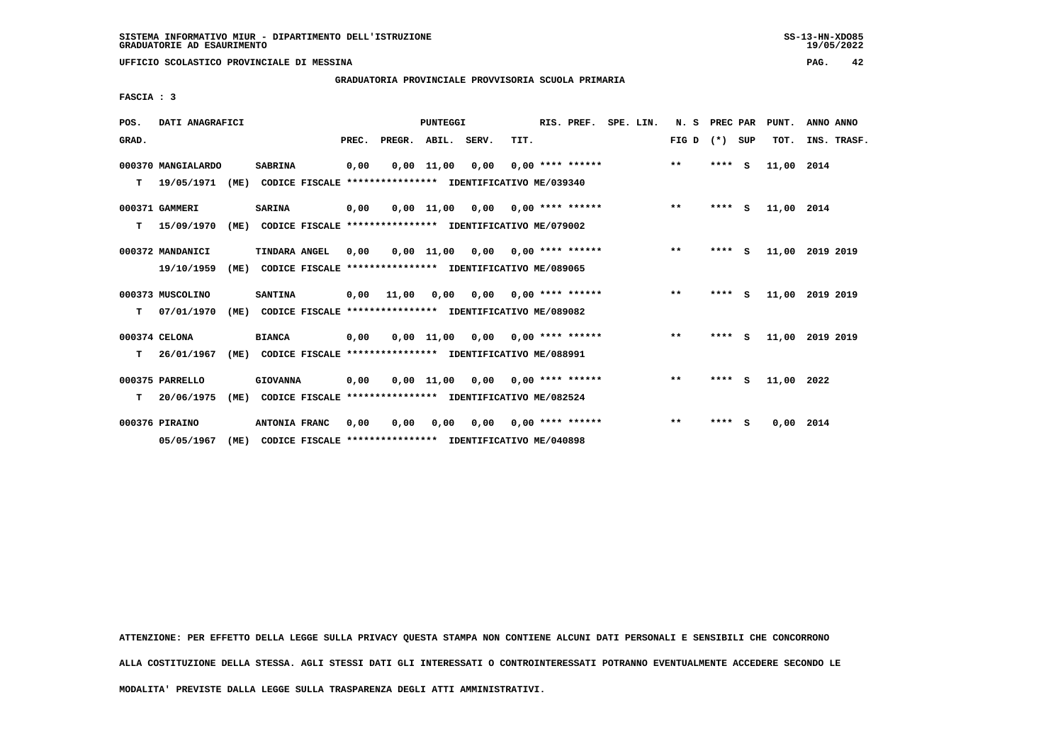SISTEMA INFORMATIVO MIUR - DIPARTIMENTO DELL'ISTRUZIONE
GRADUATORIE AD ESAURIMENTO

UFFICIO SCOLASTICO PROVINCIALE DI MESSINA

GRADUATORIA PROVINCIALE PROVVISORIA SCUOLA PRIMARIA

FASCIA : 3

| POS. GRAD. | DATI ANAGRAFICI | | PREC. | PREGR. | ABIL. | SERV. | TIT. | RIS. PREF. | SPE. LIN. | N. S FIG D | PREC PAR (*) | SUP | PUNT. TOT. | ANNO INS. | ANNO TRASF. |
|---|---|---|---|---|---|---|---|---|---|---|---|---|---|---|---|
| 000370 | MANGIALARDO | SABRINA | 0,00 | 0,00 | 11,00 | 0,00 | 0,00 | **** ****** | | ** | **** | S | 11,00 | 2014 | |
| T | 19/05/1971 (ME) | CODICE FISCALE **************** IDENTIFICATIVO ME/039340 | | | | | | | | | | | | | |
| 000371 | GAMMERI | SARINA | 0,00 | 0,00 | 11,00 | 0,00 | 0,00 | **** ****** | | ** | **** | S | 11,00 | 2014 | |
| T | 15/09/1970 (ME) | CODICE FISCALE **************** IDENTIFICATIVO ME/079002 | | | | | | | | | | | | | |
| 000372 | MANDANICI | TINDARA ANGEL | 0,00 | 0,00 | 11,00 | 0,00 | 0,00 | **** ****** | | ** | **** | S | 11,00 | 2019 | 2019 |
| | 19/10/1959 (ME) | CODICE FISCALE **************** IDENTIFICATIVO ME/089065 | | | | | | | | | | | | | |
| 000373 | MUSCOLINO | SANTINA | 0,00 | 11,00 | 0,00 | 0,00 | 0,00 | **** ****** | | ** | **** | S | 11,00 | 2019 | 2019 |
| T | 07/01/1970 (ME) | CODICE FISCALE **************** IDENTIFICATIVO ME/089082 | | | | | | | | | | | | | |
| 000374 | CELONA | BIANCA | 0,00 | 0,00 | 11,00 | 0,00 | 0,00 | **** ****** | | ** | **** | S | 11,00 | 2019 | 2019 |
| T | 26/01/1967 (ME) | CODICE FISCALE **************** IDENTIFICATIVO ME/088991 | | | | | | | | | | | | | |
| 000375 | PARRELLO | GIOVANNA | 0,00 | 0,00 | 11,00 | 0,00 | 0,00 | **** ****** | | ** | **** | S | 11,00 | 2022 | |
| T | 20/06/1975 (ME) | CODICE FISCALE **************** IDENTIFICATIVO ME/082524 | | | | | | | | | | | | | |
| 000376 | PIRAINO | ANTONIA FRANC | 0,00 | 0,00 | 0,00 | 0,00 | 0,00 | **** ****** | | ** | **** | S | 0,00 | 2014 | |
| | 05/05/1967 (ME) | CODICE FISCALE **************** IDENTIFICATIVO ME/040898 | | | | | | | | | | | | | |

ATTENZIONE: PER EFFETTO DELLA LEGGE SULLA PRIVACY QUESTA STAMPA NON CONTIENE ALCUNI DATI PERSONALI E SENSIBILI CHE CONCORRONO ALLA COSTITUZIONE DELLA STESSA. AGLI STESSI DATI GLI INTERESSATI O CONTROINTERESSATI POTRANNO EVENTUALMENTE ACCEDERE SECONDO LE MODALITA' PREVISTE DALLA LEGGE SULLA TRASPARENZA DEGLI ATTI AMMINISTRATIVI.